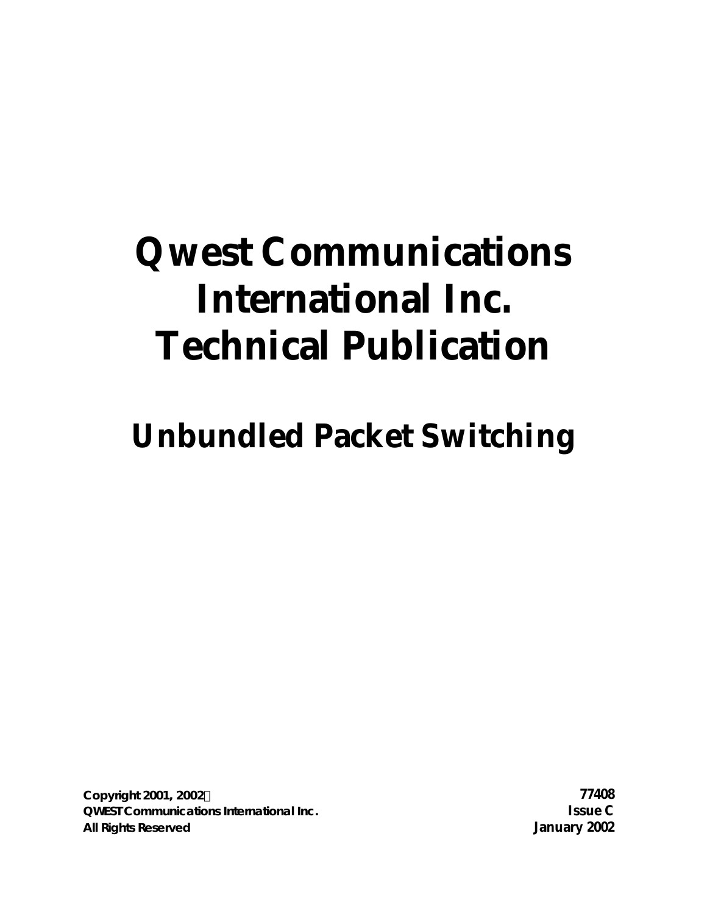# Qwest Communications International Inc. Technical Publication

## Unbundled Packet Switching

**Copyright 2001, 2002©**
**QWEST Communications International Inc.**
**All Rights Reserved**

**77408**
**Issue C**
**January 2002**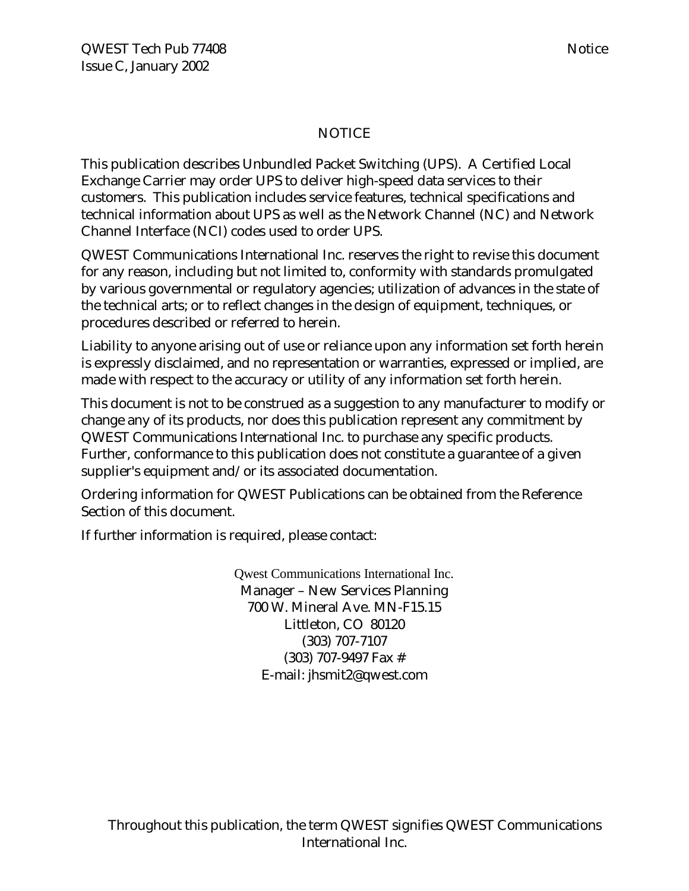# NOTICE

This publication describes Unbundled Packet Switching (UPS). A Certified Local Exchange Carrier may order UPS to deliver high-speed data services to their customers. This publication includes service features, technical specifications and technical information about UPS as well as the Network Channel (NC) and Network Channel Interface (NCI) codes used to order UPS.

QWEST Communications International Inc. reserves the right to revise this document for any reason, including but not limited to, conformity with standards promulgated by various governmental or regulatory agencies; utilization of advances in the state of the technical arts; or to reflect changes in the design of equipment, techniques, or procedures described or referred to herein.

Liability to anyone arising out of use or reliance upon any information set forth herein is expressly disclaimed, and no representation or warranties, expressed or implied, are made with respect to the accuracy or utility of any information set forth herein.

This document is not to be construed as a suggestion to any manufacturer to modify or change any of its products, nor does this publication represent any commitment by QWEST Communications International Inc. to purchase any specific products. Further, conformance to this publication does not constitute a guarantee of a given supplier's equipment and/or its associated documentation.

Ordering information for QWEST Publications can be obtained from the Reference Section of this document.

If further information is required, please contact:

Qwest Communications International Inc.
Manager – New Services Planning
700 W. Mineral Ave. MN-F15.15
Littleton, CO 80120
(303) 707-7107
(303) 707-9497 Fax #
E-mail: jhsmit2@qwest.com

Throughout this publication, the term QWEST signifies QWEST Communications International Inc.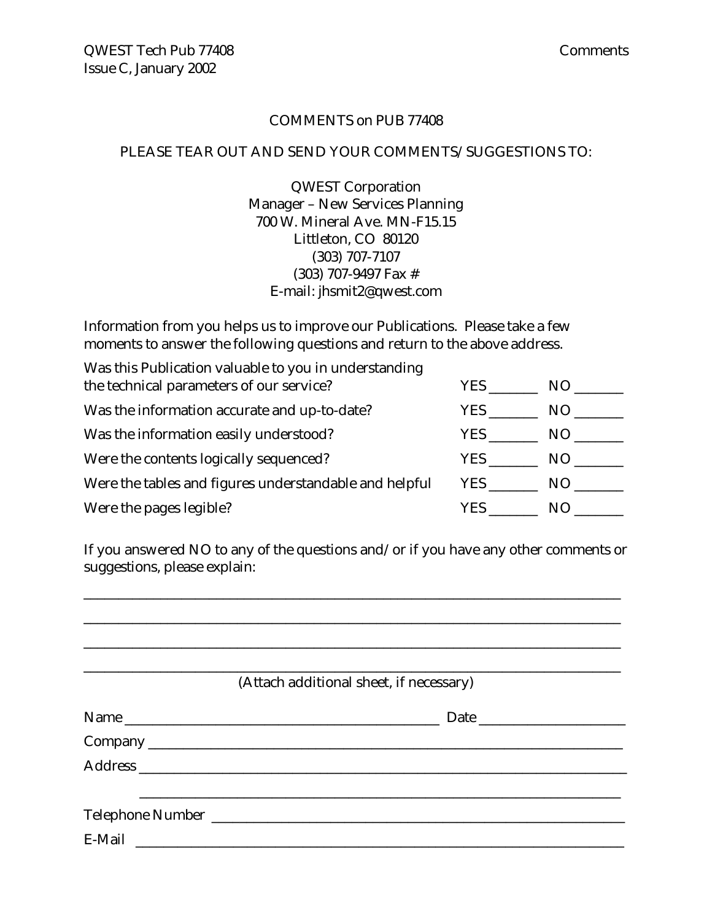## COMMENTS on PUB 77408

PLEASE TEAR OUT AND SEND YOUR COMMENTS/SUGGESTIONS TO:

QWEST Corporation
Manager – New Services Planning
700 W. Mineral Ave. MN-F15.15
Littleton, CO 80120
(303) 707-7107
(303) 707-9497 Fax #
E-mail: jhsmit2@qwest.com

Information from you helps us to improve our Publications. Please take a few moments to answer the following questions and return to the above address.

| | | |
|---|---|---|
| Was this Publication valuable to you in understanding the technical parameters of our service? | YES _______ | NO _______ |
| Was the information accurate and up-to-date? | YES _______ | NO _______ |
| Was the information easily understood? | YES _______ | NO _______ |
| Were the contents logically sequenced? | YES _______ | NO _______ |
| Were the tables and figures understandable and helpful | YES _______ | NO _______ |
| Were the pages legible? | YES _______ | NO _______ |

If you answered NO to any of the questions and/or if you have any other comments or suggestions, please explain:

_______________________________________________________________________________

_______________________________________________________________________________

_______________________________________________________________________________

_______________________________________________________________________________

(Attach additional sheet, if necessary)

Name _____________________________________________ Date ____________________

Company ___________________________________________________________________

Address ____________________________________________________________________

___________________________________________________________________

Telephone Number ___________________________________________________________

E-Mail _____________________________________________________________________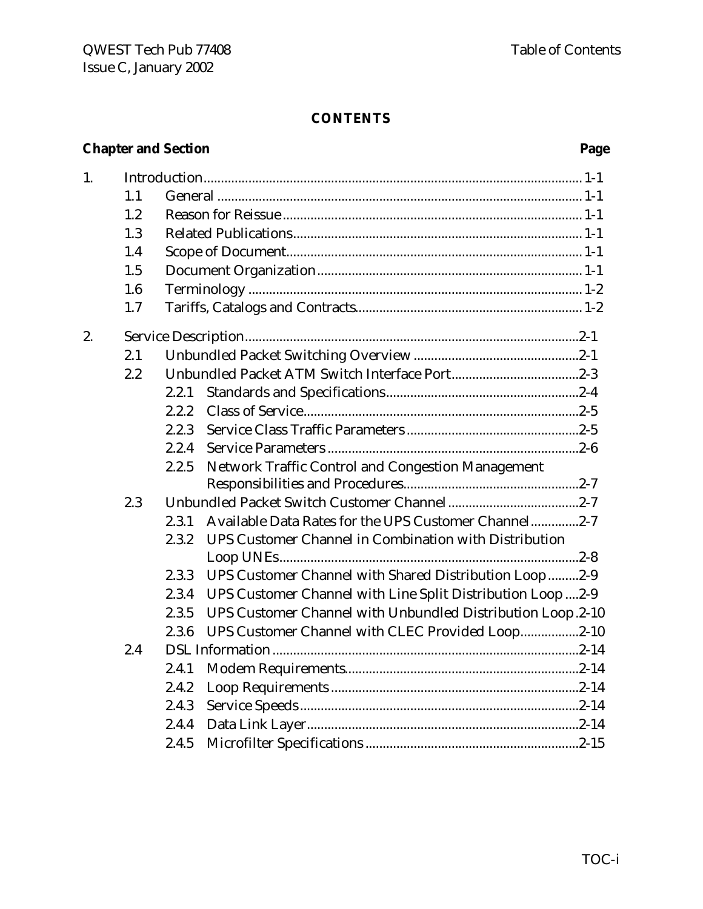**CONTENTS**

| Chapter and Section | | | | Page |
|---|---|---|---|---|
| 1. | Introduction | | | 1-1 |
| | 1.1 | General | | 1-1 |
| | 1.2 | Reason for Reissue | | 1-1 |
| | 1.3 | Related Publications | | 1-1 |
| | 1.4 | Scope of Document | | 1-1 |
| | 1.5 | Document Organization | | 1-1 |
| | 1.6 | Terminology | | 1-2 |
| | 1.7 | Tariffs, Catalogs and Contracts | | 1-2 |
| 2. | Service Description | | | 2-1 |
| | 2.1 | Unbundled Packet Switching Overview | | 2-1 |
| | 2.2 | Unbundled Packet ATM Switch Interface Port | | 2-3 |
| | | 2.2.1 | Standards and Specifications | 2-4 |
| | | 2.2.2 | Class of Service | 2-5 |
| | | 2.2.3 | Service Class Traffic Parameters | 2-5 |
| | | 2.2.4 | Service Parameters | 2-6 |
| | | 2.2.5 | Network Traffic Control and Congestion Management Responsibilities and Procedures | 2-7 |
| | 2.3 | Unbundled Packet Switch Customer Channel | | 2-7 |
| | | 2.3.1 | Available Data Rates for the UPS Customer Channel | 2-7 |
| | | 2.3.2 | UPS Customer Channel in Combination with Distribution Loop UNEs | 2-8 |
| | | 2.3.3 | UPS Customer Channel with Shared Distribution Loop | 2-9 |
| | | 2.3.4 | UPS Customer Channel with Line Split Distribution Loop | 2-9 |
| | | 2.3.5 | UPS Customer Channel with Unbundled Distribution Loop | 2-10 |
| | | 2.3.6 | UPS Customer Channel with CLEC Provided Loop | 2-10 |
| | 2.4 | DSL Information | | 2-14 |
| | | 2.4.1 | Modem Requirements | 2-14 |
| | | 2.4.2 | Loop Requirements | 2-14 |
| | | 2.4.3 | Service Speeds | 2-14 |
| | | 2.4.4 | Data Link Layer | 2-14 |
| | | 2.4.5 | Microfilter Specifications | 2-15 |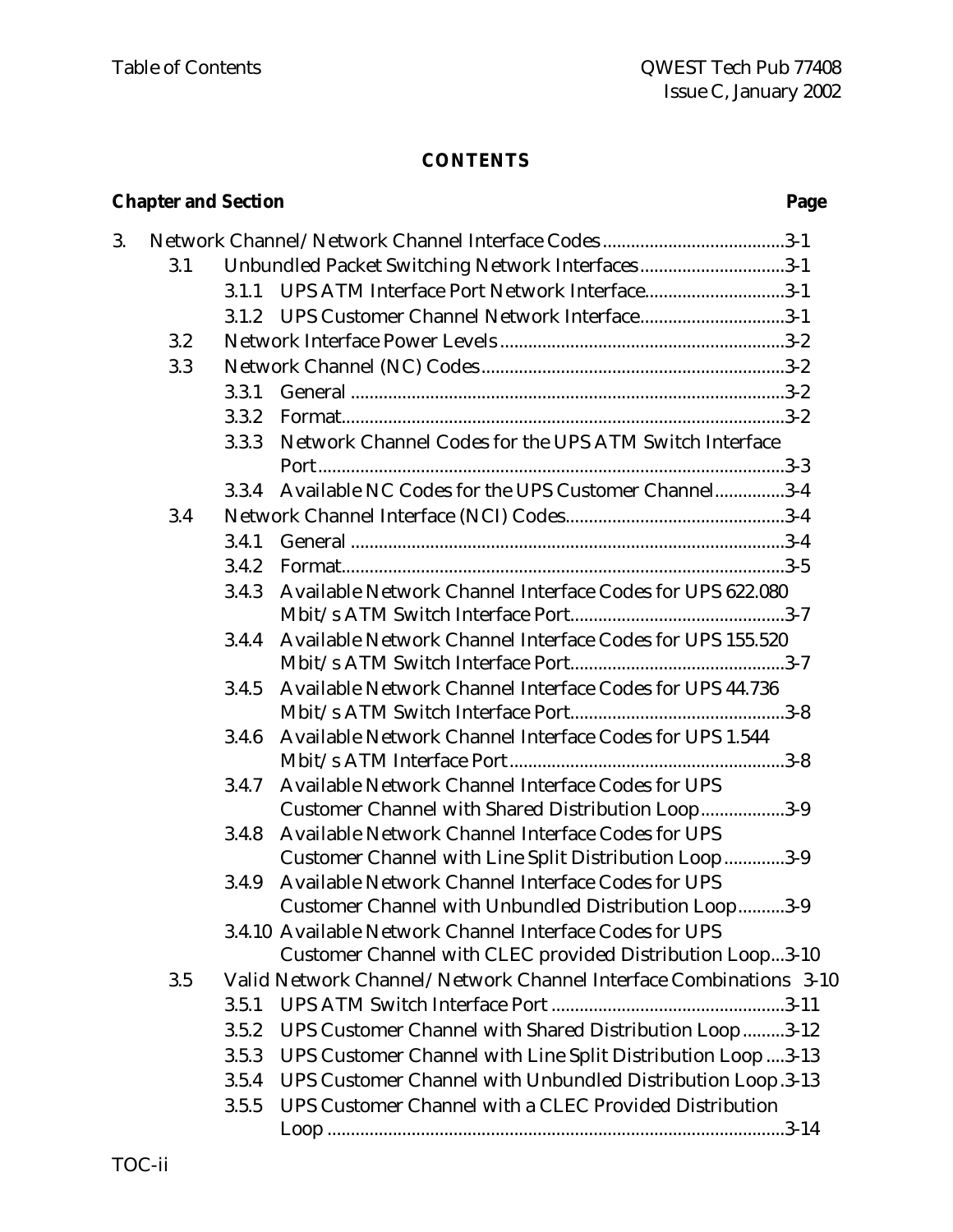**CONTENTS**

| Chapter and Section | | | Page |
|---|---|---|---|
| 3. | | Network Channel/Network Channel Interface Codes | 3-1 |
| | 3.1 | Unbundled Packet Switching Network Interfaces | 3-1 |
| | | 3.1.1 UPS ATM Interface Port Network Interface | 3-1 |
| | | 3.1.2 UPS Customer Channel Network Interface | 3-1 |
| | 3.2 | Network Interface Power Levels | 3-2 |
| | 3.3 | Network Channel (NC) Codes | 3-2 |
| | | 3.3.1 General | 3-2 |
| | | 3.3.2 Format | 3-2 |
| | | 3.3.3 Network Channel Codes for the UPS ATM Switch Interface Port | 3-3 |
| | | 3.3.4 Available NC Codes for the UPS Customer Channel | 3-4 |
| | 3.4 | Network Channel Interface (NCI) Codes | 3-4 |
| | | 3.4.1 General | 3-4 |
| | | 3.4.2 Format | 3-5 |
| | | 3.4.3 Available Network Channel Interface Codes for UPS 622.080 Mbit/s ATM Switch Interface Port | 3-7 |
| | | 3.4.4 Available Network Channel Interface Codes for UPS 155.520 Mbit/s ATM Switch Interface Port | 3-7 |
| | | 3.4.5 Available Network Channel Interface Codes for UPS 44.736 Mbit/s ATM Switch Interface Port | 3-8 |
| | | 3.4.6 Available Network Channel Interface Codes for UPS 1.544 Mbit/s ATM Interface Port | 3-8 |
| | | 3.4.7 Available Network Channel Interface Codes for UPS Customer Channel with Shared Distribution Loop | 3-9 |
| | | 3.4.8 Available Network Channel Interface Codes for UPS Customer Channel with Line Split Distribution Loop | 3-9 |
| | | 3.4.9 Available Network Channel Interface Codes for UPS Customer Channel with Unbundled Distribution Loop | 3-9 |
| | | 3.4.10 Available Network Channel Interface Codes for UPS Customer Channel with CLEC provided Distribution Loop | 3-10 |
| | 3.5 | Valid Network Channel/Network Channel Interface Combinations | 3-10 |
| | | 3.5.1 UPS ATM Switch Interface Port | 3-11 |
| | | 3.5.2 UPS Customer Channel with Shared Distribution Loop | 3-12 |
| | | 3.5.3 UPS Customer Channel with Line Split Distribution Loop | 3-13 |
| | | 3.5.4 UPS Customer Channel with Unbundled Distribution Loop | 3-13 |
| | | 3.5.5 UPS Customer Channel with a CLEC Provided Distribution Loop | 3-14 |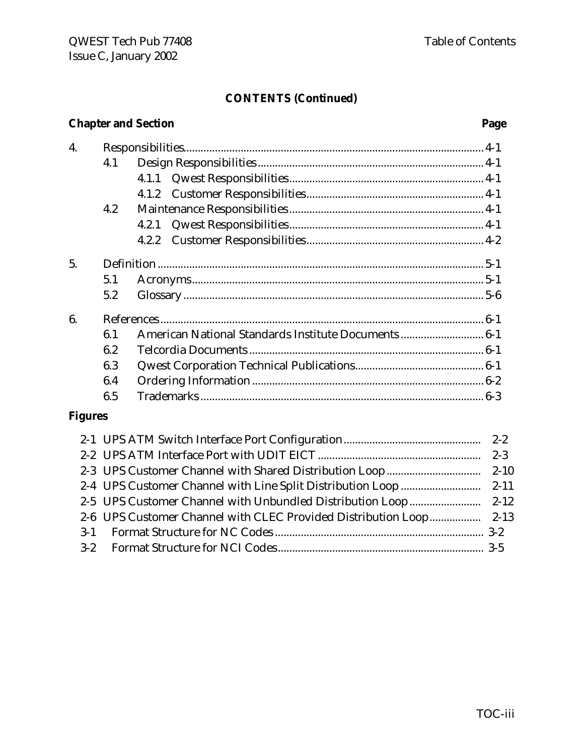**CONTENTS (Continued)**

| Chapter and Section | Page |
|---|---|
| 4. Responsibilities | 4-1 |
| 4.1 Design Responsibilities | 4-1 |
| 4.1.1 Qwest Responsibilities | 4-1 |
| 4.1.2 Customer Responsibilities | 4-1 |
| 4.2 Maintenance Responsibilities | 4-1 |
| 4.2.1 Qwest Responsibilities | 4-1 |
| 4.2.2 Customer Responsibilities | 4-2 |
| 5. Definition | 5-1 |
| 5.1 Acronyms | 5-1 |
| 5.2 Glossary | 5-6 |
| 6. References | 6-1 |
| 6.1 American National Standards Institute Documents | 6-1 |
| 6.2 Telcordia Documents | 6-1 |
| 6.3 Qwest Corporation Technical Publications | 6-1 |
| 6.4 Ordering Information | 6-2 |
| 6.5 Trademarks | 6-3 |

**Figures**

| Figure | Page |
|---|---|
| 2-1 UPS ATM Switch Interface Port Configuration | 2-2 |
| 2-2 UPS ATM Interface Port with UDIT EICT | 2-3 |
| 2-3 UPS Customer Channel with Shared Distribution Loop | 2-10 |
| 2-4 UPS Customer Channel with Line Split Distribution Loop | 2-11 |
| 2-5 UPS Customer Channel with Unbundled Distribution Loop | 2-12 |
| 2-6 UPS Customer Channel with CLEC Provided Distribution Loop | 2-13 |
| 3-1 Format Structure for NC Codes | 3-2 |
| 3-2 Format Structure for NCI Codes | 3-5 |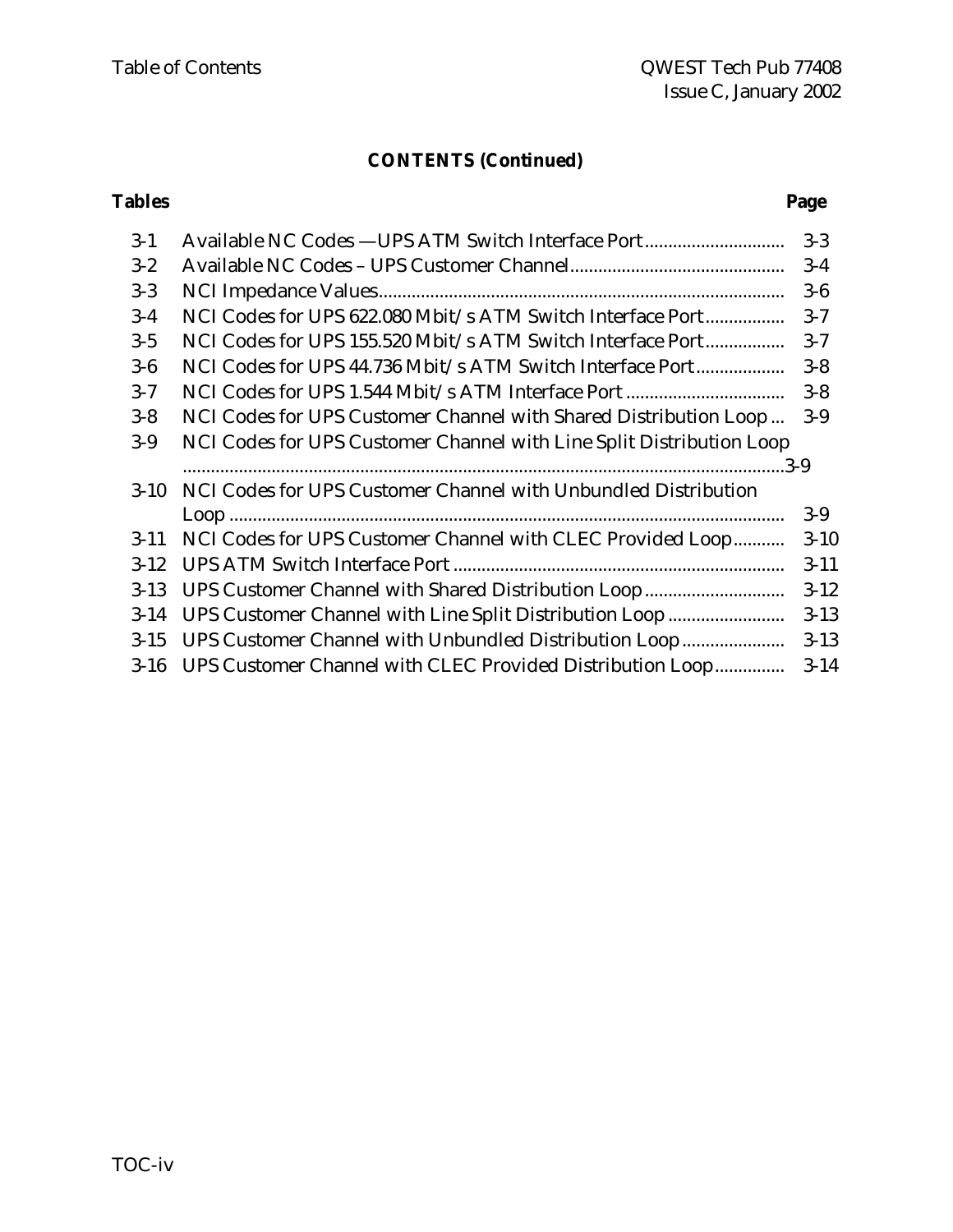## CONTENTS (Continued)

| Tables | | Page |
|---|---|---|
| 3-1 | Available NC Codes —UPS ATM Switch Interface Port | 3-3 |
| 3-2 | Available NC Codes – UPS Customer Channel | 3-4 |
| 3-3 | NCI Impedance Values | 3-6 |
| 3-4 | NCI Codes for UPS 622.080 Mbit/s ATM Switch Interface Port | 3-7 |
| 3-5 | NCI Codes for UPS 155.520 Mbit/s ATM Switch Interface Port | 3-7 |
| 3-6 | NCI Codes for UPS 44.736 Mbit/s ATM Switch Interface Port | 3-8 |
| 3-7 | NCI Codes for UPS 1.544 Mbit/s ATM Interface Port | 3-8 |
| 3-8 | NCI Codes for UPS Customer Channel with Shared Distribution Loop | 3-9 |
| 3-9 | NCI Codes for UPS Customer Channel with Line Split Distribution Loop | 3-9 |
| 3-10 | NCI Codes for UPS Customer Channel with Unbundled Distribution Loop | 3-9 |
| 3-11 | NCI Codes for UPS Customer Channel with CLEC Provided Loop | 3-10 |
| 3-12 | UPS ATM Switch Interface Port | 3-11 |
| 3-13 | UPS Customer Channel with Shared Distribution Loop | 3-12 |
| 3-14 | UPS Customer Channel with Line Split Distribution Loop | 3-13 |
| 3-15 | UPS Customer Channel with Unbundled Distribution Loop | 3-13 |
| 3-16 | UPS Customer Channel with CLEC Provided Distribution Loop | 3-14 |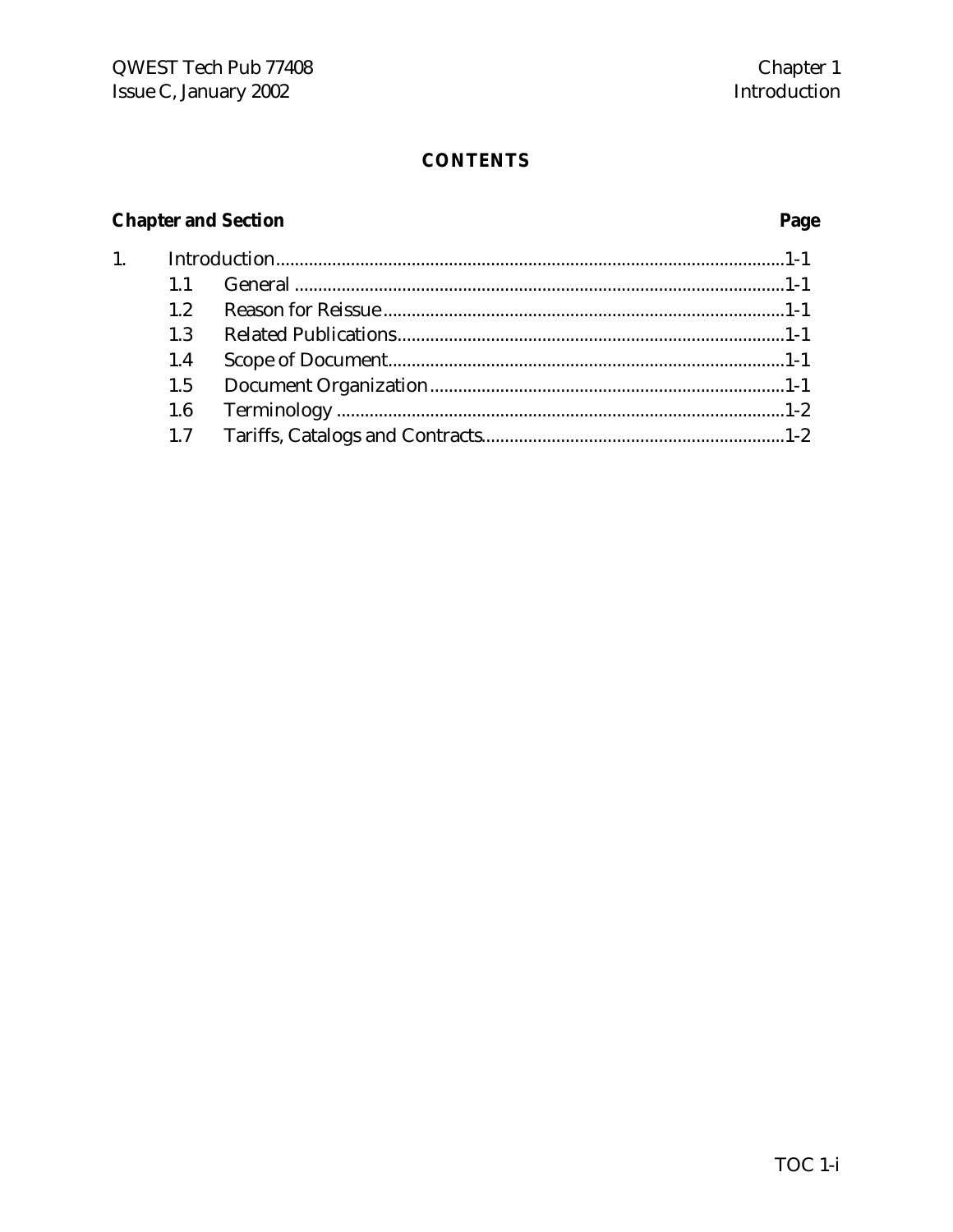## CONTENTS

| Chapter and Section | | Page |
|---|---|---|
| 1. | Introduction | 1-1 |
| 1.1 | General | 1-1 |
| 1.2 | Reason for Reissue | 1-1 |
| 1.3 | Related Publications | 1-1 |
| 1.4 | Scope of Document | 1-1 |
| 1.5 | Document Organization | 1-1 |
| 1.6 | Terminology | 1-2 |
| 1.7 | Tariffs, Catalogs and Contracts | 1-2 |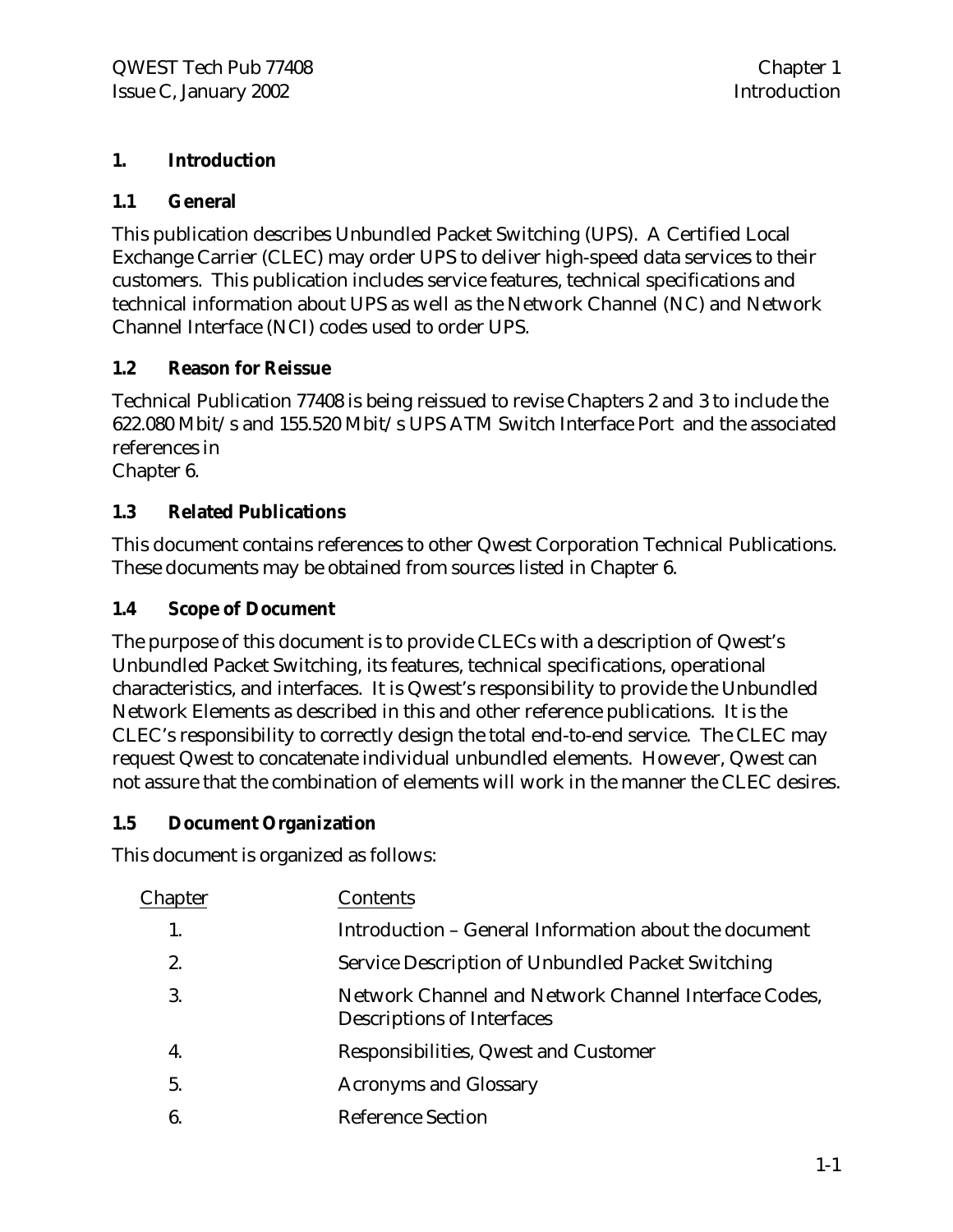# 1. Introduction

## 1.1 General

This publication describes Unbundled Packet Switching (UPS). A Certified Local Exchange Carrier (CLEC) may order UPS to deliver high-speed data services to their customers. This publication includes service features, technical specifications and technical information about UPS as well as the Network Channel (NC) and Network Channel Interface (NCI) codes used to order UPS.

## 1.2 Reason for Reissue

Technical Publication 77408 is being reissued to revise Chapters 2 and 3 to include the 622.080 Mbit/s and 155.520 Mbit/s UPS ATM Switch Interface Port and the associated references in
Chapter 6.

## 1.3 Related Publications

This document contains references to other Qwest Corporation Technical Publications. These documents may be obtained from sources listed in Chapter 6.

## 1.4 Scope of Document

The purpose of this document is to provide CLECs with a description of Qwest's Unbundled Packet Switching, its features, technical specifications, operational characteristics, and interfaces. It is Qwest's responsibility to provide the Unbundled Network Elements as described in this and other reference publications. It is the CLEC's responsibility to correctly design the total end-to-end service. The CLEC may request Qwest to concatenate individual unbundled elements. However, Qwest can not assure that the combination of elements will work in the manner the CLEC desires.

## 1.5 Document Organization

This document is organized as follows:

| Chapter | Contents |
|---|---|
| 1. | Introduction – General Information about the document |
| 2. | Service Description of Unbundled Packet Switching |
| 3. | Network Channel and Network Channel Interface Codes, Descriptions of Interfaces |
| 4. | Responsibilities, Qwest and Customer |
| 5. | Acronyms and Glossary |
| 6. | Reference Section |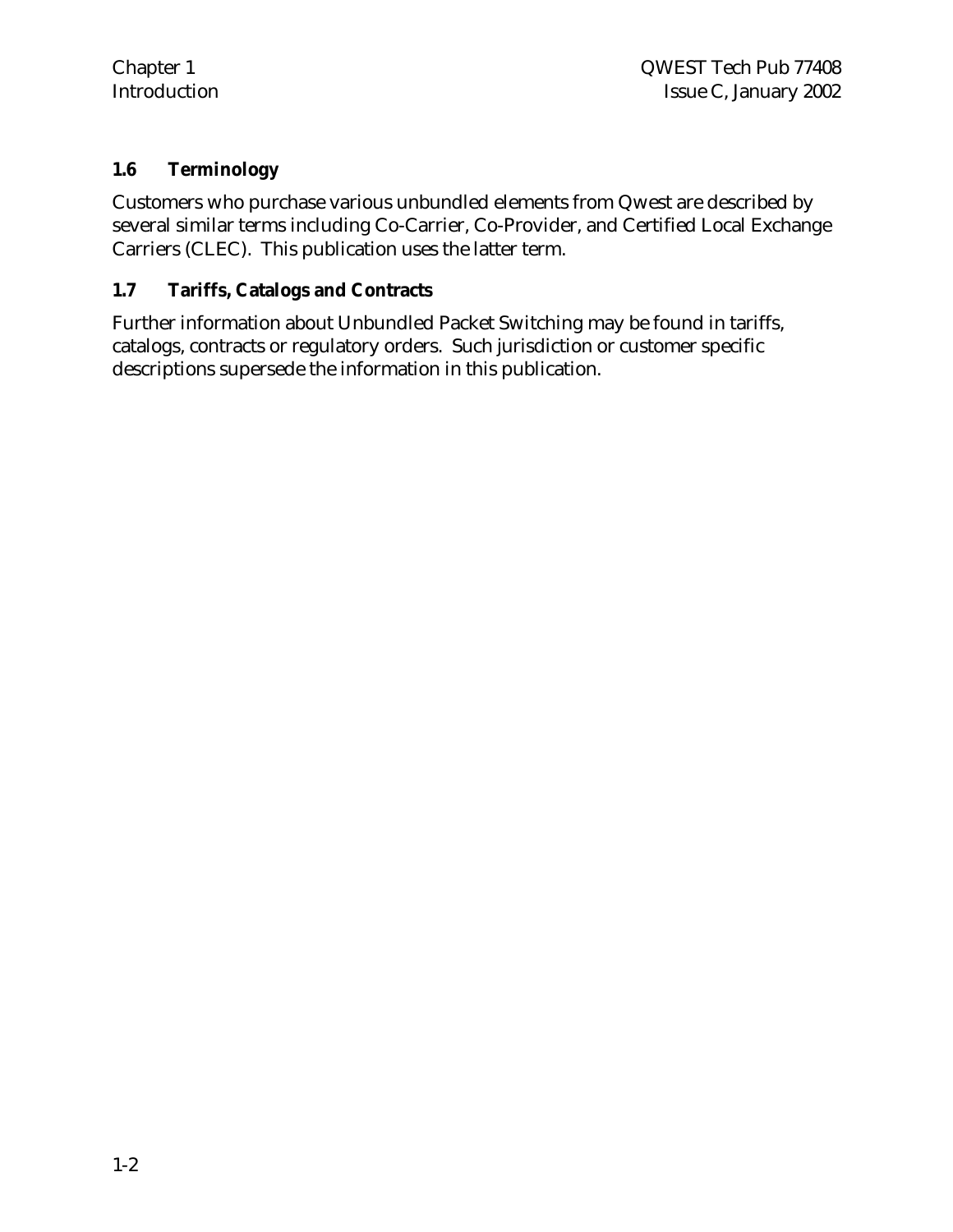### 1.6 Terminology

Customers who purchase various unbundled elements from Qwest are described by several similar terms including Co-Carrier, Co-Provider, and Certified Local Exchange Carriers (CLEC). This publication uses the latter term.

### 1.7 Tariffs, Catalogs and Contracts

Further information about Unbundled Packet Switching may be found in tariffs, catalogs, contracts or regulatory orders. Such jurisdiction or customer specific descriptions supersede the information in this publication.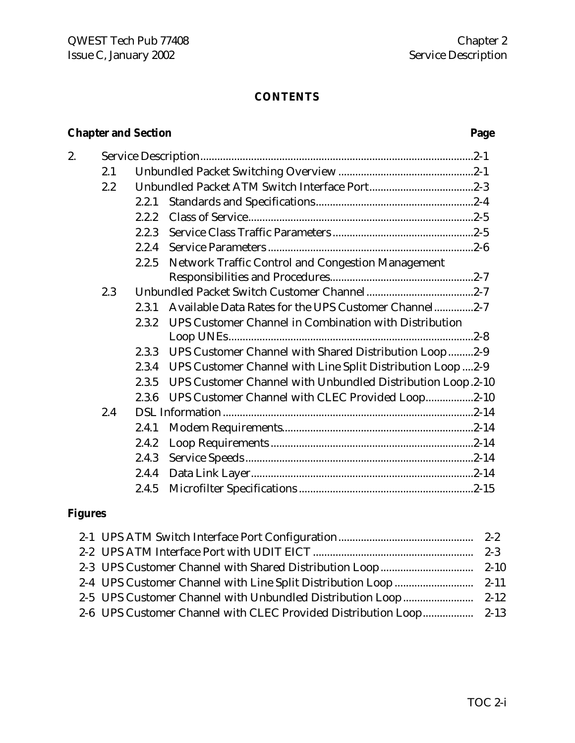# CONTENTS

| Chapter and Section | | | Page |
|---|---|---|---|
| 2. | | Service Description | 2-1 |
| | 2.1 | Unbundled Packet Switching Overview | 2-1 |
| | 2.2 | Unbundled Packet ATM Switch Interface Port | 2-3 |
| | | 2.2.1 Standards and Specifications | 2-4 |
| | | 2.2.2 Class of Service | 2-5 |
| | | 2.2.3 Service Class Traffic Parameters | 2-5 |
| | | 2.2.4 Service Parameters | 2-6 |
| | | 2.2.5 Network Traffic Control and Congestion Management Responsibilities and Procedures | 2-7 |
| | 2.3 | Unbundled Packet Switch Customer Channel | 2-7 |
| | | 2.3.1 Available Data Rates for the UPS Customer Channel | 2-7 |
| | | 2.3.2 UPS Customer Channel in Combination with Distribution Loop UNEs | 2-8 |
| | | 2.3.3 UPS Customer Channel with Shared Distribution Loop | 2-9 |
| | | 2.3.4 UPS Customer Channel with Line Split Distribution Loop | 2-9 |
| | | 2.3.5 UPS Customer Channel with Unbundled Distribution Loop | 2-10 |
| | | 2.3.6 UPS Customer Channel with CLEC Provided Loop | 2-10 |
| | 2.4 | DSL Information | 2-14 |
| | | 2.4.1 Modem Requirements | 2-14 |
| | | 2.4.2 Loop Requirements | 2-14 |
| | | 2.4.3 Service Speeds | 2-14 |
| | | 2.4.4 Data Link Layer | 2-14 |
| | | 2.4.5 Microfilter Specifications | 2-15 |

**Figures**

| Figure | Page |
|---|---|
| 2-1 UPS ATM Switch Interface Port Configuration | 2-2 |
| 2-2 UPS ATM Interface Port with UDIT EICT | 2-3 |
| 2-3 UPS Customer Channel with Shared Distribution Loop | 2-10 |
| 2-4 UPS Customer Channel with Line Split Distribution Loop | 2-11 |
| 2-5 UPS Customer Channel with Unbundled Distribution Loop | 2-12 |
| 2-6 UPS Customer Channel with CLEC Provided Distribution Loop | 2-13 |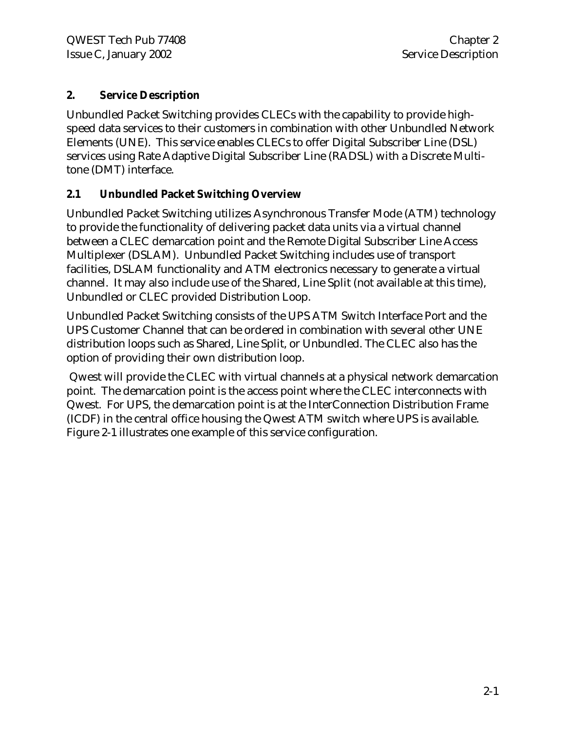## 2. Service Description

Unbundled Packet Switching provides CLECs with the capability to provide high-speed data services to their customers in combination with other Unbundled Network Elements (UNE). This service enables CLECs to offer Digital Subscriber Line (DSL) services using Rate Adaptive Digital Subscriber Line (RADSL) with a Discrete Multi-tone (DMT) interface.

### 2.1 Unbundled Packet Switching Overview

Unbundled Packet Switching utilizes Asynchronous Transfer Mode (ATM) technology to provide the functionality of delivering packet data units via a virtual channel between a CLEC demarcation point and the Remote Digital Subscriber Line Access Multiplexer (DSLAM). Unbundled Packet Switching includes use of transport facilities, DSLAM functionality and ATM electronics necessary to generate a virtual channel. It may also include use of the Shared, Line Split (not available at this time), Unbundled or CLEC provided Distribution Loop.

Unbundled Packet Switching consists of the UPS ATM Switch Interface Port and the UPS Customer Channel that can be ordered in combination with several other UNE distribution loops such as Shared, Line Split, or Unbundled. The CLEC also has the option of providing their own distribution loop.

Qwest will provide the CLEC with virtual channels at a physical network demarcation point. The demarcation point is the access point where the CLEC interconnects with Qwest. For UPS, the demarcation point is at the InterConnection Distribution Frame (ICDF) in the central office housing the Qwest ATM switch where UPS is available. Figure 2-1 illustrates one example of this service configuration.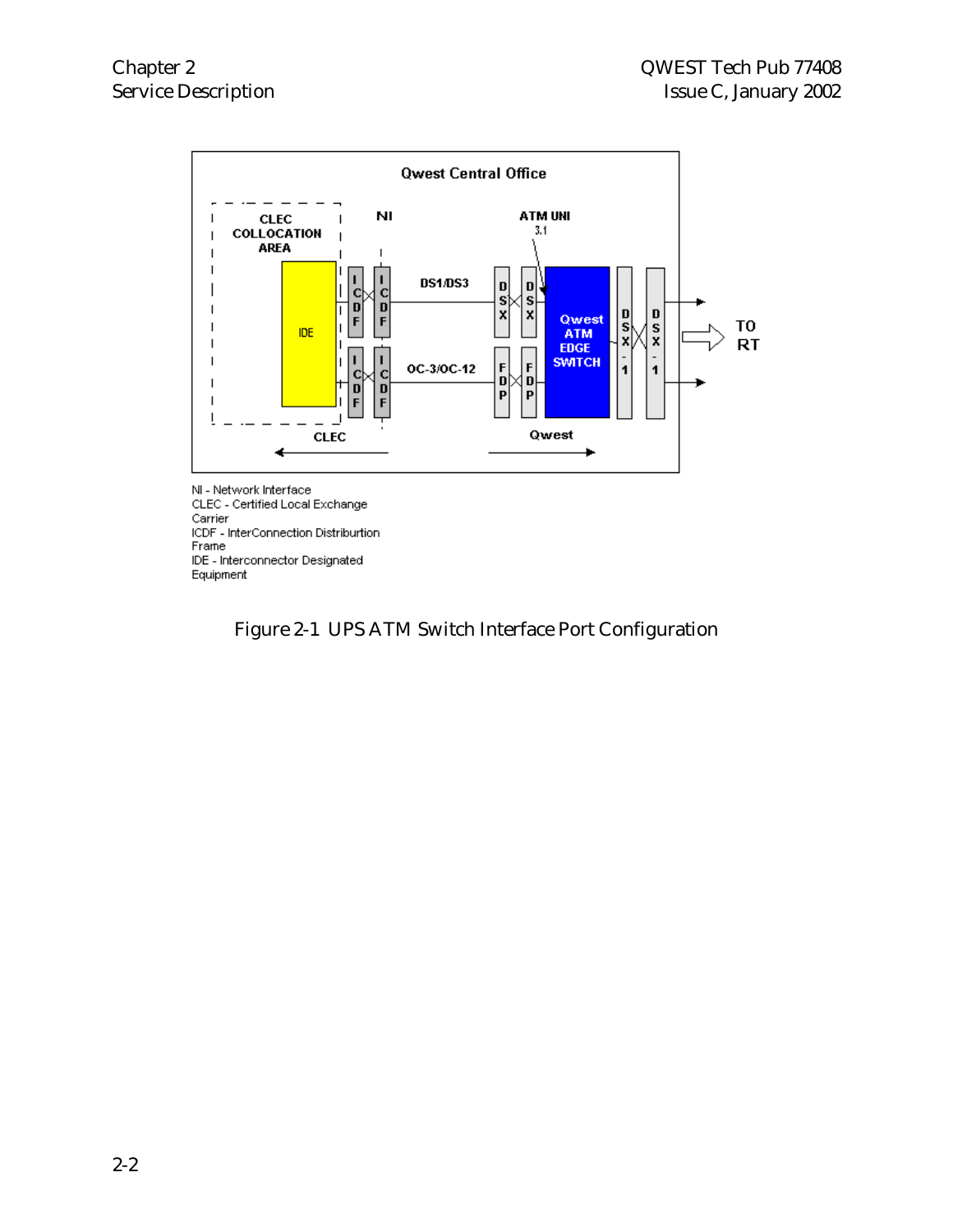Qwest Central Office

CLEC COLLOCATION AREA

NI

ATM UNI 3.1

IDE

ICDF ICDF

DS1/DS3

DSX DSX

Qwest ATM EDGE SWITCH

DSX-1 DSX-1

TO RT

ICDF ICDF

OC-3/OC-12

FDP FDP

CLEC

Qwest

NI - Network Interface
CLEC - Certified Local Exchange Carrier
ICDF - InterConnection Distriburtion Frame
IDE - Interconnector Designated Equipment

Figure 2-1 UPS ATM Switch Interface Port Configuration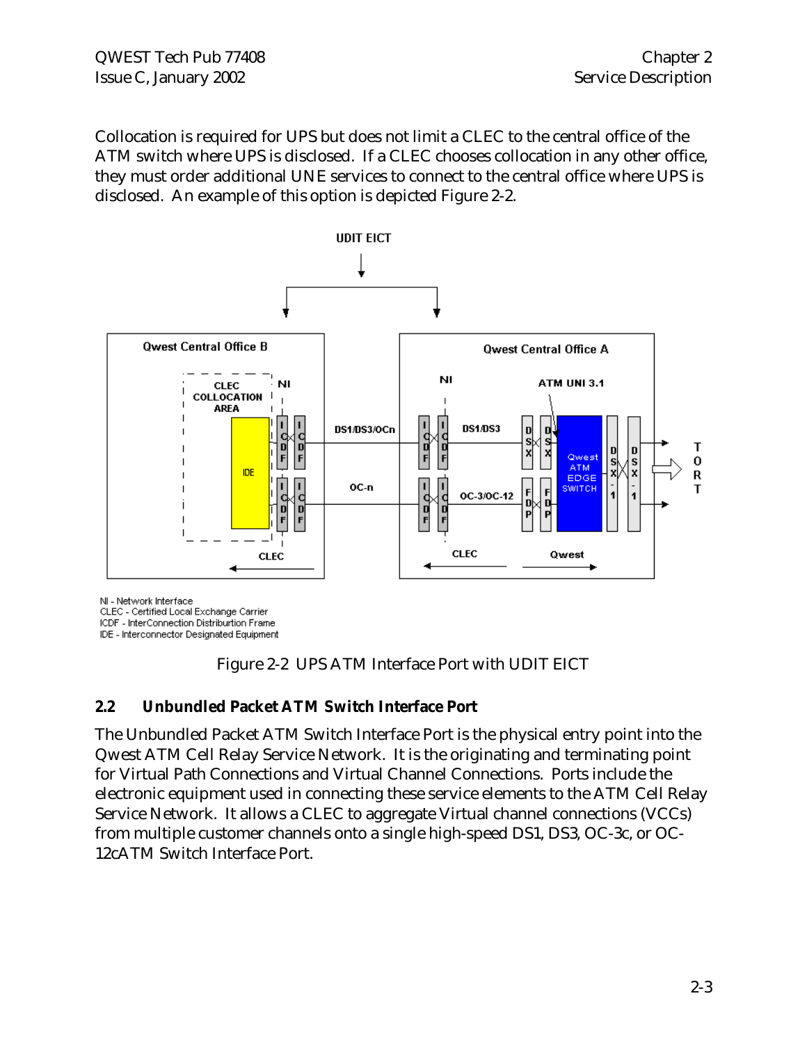Collocation is required for UPS but does not limit a CLEC to the central office of the ATM switch where UPS is disclosed. If a CLEC chooses collocation in any other office, they must order additional UNE services to connect to the central office where UPS is disclosed. An example of this option is depicted Figure 2-2.

NI - Network Interface
CLEC - Certified Local Exchange Carrier
ICDF - InterConnection Distriburtion Frame
IDE - Interconnector Designated Equipment

Figure 2-2 UPS ATM Interface Port with UDIT EICT

## 2.2 Unbundled Packet ATM Switch Interface Port

The Unbundled Packet ATM Switch Interface Port is the physical entry point into the Qwest ATM Cell Relay Service Network. It is the originating and terminating point for Virtual Path Connections and Virtual Channel Connections. Ports include the electronic equipment used in connecting these service elements to the ATM Cell Relay Service Network. It allows a CLEC to aggregate Virtual channel connections (VCCs) from multiple customer channels onto a single high-speed DS1, DS3, OC-3c, or OC-12cATM Switch Interface Port.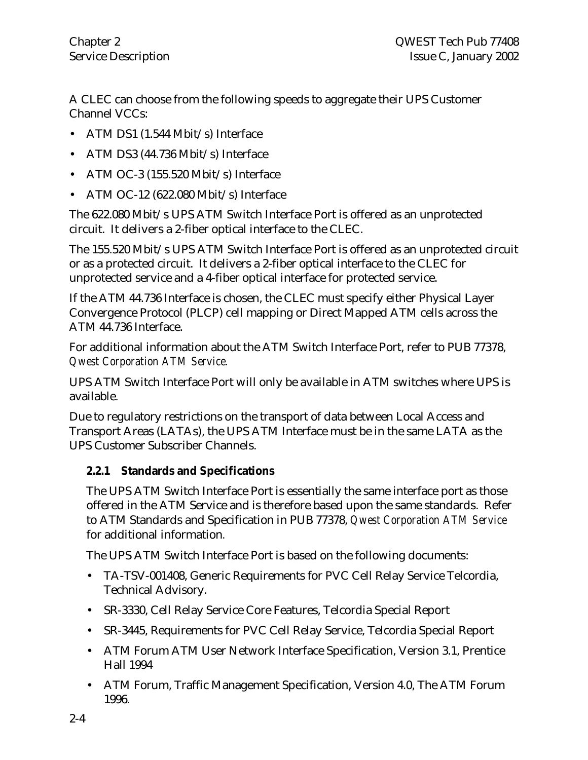A CLEC can choose from the following speeds to aggregate their UPS Customer Channel VCCs:

- ATM DS1 (1.544 Mbit/s) Interface
- ATM DS3 (44.736 Mbit/s) Interface
- ATM OC-3 (155.520 Mbit/s) Interface
- ATM OC-12 (622.080 Mbit/s) Interface

The 622.080 Mbit/s UPS ATM Switch Interface Port is offered as an unprotected circuit. It delivers a 2-fiber optical interface to the CLEC.

The 155.520 Mbit/s UPS ATM Switch Interface Port is offered as an unprotected circuit or as a protected circuit. It delivers a 2-fiber optical interface to the CLEC for unprotected service and a 4-fiber optical interface for protected service.

If the ATM 44.736 Interface is chosen, the CLEC must specify either Physical Layer Convergence Protocol (PLCP) cell mapping or Direct Mapped ATM cells across the ATM 44.736 Interface.

For additional information about the ATM Switch Interface Port, refer to PUB 77378, *Qwest Corporation ATM Service*.

UPS ATM Switch Interface Port will only be available in ATM switches where UPS is available.

Due to regulatory restrictions on the transport of data between Local Access and Transport Areas (LATAs), the UPS ATM Interface must be in the same LATA as the UPS Customer Subscriber Channels.

### 2.2.1 Standards and Specifications

The UPS ATM Switch Interface Port is essentially the same interface port as those offered in the ATM Service and is therefore based upon the same standards. Refer to ATM Standards and Specification in PUB 77378, *Qwest Corporation ATM Service* for additional information.

The UPS ATM Switch Interface Port is based on the following documents:

- TA-TSV-001408, Generic Requirements for PVC Cell Relay Service Telcordia, Technical Advisory.
- SR-3330, Cell Relay Service Core Features, Telcordia Special Report
- SR-3445, Requirements for PVC Cell Relay Service, Telcordia Special Report
- ATM Forum ATM User Network Interface Specification, Version 3.1, Prentice Hall 1994
- ATM Forum, Traffic Management Specification, Version 4.0, The ATM Forum 1996.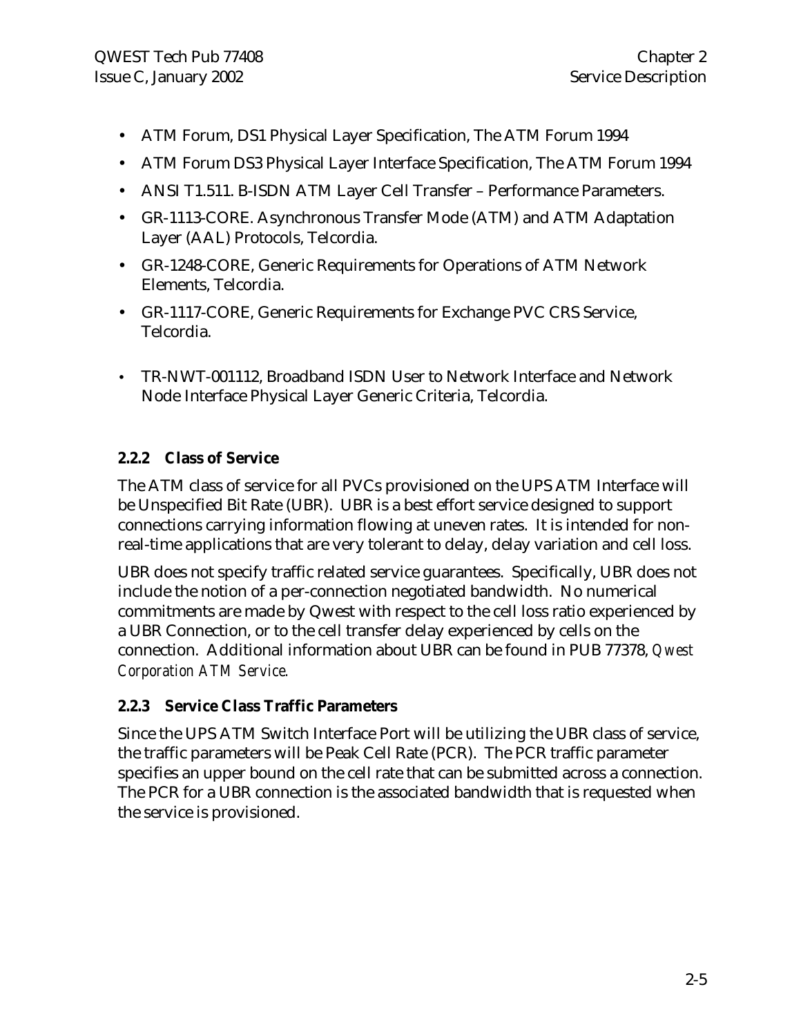- ATM Forum, DS1 Physical Layer Specification, The ATM Forum 1994
- ATM Forum DS3 Physical Layer Interface Specification, The ATM Forum 1994
- ANSI T1.511. B-ISDN ATM Layer Cell Transfer – Performance Parameters.
- GR-1113-CORE. Asynchronous Transfer Mode (ATM) and ATM Adaptation Layer (AAL) Protocols, Telcordia.
- GR-1248-CORE, Generic Requirements for Operations of ATM Network Elements, Telcordia.
- GR-1117-CORE, Generic Requirements for Exchange PVC CRS Service, Telcordia.
- TR-NWT-001112, Broadband ISDN User to Network Interface and Network Node Interface Physical Layer Generic Criteria, Telcordia.

### 2.2.2 Class of Service

The ATM class of service for all PVCs provisioned on the UPS ATM Interface will be Unspecified Bit Rate (UBR). UBR is a best effort service designed to support connections carrying information flowing at uneven rates. It is intended for non-real-time applications that are very tolerant to delay, delay variation and cell loss.

UBR does not specify traffic related service guarantees. Specifically, UBR does not include the notion of a per-connection negotiated bandwidth. No numerical commitments are made by Qwest with respect to the cell loss ratio experienced by a UBR Connection, or to the cell transfer delay experienced by cells on the connection. Additional information about UBR can be found in PUB 77378, *Qwest Corporation ATM Service.*

### 2.2.3 Service Class Traffic Parameters

Since the UPS ATM Switch Interface Port will be utilizing the UBR class of service, the traffic parameters will be Peak Cell Rate (PCR). The PCR traffic parameter specifies an upper bound on the cell rate that can be submitted across a connection. The PCR for a UBR connection is the associated bandwidth that is requested when the service is provisioned.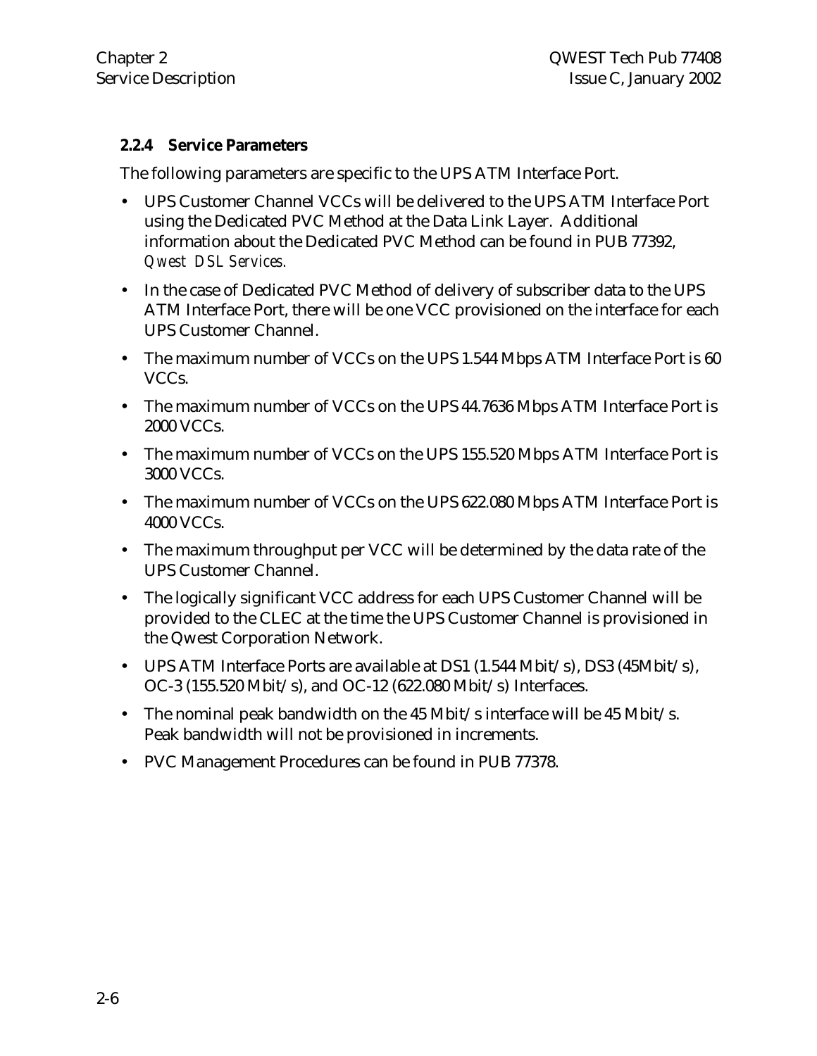### 2.2.4 Service Parameters

The following parameters are specific to the UPS ATM Interface Port.

- UPS Customer Channel VCCs will be delivered to the UPS ATM Interface Port using the Dedicated PVC Method at the Data Link Layer. Additional information about the Dedicated PVC Method can be found in PUB 77392, *Qwest DSL Services.*
- In the case of Dedicated PVC Method of delivery of subscriber data to the UPS ATM Interface Port, there will be one VCC provisioned on the interface for each UPS Customer Channel.
- The maximum number of VCCs on the UPS 1.544 Mbps ATM Interface Port is 60 VCCs.
- The maximum number of VCCs on the UPS 44.7636 Mbps ATM Interface Port is 2000 VCCs.
- The maximum number of VCCs on the UPS 155.520 Mbps ATM Interface Port is 3000 VCCs.
- The maximum number of VCCs on the UPS 622.080 Mbps ATM Interface Port is 4000 VCCs.
- The maximum throughput per VCC will be determined by the data rate of the UPS Customer Channel.
- The logically significant VCC address for each UPS Customer Channel will be provided to the CLEC at the time the UPS Customer Channel is provisioned in the Qwest Corporation Network.
- UPS ATM Interface Ports are available at DS1 (1.544 Mbit/s), DS3 (45Mbit/s), OC-3 (155.520 Mbit/s), and OC-12 (622.080 Mbit/s) Interfaces.
- The nominal peak bandwidth on the 45 Mbit/s interface will be 45 Mbit/s. Peak bandwidth will not be provisioned in increments.
- PVC Management Procedures can be found in PUB 77378.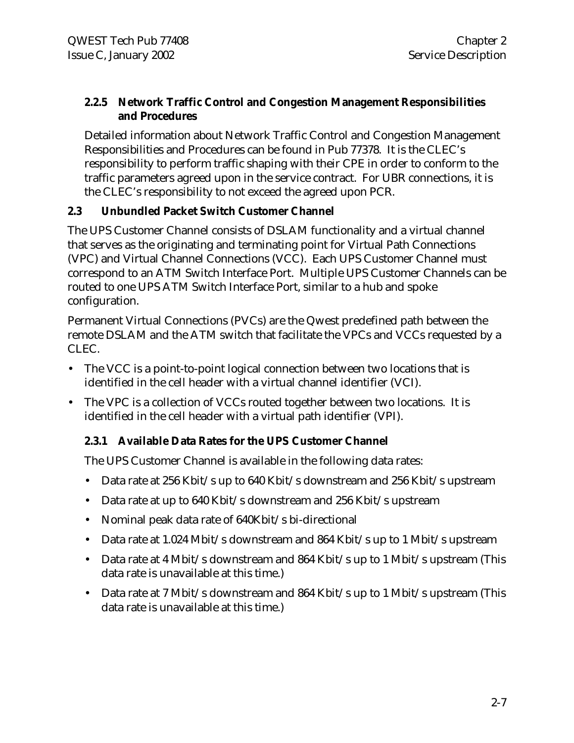### 2.2.5 Network Traffic Control and Congestion Management Responsibilities and Procedures

Detailed information about Network Traffic Control and Congestion Management Responsibilities and Procedures can be found in Pub 77378. It is the CLEC's responsibility to perform traffic shaping with their CPE in order to conform to the traffic parameters agreed upon in the service contract. For UBR connections, it is the CLEC's responsibility to not exceed the agreed upon PCR.

## 2.3 Unbundled Packet Switch Customer Channel

The UPS Customer Channel consists of DSLAM functionality and a virtual channel that serves as the originating and terminating point for Virtual Path Connections (VPC) and Virtual Channel Connections (VCC). Each UPS Customer Channel must correspond to an ATM Switch Interface Port. Multiple UPS Customer Channels can be routed to one UPS ATM Switch Interface Port, similar to a hub and spoke configuration.

Permanent Virtual Connections (PVCs) are the Qwest predefined path between the remote DSLAM and the ATM switch that facilitate the VPCs and VCCs requested by a CLEC.

- The VCC is a point-to-point logical connection between two locations that is identified in the cell header with a virtual channel identifier (VCI).
- The VPC is a collection of VCCs routed together between two locations. It is identified in the cell header with a virtual path identifier (VPI).

### 2.3.1 Available Data Rates for the UPS Customer Channel

The UPS Customer Channel is available in the following data rates:

- Data rate at 256 Kbit/s up to 640 Kbit/s downstream and 256 Kbit/s upstream
- Data rate at up to 640 Kbit/s downstream and 256 Kbit/s upstream
- Nominal peak data rate of 640Kbit/s bi-directional
- Data rate at 1.024 Mbit/s downstream and 864 Kbit/s up to 1 Mbit/s upstream
- Data rate at 4 Mbit/s downstream and 864 Kbit/s up to 1 Mbit/s upstream (This data rate is unavailable at this time.)
- Data rate at 7 Mbit/s downstream and 864 Kbit/s up to 1 Mbit/s upstream (This data rate is unavailable at this time.)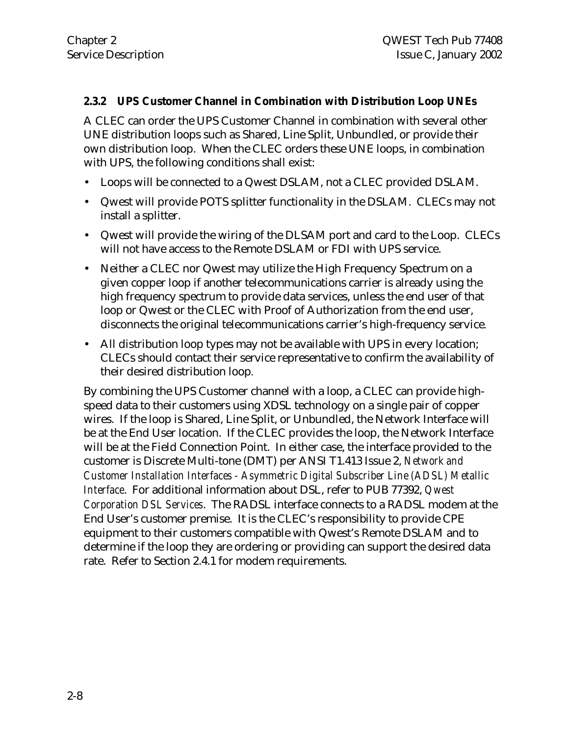### 2.3.2 UPS Customer Channel in Combination with Distribution Loop UNEs

A CLEC can order the UPS Customer Channel in combination with several other UNE distribution loops such as Shared, Line Split, Unbundled, or provide their own distribution loop. When the CLEC orders these UNE loops, in combination with UPS, the following conditions shall exist:

- Loops will be connected to a Qwest DSLAM, not a CLEC provided DSLAM.
- Qwest will provide POTS splitter functionality in the DSLAM. CLECs may not install a splitter.
- Qwest will provide the wiring of the DLSAM port and card to the Loop. CLECs will not have access to the Remote DSLAM or FDI with UPS service.
- Neither a CLEC nor Qwest may utilize the High Frequency Spectrum on a given copper loop if another telecommunications carrier is already using the high frequency spectrum to provide data services, unless the end user of that loop or Qwest or the CLEC with Proof of Authorization from the end user, disconnects the original telecommunications carrier's high-frequency service.
- All distribution loop types may not be available with UPS in every location; CLECs should contact their service representative to confirm the availability of their desired distribution loop.

By combining the UPS Customer channel with a loop, a CLEC can provide high-speed data to their customers using XDSL technology on a single pair of copper wires. If the loop is Shared, Line Split, or Unbundled, the Network Interface will be at the End User location. If the CLEC provides the loop, the Network Interface will be at the Field Connection Point. In either case, the interface provided to the customer is Discrete Multi-tone (DMT) per ANSI T1.413 Issue 2, *Network and Customer Installation Interfaces - Asymmetric Digital Subscriber Line (ADSL) Metallic Interface*. For additional information about DSL, refer to PUB 77392, *Qwest Corporation DSL Services*. The RADSL interface connects to a RADSL modem at the End User's customer premise. It is the CLEC's responsibility to provide CPE equipment to their customers compatible with Qwest's Remote DSLAM and to determine if the loop they are ordering or providing can support the desired data rate. Refer to Section 2.4.1 for modem requirements.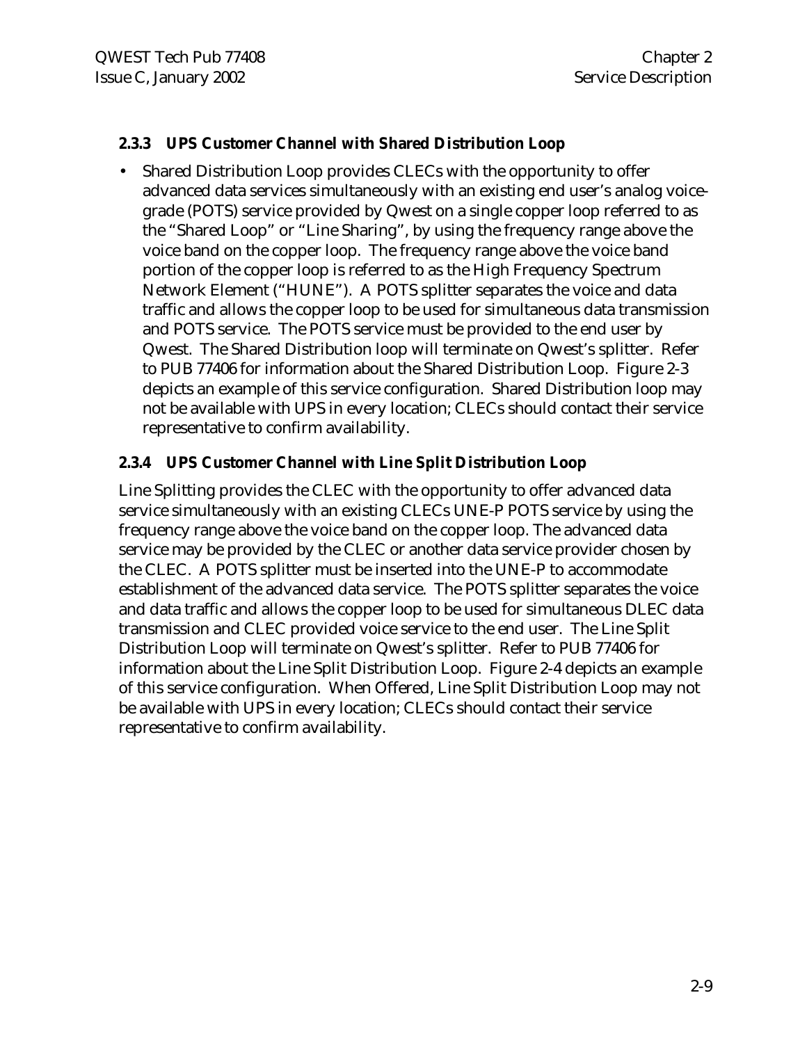### 2.3.3 UPS Customer Channel with Shared Distribution Loop

- Shared Distribution Loop provides CLECs with the opportunity to offer advanced data services simultaneously with an existing end user's analog voice-grade (POTS) service provided by Qwest on a single copper loop referred to as the "Shared Loop" or "Line Sharing", by using the frequency range above the voice band on the copper loop. The frequency range above the voice band portion of the copper loop is referred to as the High Frequency Spectrum Network Element ("HUNE"). A POTS splitter separates the voice and data traffic and allows the copper loop to be used for simultaneous data transmission and POTS service. The POTS service must be provided to the end user by Qwest. The Shared Distribution loop will terminate on Qwest's splitter. Refer to PUB 77406 for information about the Shared Distribution Loop. Figure 2-3 depicts an example of this service configuration. Shared Distribution loop may not be available with UPS in every location; CLECs should contact their service representative to confirm availability.

### 2.3.4 UPS Customer Channel with Line Split Distribution Loop

Line Splitting provides the CLEC with the opportunity to offer advanced data service simultaneously with an existing CLECs UNE-P POTS service by using the frequency range above the voice band on the copper loop. The advanced data service may be provided by the CLEC or another data service provider chosen by the CLEC. A POTS splitter must be inserted into the UNE-P to accommodate establishment of the advanced data service. The POTS splitter separates the voice and data traffic and allows the copper loop to be used for simultaneous DLEC data transmission and CLEC provided voice service to the end user. The Line Split Distribution Loop will terminate on Qwest's splitter. Refer to PUB 77406 for information about the Line Split Distribution Loop. Figure 2-4 depicts an example of this service configuration. When Offered, Line Split Distribution Loop may not be available with UPS in every location; CLECs should contact their service representative to confirm availability.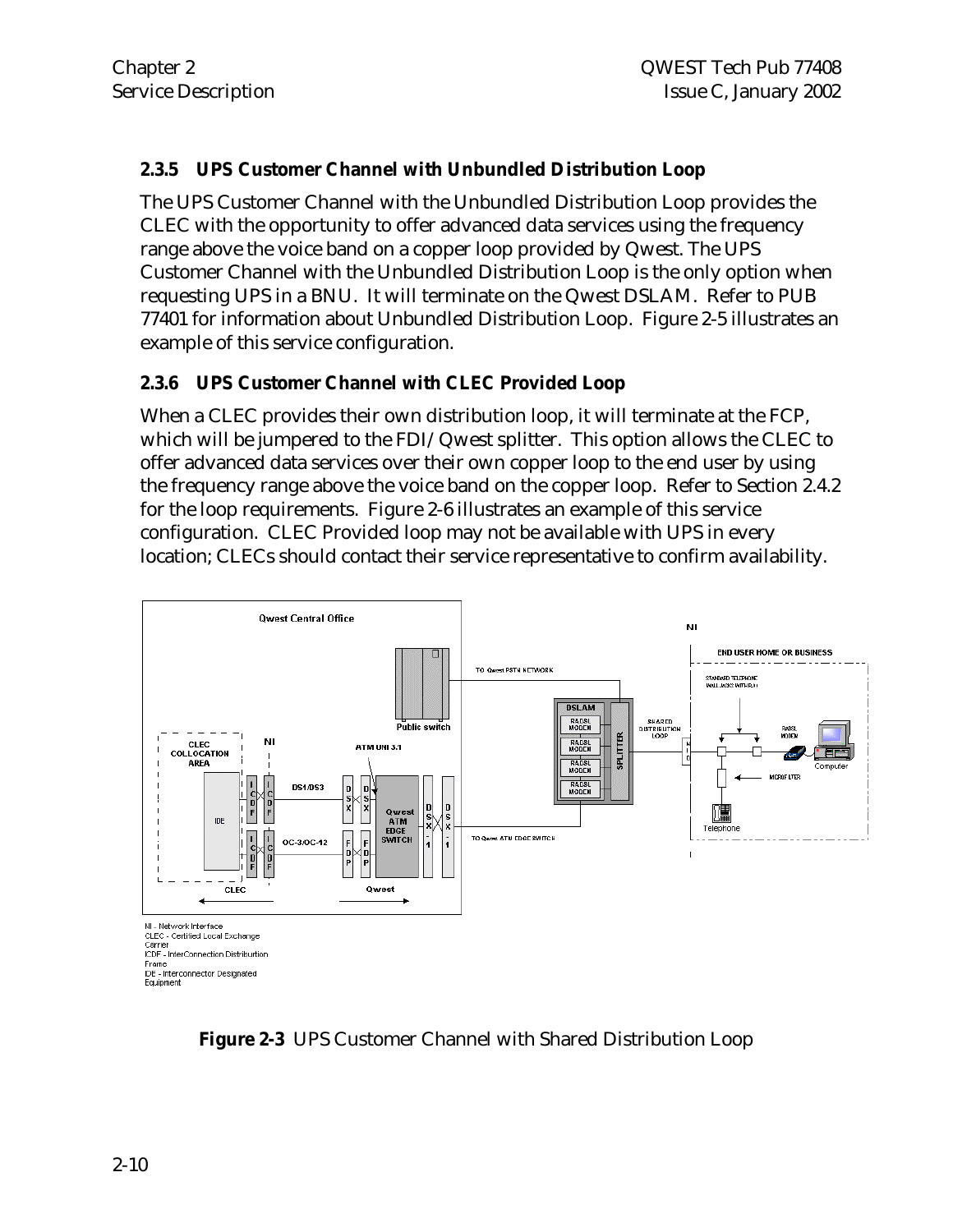### 2.3.5 UPS Customer Channel with Unbundled Distribution Loop

The UPS Customer Channel with the Unbundled Distribution Loop provides the CLEC with the opportunity to offer advanced data services using the frequency range above the voice band on a copper loop provided by Qwest. The UPS Customer Channel with the Unbundled Distribution Loop is the only option when requesting UPS in a BNU. It will terminate on the Qwest DSLAM. Refer to PUB 77401 for information about Unbundled Distribution Loop. Figure 2-5 illustrates an example of this service configuration.

### 2.3.6 UPS Customer Channel with CLEC Provided Loop

When a CLEC provides their own distribution loop, it will terminate at the FCP, which will be jumpered to the FDI/Qwest splitter. This option allows the CLEC to offer advanced data services over their own copper loop to the end user by using the frequency range above the voice band on the copper loop. Refer to Section 2.4.2 for the loop requirements. Figure 2-6 illustrates an example of this service configuration. CLEC Provided loop may not be available with UPS in every location; CLECs should contact their service representative to confirm availability.

NI - Network Interface
CLEC - Certified Local Exchange Carrier
ICDF - InterConnection Distribution Frame
IDE - Interconnector Designated Equipment

**Figure 2-3** UPS Customer Channel with Shared Distribution Loop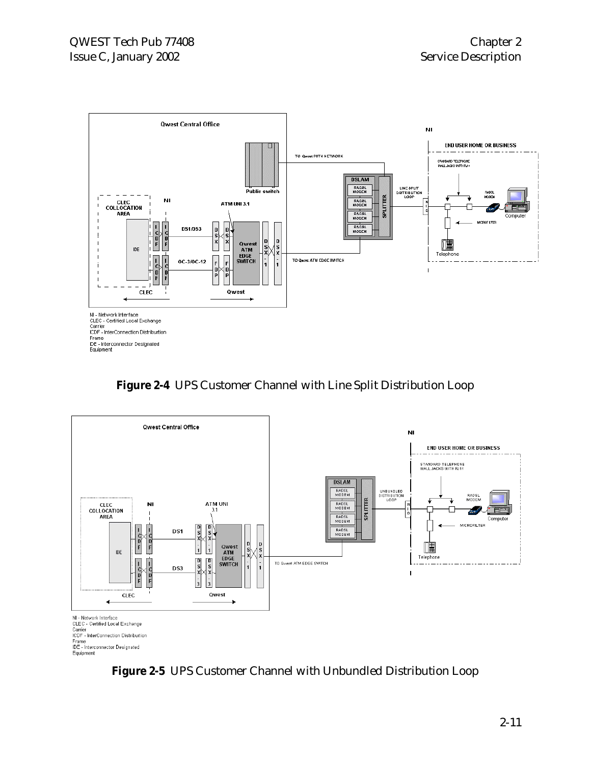NI - Network Interface
CLEC - Certified Local Exchange Carrier
ICDF - InterConnection Distribution Frame
IDE - Interconnector Designated Equipment

**Figure 2-4** UPS Customer Channel with Line Split Distribution Loop

NI - Network Interface
CLEC - Certified Local Exchange Carrier
ICDF - InterConnection Distribution Frame
IDE - Interconnector Designated Equipment

**Figure 2-5** UPS Customer Channel with Unbundled Distribution Loop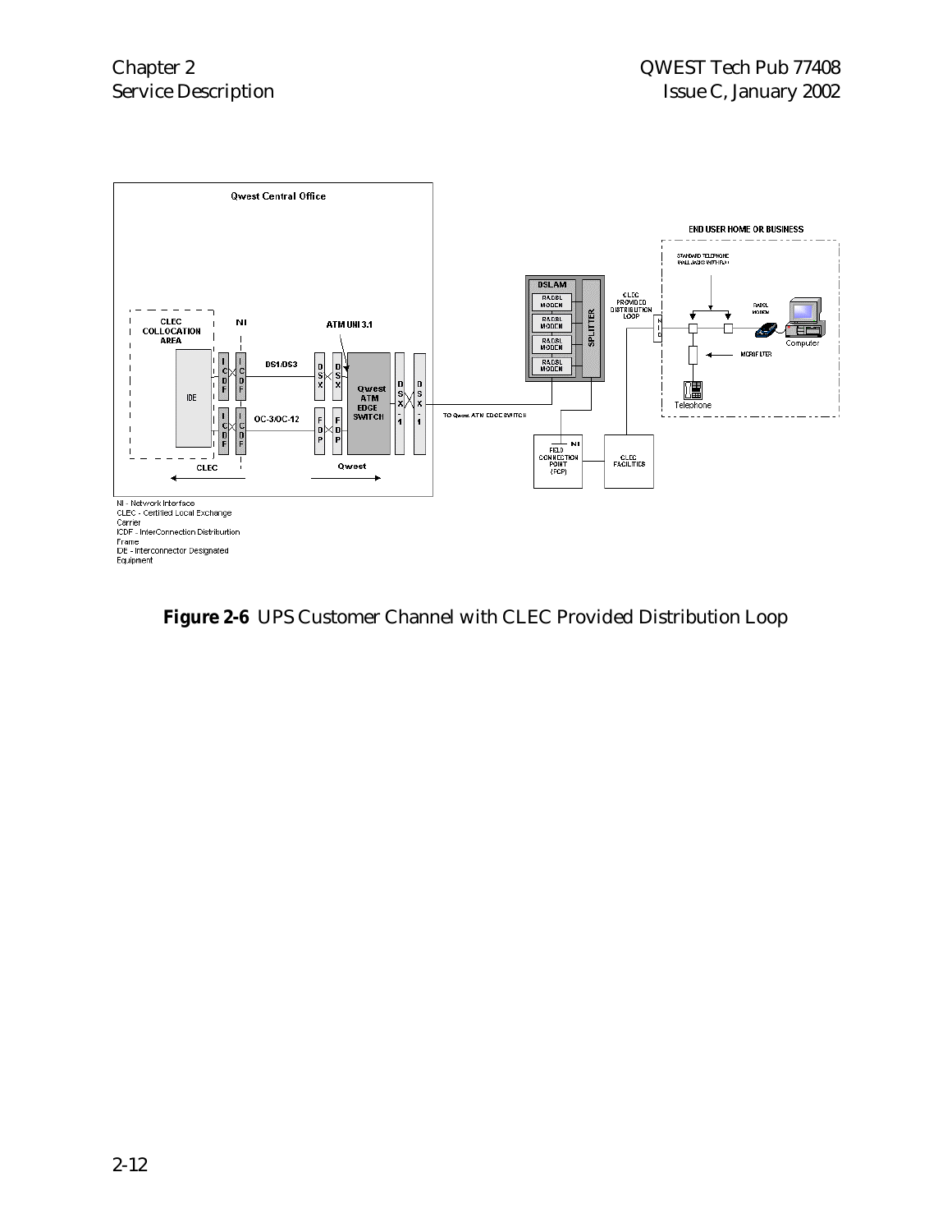NI - Network Interface
CLEC - Certified Local Exchange Carrier
ICDF - InterConnection Distriburtion Frame
IDE - Interconnector Designated Equipment

**Figure 2-6** UPS Customer Channel with CLEC Provided Distribution Loop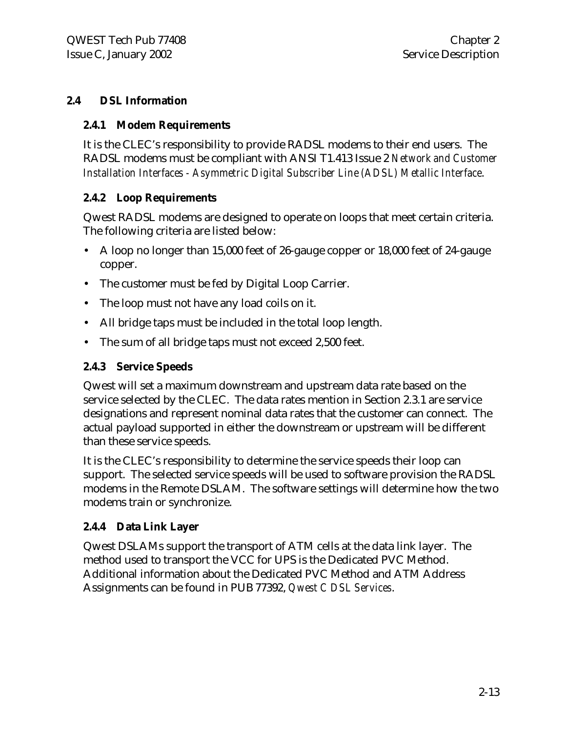## 2.4 DSL Information

### 2.4.1 Modem Requirements

It is the CLEC's responsibility to provide RADSL modems to their end users. The RADSL modems must be compliant with ANSI T1.413 Issue 2 *Network and Customer Installation Interfaces - Asymmetric Digital Subscriber Line (ADSL) Metallic Interface*.

### 2.4.2 Loop Requirements

Qwest RADSL modems are designed to operate on loops that meet certain criteria. The following criteria are listed below:

- A loop no longer than 15,000 feet of 26-gauge copper or 18,000 feet of 24-gauge copper.
- The customer must be fed by Digital Loop Carrier.
- The loop must not have any load coils on it.
- All bridge taps must be included in the total loop length.
- The sum of all bridge taps must not exceed 2,500 feet.

### 2.4.3 Service Speeds

Qwest will set a maximum downstream and upstream data rate based on the service selected by the CLEC. The data rates mention in Section 2.3.1 are service designations and represent nominal data rates that the customer can connect. The actual payload supported in either the downstream or upstream will be different than these service speeds.

It is the CLEC's responsibility to determine the service speeds their loop can support. The selected service speeds will be used to software provision the RADSL modems in the Remote DSLAM. The software settings will determine how the two modems train or synchronize.

### 2.4.4 Data Link Layer

Qwest DSLAMs support the transport of ATM cells at the data link layer. The method used to transport the VCC for UPS is the Dedicated PVC Method. Additional information about the Dedicated PVC Method and ATM Address Assignments can be found in PUB 77392, *Qwest C DSL Services*.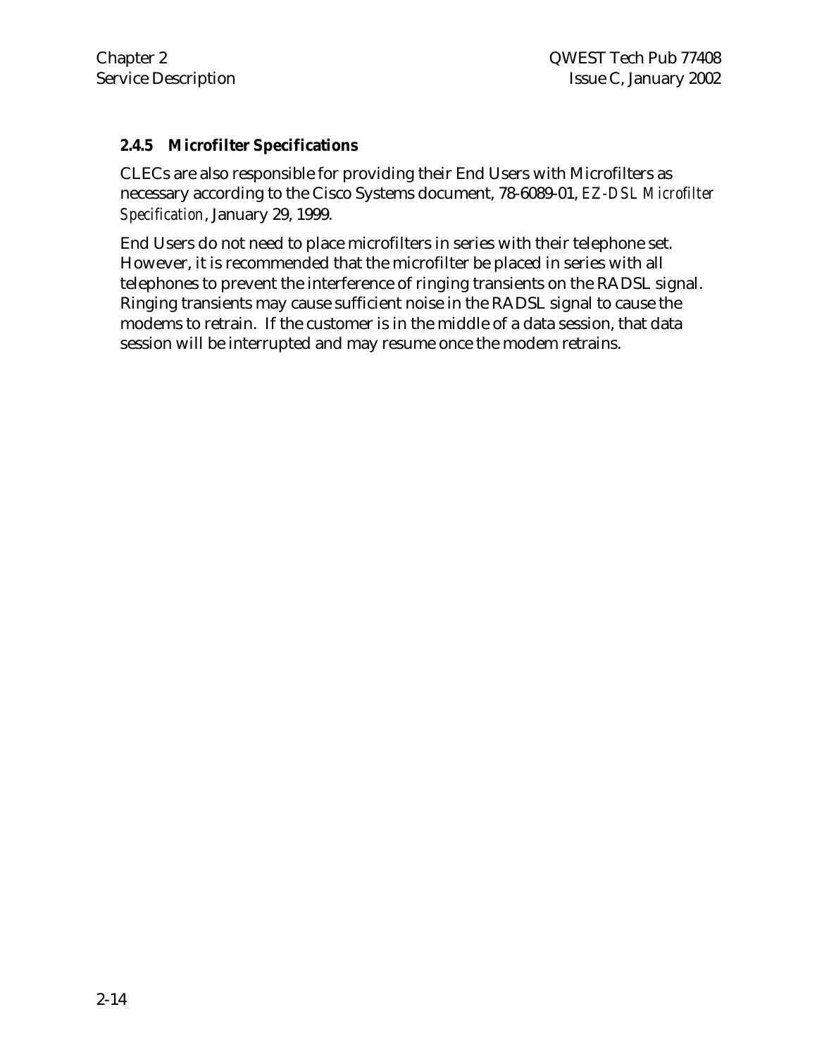### 2.4.5 Microfilter Specifications

CLECs are also responsible for providing their End Users with Microfilters as necessary according to the Cisco Systems document, 78-6089-01, *EZ-DSL Microfilter Specification*, January 29, 1999.

End Users do not need to place microfilters in series with their telephone set. However, it is recommended that the microfilter be placed in series with all telephones to prevent the interference of ringing transients on the RADSL signal. Ringing transients may cause sufficient noise in the RADSL signal to cause the modems to retrain. If the customer is in the middle of a data session, that data session will be interrupted and may resume once the modem retrains.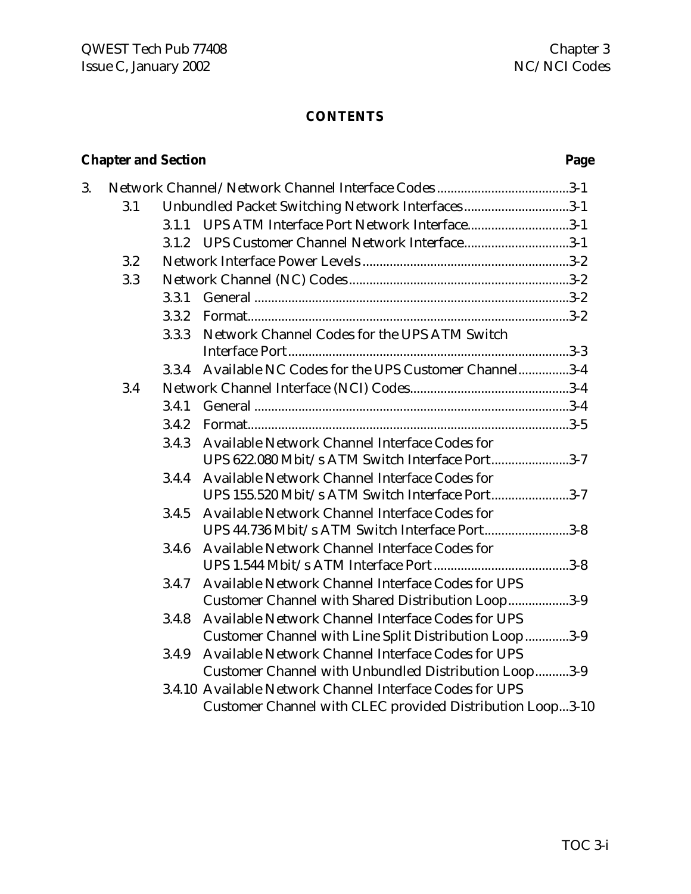# CONTENTS

| Chapter and Section | | | | Page |
|---|---|---|---|---|
| 3. | Network Channel/Network Channel Interface Codes | | | 3-1 |
| | 3.1 | Unbundled Packet Switching Network Interfaces | | 3-1 |
| | | 3.1.1 | UPS ATM Interface Port Network Interface | 3-1 |
| | | 3.1.2 | UPS Customer Channel Network Interface | 3-1 |
| | 3.2 | Network Interface Power Levels | | 3-2 |
| | 3.3 | Network Channel (NC) Codes | | 3-2 |
| | | 3.3.1 | General | 3-2 |
| | | 3.3.2 | Format | 3-2 |
| | | 3.3.3 | Network Channel Codes for the UPS ATM Switch Interface Port | 3-3 |
| | | 3.3.4 | Available NC Codes for the UPS Customer Channel | 3-4 |
| | 3.4 | Network Channel Interface (NCI) Codes | | 3-4 |
| | | 3.4.1 | General | 3-4 |
| | | 3.4.2 | Format | 3-5 |
| | | 3.4.3 | Available Network Channel Interface Codes for UPS 622.080 Mbit/s ATM Switch Interface Port | 3-7 |
| | | 3.4.4 | Available Network Channel Interface Codes for UPS 155.520 Mbit/s ATM Switch Interface Port | 3-7 |
| | | 3.4.5 | Available Network Channel Interface Codes for UPS 44.736 Mbit/s ATM Switch Interface Port | 3-8 |
| | | 3.4.6 | Available Network Channel Interface Codes for UPS 1.544 Mbit/s ATM Interface Port | 3-8 |
| | | 3.4.7 | Available Network Channel Interface Codes for UPS Customer Channel with Shared Distribution Loop | 3-9 |
| | | 3.4.8 | Available Network Channel Interface Codes for UPS Customer Channel with Line Split Distribution Loop | 3-9 |
| | | 3.4.9 | Available Network Channel Interface Codes for UPS Customer Channel with Unbundled Distribution Loop | 3-9 |
| | | 3.4.10 | Available Network Channel Interface Codes for UPS Customer Channel with CLEC provided Distribution Loop | 3-10 |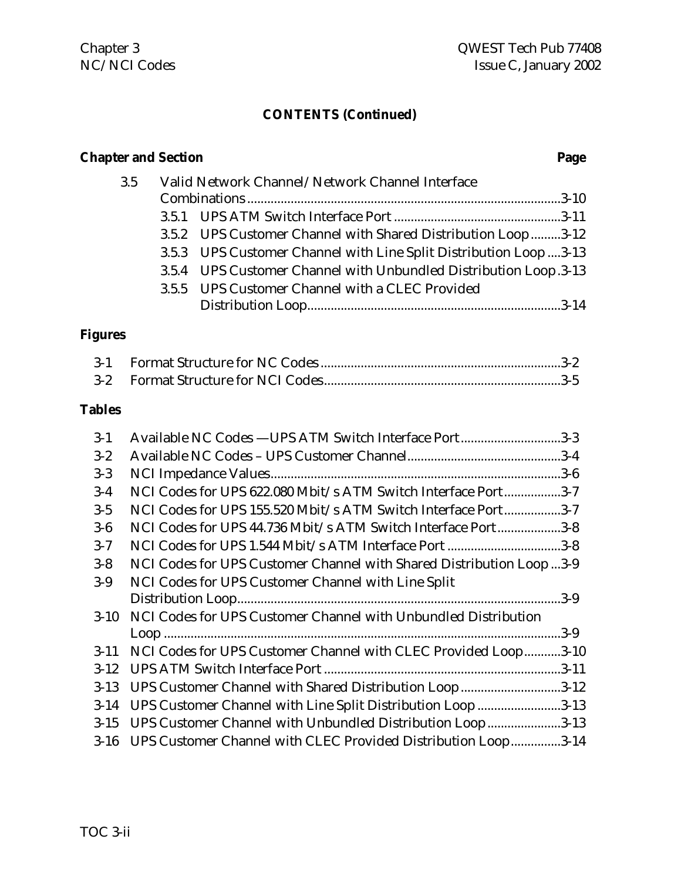**CONTENTS (Continued)**

| Chapter and Section | | Page |
|---|---|---|
| 3.5 | Valid Network Channel/Network Channel Interface Combinations | 3-10 |
| | 3.5.1 UPS ATM Switch Interface Port | 3-11 |
| | 3.5.2 UPS Customer Channel with Shared Distribution Loop | 3-12 |
| | 3.5.3 UPS Customer Channel with Line Split Distribution Loop | 3-13 |
| | 3.5.4 UPS Customer Channel with Unbundled Distribution Loop | 3-13 |
| | 3.5.5 UPS Customer Channel with a CLEC Provided Distribution Loop | 3-14 |

**Figures**

| | | |
|---|---|---|
| 3-1 | Format Structure for NC Codes | 3-2 |
| 3-2 | Format Structure for NCI Codes | 3-5 |

**Tables**

| | | |
|---|---|---|
| 3-1 | Available NC Codes —UPS ATM Switch Interface Port | 3-3 |
| 3-2 | Available NC Codes – UPS Customer Channel | 3-4 |
| 3-3 | NCI Impedance Values | 3-6 |
| 3-4 | NCI Codes for UPS 622.080 Mbit/s ATM Switch Interface Port | 3-7 |
| 3-5 | NCI Codes for UPS 155.520 Mbit/s ATM Switch Interface Port | 3-7 |
| 3-6 | NCI Codes for UPS 44.736 Mbit/s ATM Switch Interface Port | 3-8 |
| 3-7 | NCI Codes for UPS 1.544 Mbit/s ATM Interface Port | 3-8 |
| 3-8 | NCI Codes for UPS Customer Channel with Shared Distribution Loop | 3-9 |
| 3-9 | NCI Codes for UPS Customer Channel with Line Split Distribution Loop | 3-9 |
| 3-10 | NCI Codes for UPS Customer Channel with Unbundled Distribution Loop | 3-9 |
| 3-11 | NCI Codes for UPS Customer Channel with CLEC Provided Loop | 3-10 |
| 3-12 | UPS ATM Switch Interface Port | 3-11 |
| 3-13 | UPS Customer Channel with Shared Distribution Loop | 3-12 |
| 3-14 | UPS Customer Channel with Line Split Distribution Loop | 3-13 |
| 3-15 | UPS Customer Channel with Unbundled Distribution Loop | 3-13 |
| 3-16 | UPS Customer Channel with CLEC Provided Distribution Loop | 3-14 |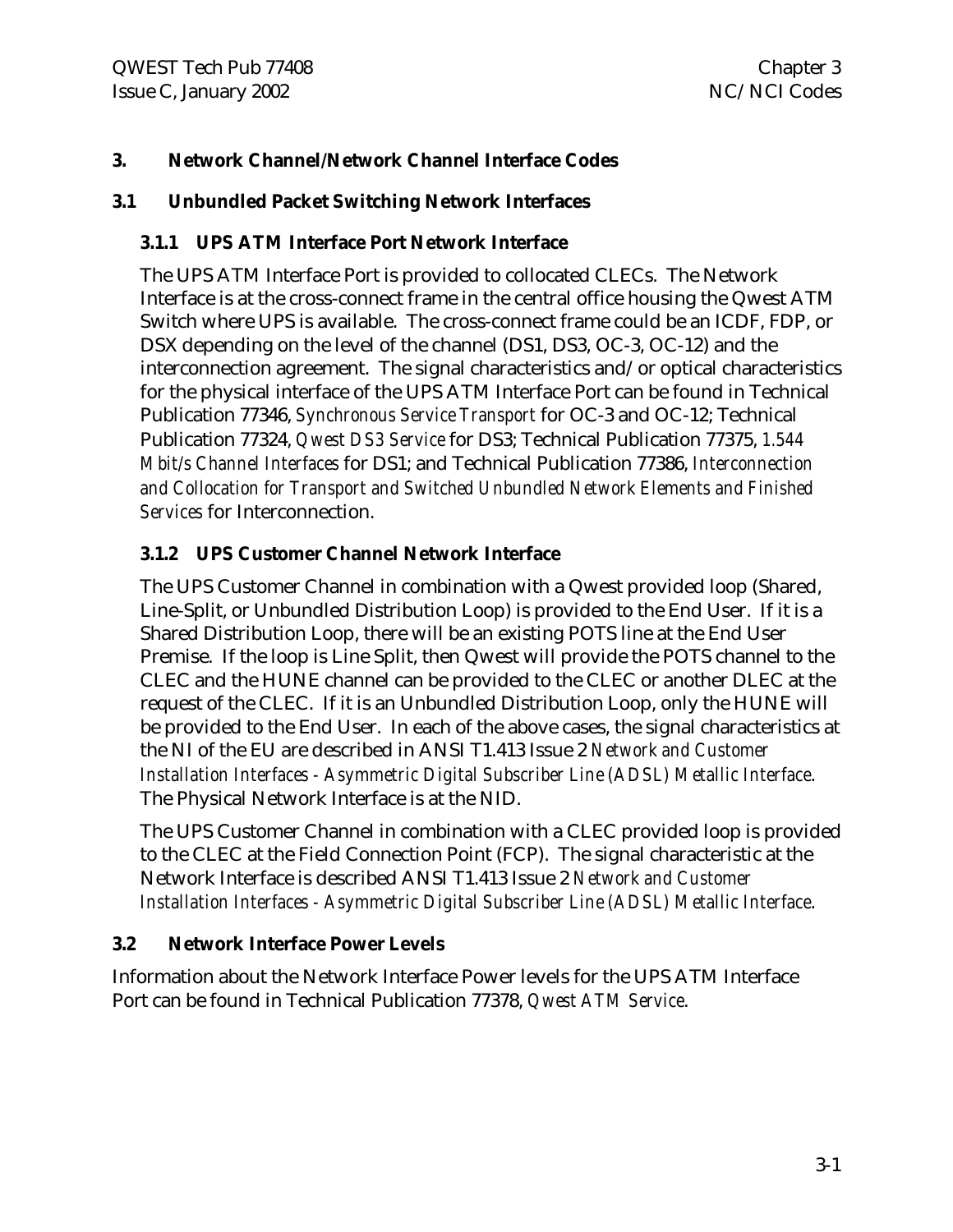# 3. Network Channel/Network Channel Interface Codes

## 3.1 Unbundled Packet Switching Network Interfaces

### 3.1.1 UPS ATM Interface Port Network Interface

The UPS ATM Interface Port is provided to collocated CLECs. The Network Interface is at the cross-connect frame in the central office housing the Qwest ATM Switch where UPS is available. The cross-connect frame could be an ICDF, FDP, or DSX depending on the level of the channel (DS1, DS3, OC-3, OC-12) and the interconnection agreement. The signal characteristics and/or optical characteristics for the physical interface of the UPS ATM Interface Port can be found in Technical Publication 77346, *Synchronous Service Transport* for OC-3 and OC-12; Technical Publication 77324, *Qwest DS3 Service* for DS3; Technical Publication 77375, *1.544 Mbit/s Channel Interfaces* for DS1; and Technical Publication 77386, *Interconnection and Collocation for Transport and Switched Unbundled Network Elements and Finished Services* for Interconnection.

### 3.1.2 UPS Customer Channel Network Interface

The UPS Customer Channel in combination with a Qwest provided loop (Shared, Line-Split, or Unbundled Distribution Loop) is provided to the End User. If it is a Shared Distribution Loop, there will be an existing POTS line at the End User Premise. If the loop is Line Split, then Qwest will provide the POTS channel to the CLEC and the HUNE channel can be provided to the CLEC or another DLEC at the request of the CLEC. If it is an Unbundled Distribution Loop, only the HUNE will be provided to the End User. In each of the above cases, the signal characteristics at the NI of the EU are described in ANSI T1.413 Issue 2 *Network and Customer Installation Interfaces - Asymmetric Digital Subscriber Line (ADSL) Metallic Interface*. The Physical Network Interface is at the NID.

The UPS Customer Channel in combination with a CLEC provided loop is provided to the CLEC at the Field Connection Point (FCP). The signal characteristic at the Network Interface is described ANSI T1.413 Issue 2 *Network and Customer Installation Interfaces - Asymmetric Digital Subscriber Line (ADSL) Metallic Interface*.

## 3.2 Network Interface Power Levels

Information about the Network Interface Power levels for the UPS ATM Interface Port can be found in Technical Publication 77378, *Qwest ATM Service*.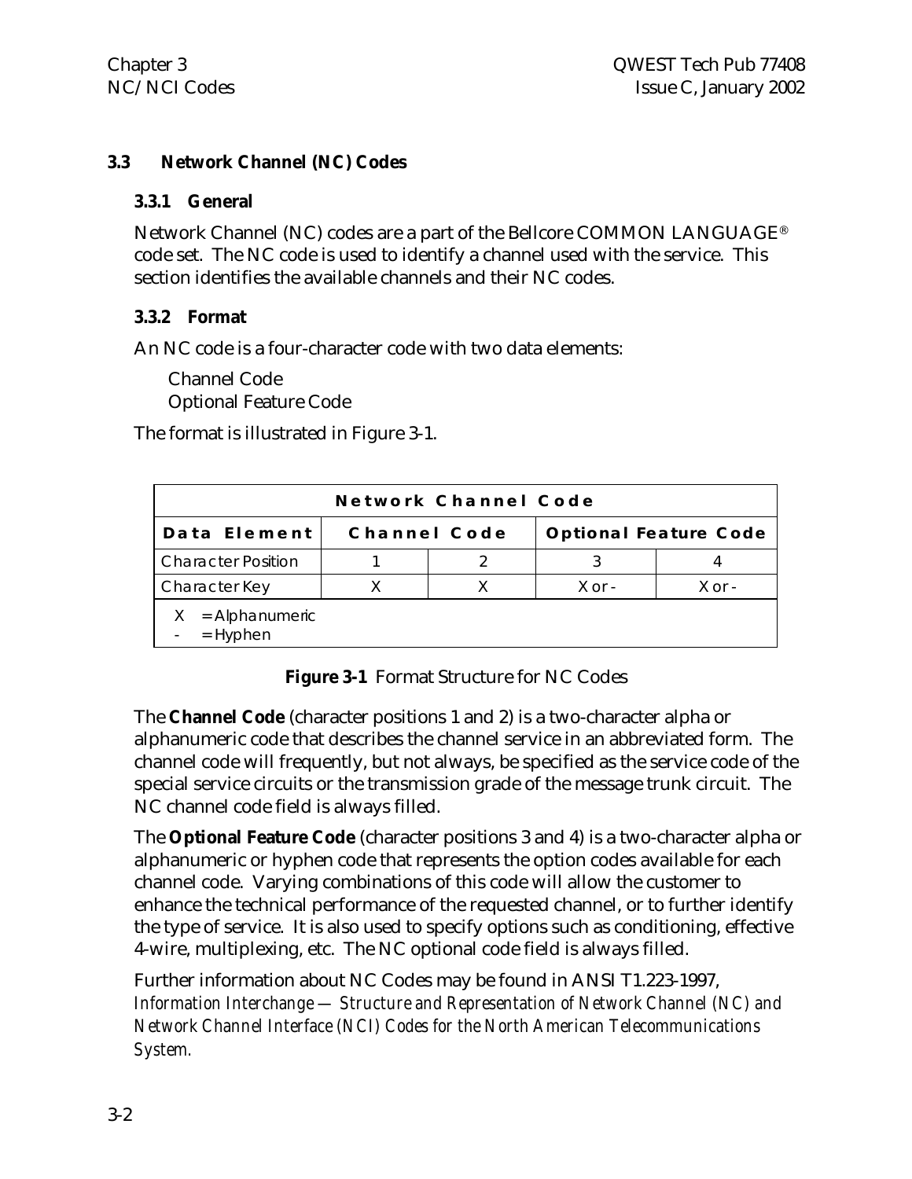## 3.3 Network Channel (NC) Codes

### 3.3.1 General

Network Channel (NC) codes are a part of the Bellcore COMMON LANGUAGE® code set. The NC code is used to identify a channel used with the service. This section identifies the available channels and their NC codes.

### 3.3.2 Format

An NC code is a four-character code with two data elements:

Channel Code
Optional Feature Code

The format is illustrated in Figure 3-1.

| Network Channel Code | | | | |
|---|---|---|---|---|
| **Data Element** | **Channel Code** | | **Optional Feature Code** | |
| Character Position | 1 | 2 | 3 | 4 |
| Character Key | X | X | X or - | X or - |
| X = Alphanumeric<br>- = Hyphen | | | | |

**Figure 3-1** Format Structure for NC Codes

The **Channel Code** (character positions 1 and 2) is a two-character alpha or alphanumeric code that describes the channel service in an abbreviated form. The channel code will frequently, but not always, be specified as the service code of the special service circuits or the transmission grade of the message trunk circuit. The NC channel code field is always filled.

The **Optional Feature Code** (character positions 3 and 4) is a two-character alpha or alphanumeric or hyphen code that represents the option codes available for each channel code. Varying combinations of this code will allow the customer to enhance the technical performance of the requested channel, or to further identify the type of service. It is also used to specify options such as conditioning, effective 4-wire, multiplexing, etc. The NC optional code field is always filled.

Further information about NC Codes may be found in ANSI T1.223-1997, *Information Interchange — Structure and Representation of Network Channel (NC) and Network Channel Interface (NCI) Codes for the North American Telecommunications System.*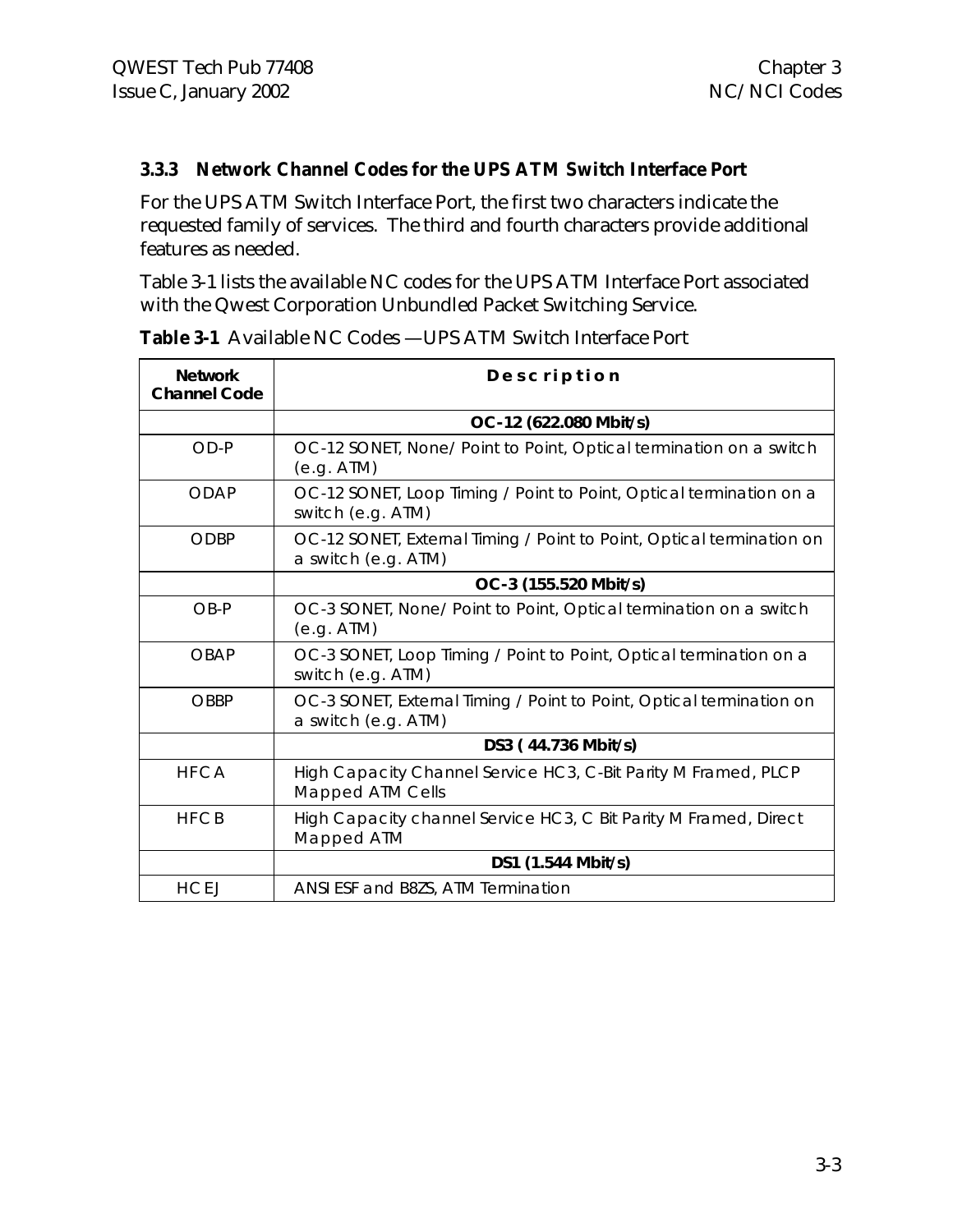### 3.3.3 Network Channel Codes for the UPS ATM Switch Interface Port

For the UPS ATM Switch Interface Port, the first two characters indicate the requested family of services. The third and fourth characters provide additional features as needed.

Table 3-1 lists the available NC codes for the UPS ATM Interface Port associated with the Qwest Corporation Unbundled Packet Switching Service.

**Table 3-1** Available NC Codes —UPS ATM Switch Interface Port

| Network Channel Code | Description |
|---|---|
| | **OC-12 (622.080 Mbit/s)** |
| OD-P | OC-12 SONET, None/ Point to Point, Optical termination on a switch (e.g. ATM) |
| ODAP | OC-12 SONET, Loop Timing / Point to Point, Optical termination on a switch (e.g. ATM) |
| ODBP | OC-12 SONET, External Timing / Point to Point, Optical termination on a switch (e.g. ATM) |
| | **OC-3 (155.520 Mbit/s)** |
| OB-P | OC-3 SONET, None/ Point to Point, Optical termination on a switch (e.g. ATM) |
| OBAP | OC-3 SONET, Loop Timing / Point to Point, Optical termination on a switch (e.g. ATM) |
| OBBP | OC-3 SONET, External Timing / Point to Point, Optical termination on a switch (e.g. ATM) |
| | **DS3 ( 44.736 Mbit/s)** |
| HFCA | High Capacity Channel Service HC3, C-Bit Parity M Framed, PLCP Mapped ATM Cells |
| HFCB | High Capacity channel Service HC3, C Bit Parity M Framed, Direct Mapped ATM |
| | **DS1 (1.544 Mbit/s)** |
| HCEJ | ANSI ESF and B8ZS, ATM Termination |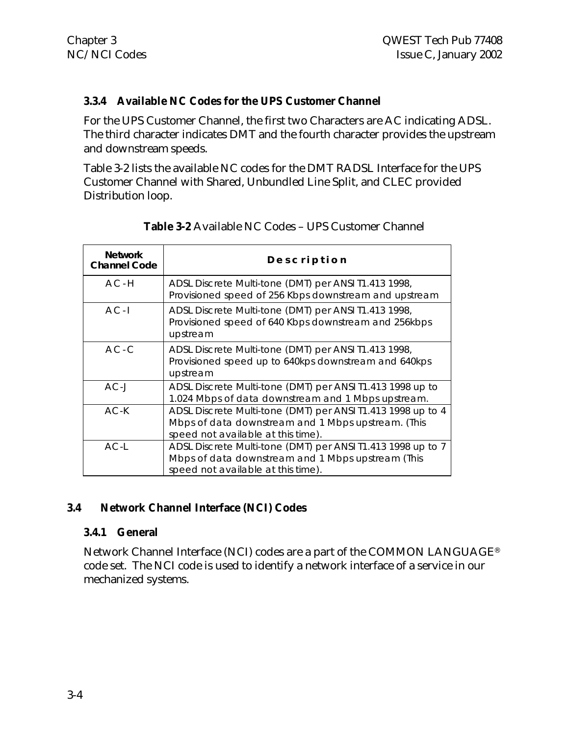### 3.3.4 Available NC Codes for the UPS Customer Channel

For the UPS Customer Channel, the first two Characters are AC indicating ADSL. The third character indicates DMT and the fourth character provides the upstream and downstream speeds.

Table 3-2 lists the available NC codes for the DMT RADSL Interface for the UPS Customer Channel with Shared, Unbundled Line Split, and CLEC provided Distribution loop.

**Table 3-2** Available NC Codes – UPS Customer Channel

| Network Channel Code | Description |
|---|---|
| AC-H | ADSL Discrete Multi-tone (DMT) per ANSI T1.413 1998, Provisioned speed of 256 Kbps downstream and upstream |
| AC-I | ADSL Discrete Multi-tone (DMT) per ANSI T1.413 1998, Provisioned speed of 640 Kbps downstream and 256kbps upstream |
| AC-C | ADSL Discrete Multi-tone (DMT) per ANSI T1.413 1998, Provisioned speed up to 640kps downstream and 640kps upstream |
| AC-J | ADSL Discrete Multi-tone (DMT) per ANSI T1.413 1998 up to 1.024 Mbps of data downstream and 1 Mbps upstream. |
| AC-K | ADSL Discrete Multi-tone (DMT) per ANSI T1.413 1998 up to 4 Mbps of data downstream and 1 Mbps upstream. (This speed not available at this time). |
| AC-L | ADSL Discrete Multi-tone (DMT) per ANSI T1.413 1998 up to 7 Mbps of data downstream and 1 Mbps upstream (This speed not available at this time). |

## 3.4 Network Channel Interface (NCI) Codes

### 3.4.1 General

Network Channel Interface (NCI) codes are a part of the COMMON LANGUAGE® code set. The NCI code is used to identify a network interface of a service in our mechanized systems.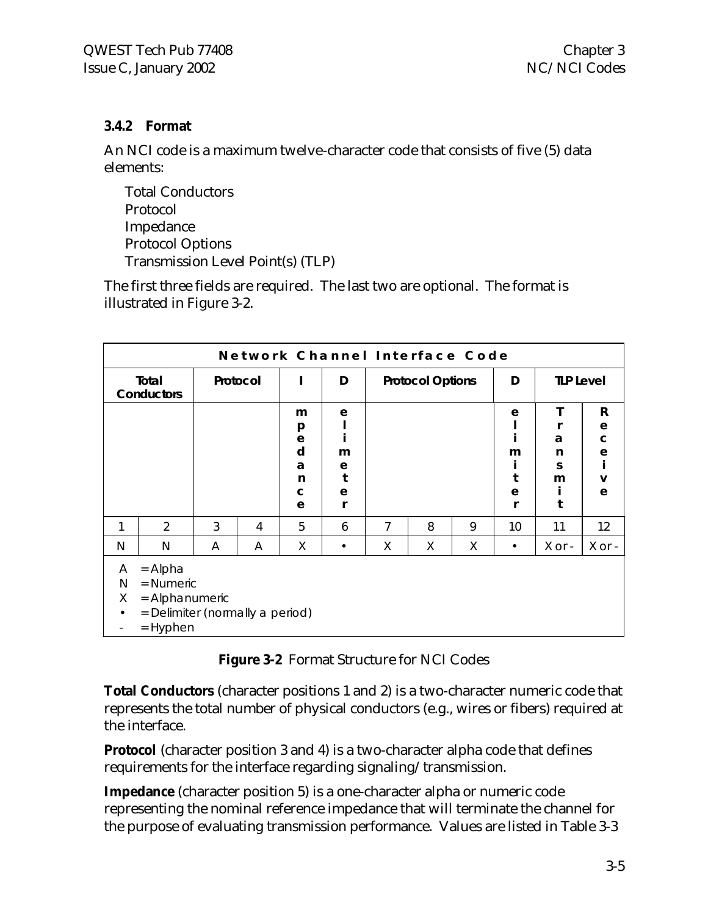### 3.4.2 Format

An NCI code is a maximum twelve-character code that consists of five (5) data elements:

Total Conductors
Protocol
Impedance
Protocol Options
Transmission Level Point(s) (TLP)

The first three fields are required. The last two are optional. The format is illustrated in Figure 3-2.

| Network Channel Interface Code | | | | | | | | | | | |
|---|---|---|---|---|---|---|---|---|---|---|---|
| Total Conductors | | Protocol | | Impedance | Delimeter | Protocol Options | | | Delimiter | TLP Level | |
| | | | | | | | | | | Transmit | Receive |
| 1 | 2 | 3 | 4 | 5 | 6 | 7 | 8 | 9 | 10 | 11 | 12 |
| N | N | A | A | X | • | X | X | X | • | X or - | X or - |

A = Alpha
N = Numeric
X = Alphanumeric
• = Delimiter (normally a period)
\- = Hyphen

**Figure 3-2** Format Structure for NCI Codes

**Total Conductors** (character positions 1 and 2) is a two-character numeric code that represents the total number of physical conductors (e.g., wires or fibers) required at the interface.

**Protocol** (character position 3 and 4) is a two-character alpha code that defines requirements for the interface regarding signaling/transmission.

**Impedance** (character position 5) is a one-character alpha or numeric code representing the nominal reference impedance that will terminate the channel for the purpose of evaluating transmission performance. Values are listed in Table 3-3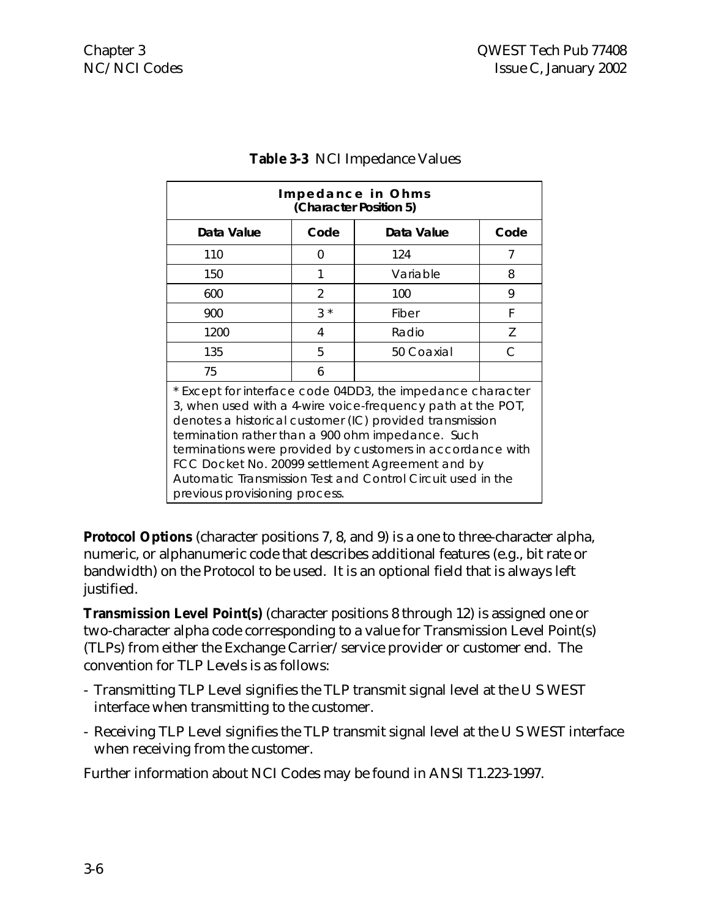**Table 3-3** NCI Impedance Values

| Impedance in Ohms (Character Position 5) | | | |
|---|---|---|---|
| **Data Value** | **Code** | **Data Value** | **Code** |
| 110 | 0 | 124 | 7 |
| 150 | 1 | Variable | 8 |
| 600 | 2 | 100 | 9 |
| 900 | 3 * | Fiber | F |
| 1200 | 4 | Radio | Z |
| 135 | 5 | 50 Coaxial | C |
| 75 | 6 | | |

* Except for interface code 04DD3, the impedance character 3, when used with a 4-wire voice-frequency path at the POT, denotes a historical customer (IC) provided transmission termination rather than a 900 ohm impedance. Such terminations were provided by customers in accordance with FCC Docket No. 20099 settlement Agreement and by Automatic Transmission Test and Control Circuit used in the previous provisioning process.

**Protocol Options** (character positions 7, 8, and 9) is a one to three-character alpha, numeric, or alphanumeric code that describes additional features (e.g., bit rate or bandwidth) on the Protocol to be used. It is an optional field that is always left justified.

**Transmission Level Point(s)** (character positions 8 through 12) is assigned one or two-character alpha code corresponding to a value for Transmission Level Point(s) (TLPs) from either the Exchange Carrier/service provider or customer end. The convention for TLP Levels is as follows:

- Transmitting TLP Level signifies the TLP transmit signal level at the U S WEST interface when transmitting to the customer.
- Receiving TLP Level signifies the TLP transmit signal level at the U S WEST interface when receiving from the customer.

Further information about NCI Codes may be found in ANSI T1.223-1997.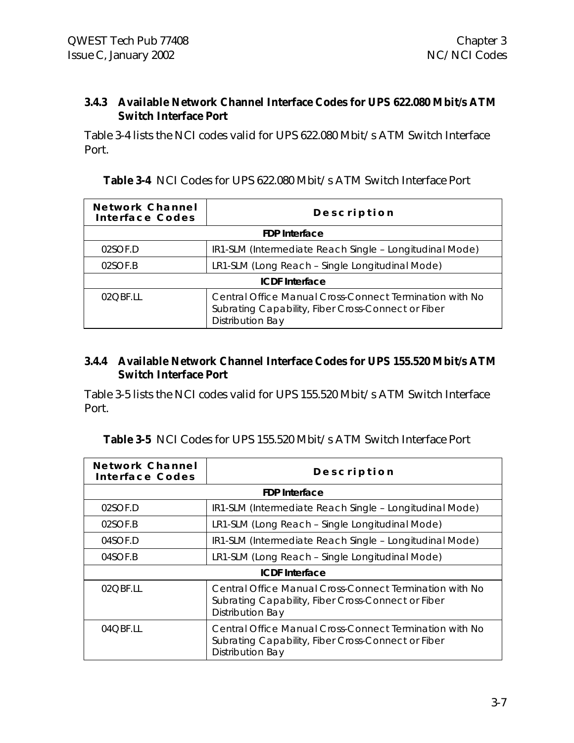### 3.4.3 Available Network Channel Interface Codes for UPS 622.080 Mbit/s ATM Switch Interface Port

Table 3-4 lists the NCI codes valid for UPS 622.080 Mbit/s ATM Switch Interface Port.

**Table 3-4** NCI Codes for UPS 622.080 Mbit/s ATM Switch Interface Port

| Network Channel Interface Codes | Description |
|---|---|
| **FDP Interface** | |
| 02SOF.D | IR1-SLM (Intermediate Reach Single – Longitudinal Mode) |
| 02SOF.B | LR1-SLM (Long Reach – Single Longitudinal Mode) |
| **ICDF Interface** | |
| 02QBF.LL | Central Office Manual Cross-Connect Termination with No Subrating Capability, Fiber Cross-Connect or Fiber Distribution Bay |

### 3.4.4 Available Network Channel Interface Codes for UPS 155.520 Mbit/s ATM Switch Interface Port

Table 3-5 lists the NCI codes valid for UPS 155.520 Mbit/s ATM Switch Interface Port.

**Table 3-5** NCI Codes for UPS 155.520 Mbit/s ATM Switch Interface Port

| Network Channel Interface Codes | Description |
|---|---|
| **FDP Interface** | |
| 02SOF.D | IR1-SLM (Intermediate Reach Single – Longitudinal Mode) |
| 02SOF.B | LR1-SLM (Long Reach – Single Longitudinal Mode) |
| 04SOF.D | IR1-SLM (Intermediate Reach Single – Longitudinal Mode) |
| 04SOF.B | LR1-SLM (Long Reach – Single Longitudinal Mode) |
| **ICDF Interface** | |
| 02QBF.LL | Central Office Manual Cross-Connect Termination with No Subrating Capability, Fiber Cross-Connect or Fiber Distribution Bay |
| 04QBF.LL | Central Office Manual Cross-Connect Termination with No Subrating Capability, Fiber Cross-Connect or Fiber Distribution Bay |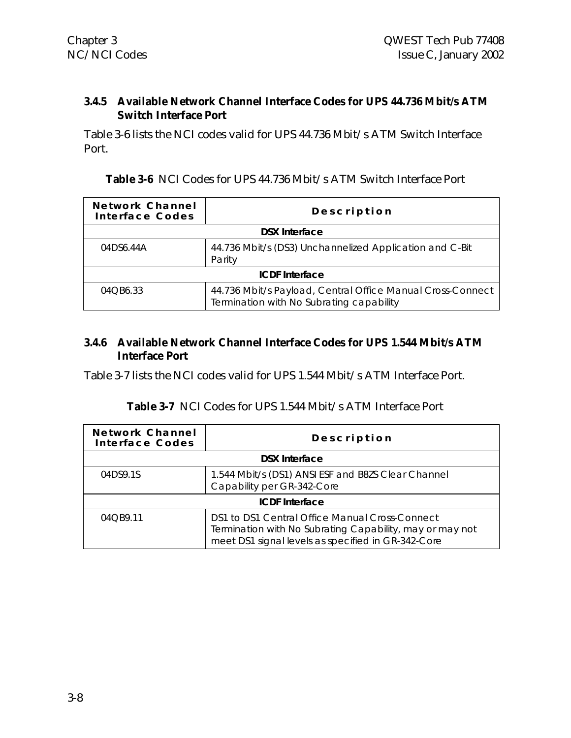### 3.4.5 Available Network Channel Interface Codes for UPS 44.736 Mbit/s ATM Switch Interface Port

Table 3-6 lists the NCI codes valid for UPS 44.736 Mbit/s ATM Switch Interface Port.

**Table 3-6** NCI Codes for UPS 44.736 Mbit/s ATM Switch Interface Port

| Network Channel Interface Codes | Description |
|---|---|
| **DSX Interface** | |
| 04DS6.44A | 44.736 Mbit/s (DS3) Unchannelized Application and C-Bit Parity |
| **ICDF Interface** | |
| 04QB6.33 | 44.736 Mbit/s Payload, Central Office Manual Cross-Connect Termination with No Subrating capability |

### 3.4.6 Available Network Channel Interface Codes for UPS 1.544 Mbit/s ATM Interface Port

Table 3-7 lists the NCI codes valid for UPS 1.544 Mbit/s ATM Interface Port.

**Table 3-7** NCI Codes for UPS 1.544 Mbit/s ATM Interface Port

| Network Channel Interface Codes | Description |
|---|---|
| **DSX Interface** | |
| 04DS9.1S | 1.544 Mbit/s (DS1) ANSI ESF and B8ZS Clear Channel Capability per GR-342-Core |
| **ICDF Interface** | |
| 04QB9.11 | DS1 to DS1 Central Office Manual Cross-Connect Termination with No Subrating Capability, may or may not meet DS1 signal levels as specified in GR-342-Core |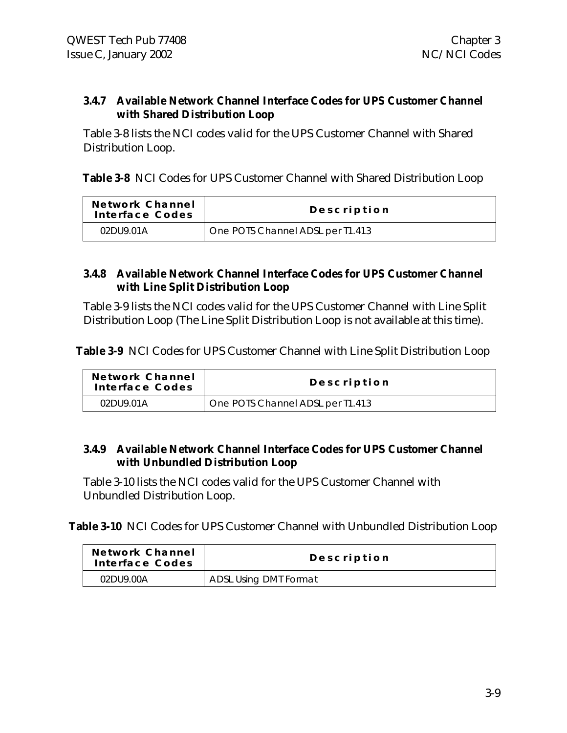### 3.4.7 Available Network Channel Interface Codes for UPS Customer Channel with Shared Distribution Loop

Table 3-8 lists the NCI codes valid for the UPS Customer Channel with Shared Distribution Loop.

**Table 3-8** NCI Codes for UPS Customer Channel with Shared Distribution Loop

| Network Channel Interface Codes | Description |
|---|---|
| 02DU9.01A | One POTS Channel ADSL per T1.413 |

### 3.4.8 Available Network Channel Interface Codes for UPS Customer Channel with Line Split Distribution Loop

Table 3-9 lists the NCI codes valid for the UPS Customer Channel with Line Split Distribution Loop (The Line Split Distribution Loop is not available at this time).

**Table 3-9** NCI Codes for UPS Customer Channel with Line Split Distribution Loop

| Network Channel Interface Codes | Description |
|---|---|
| 02DU9.01A | One POTS Channel ADSL per T1.413 |

### 3.4.9 Available Network Channel Interface Codes for UPS Customer Channel with Unbundled Distribution Loop

Table 3-10 lists the NCI codes valid for the UPS Customer Channel with Unbundled Distribution Loop.

**Table 3-10** NCI Codes for UPS Customer Channel with Unbundled Distribution Loop

| Network Channel Interface Codes | Description |
|---|---|
| 02DU9.00A | ADSL Using DMT Format |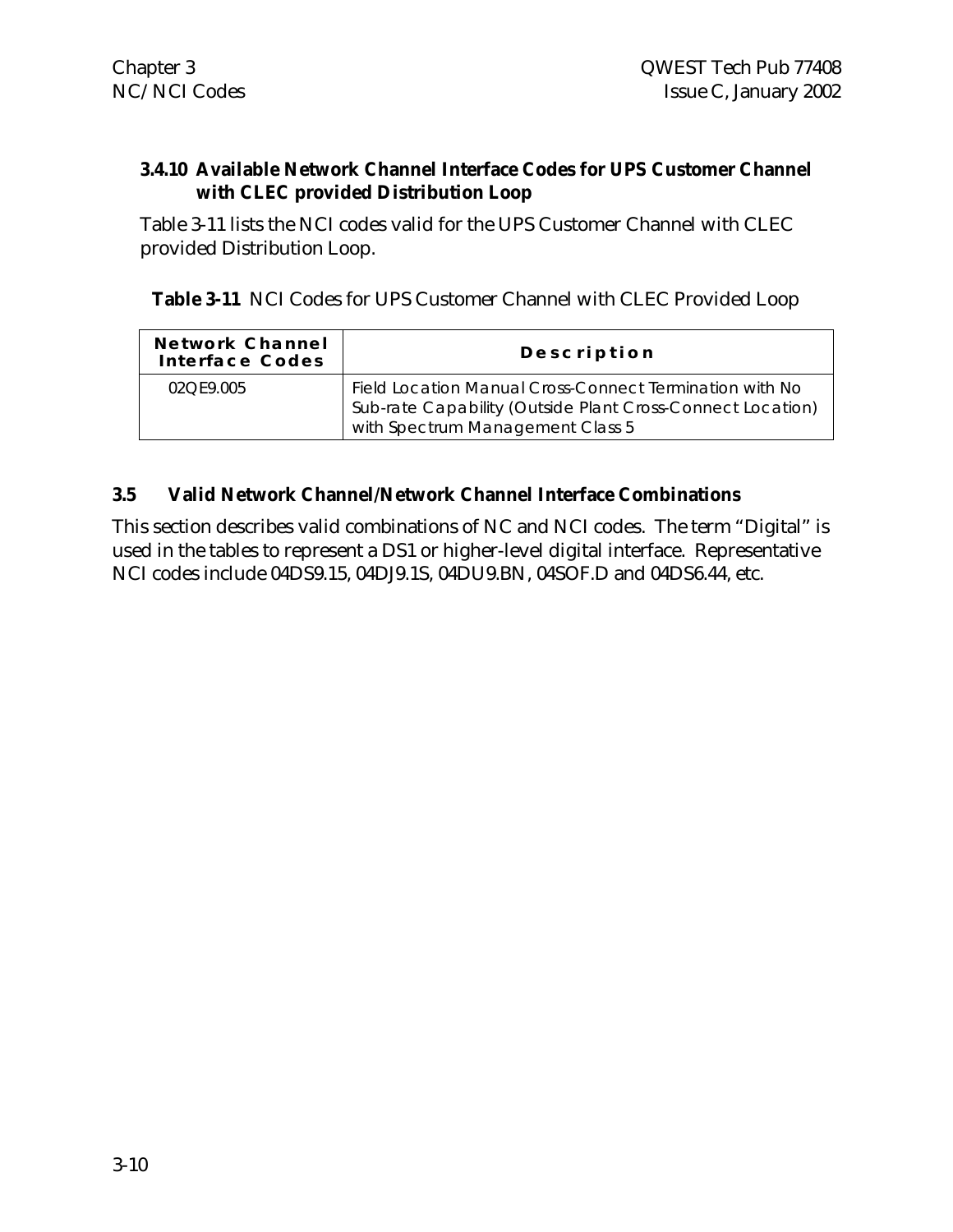### 3.4.10 Available Network Channel Interface Codes for UPS Customer Channel with CLEC provided Distribution Loop

Table 3-11 lists the NCI codes valid for the UPS Customer Channel with CLEC provided Distribution Loop.

**Table 3-11** NCI Codes for UPS Customer Channel with CLEC Provided Loop

| Network Channel Interface Codes | Description |
|---|---|
| 02QE9.005 | Field Location Manual Cross-Connect Termination with No Sub-rate Capability (Outside Plant Cross-Connect Location) with Spectrum Management Class 5 |

## 3.5 Valid Network Channel/Network Channel Interface Combinations

This section describes valid combinations of NC and NCI codes. The term "Digital" is used in the tables to represent a DS1 or higher-level digital interface. Representative NCI codes include 04DS9.15, 04DJ9.1S, 04DU9.BN, 04SOF.D and 04DS6.44, etc.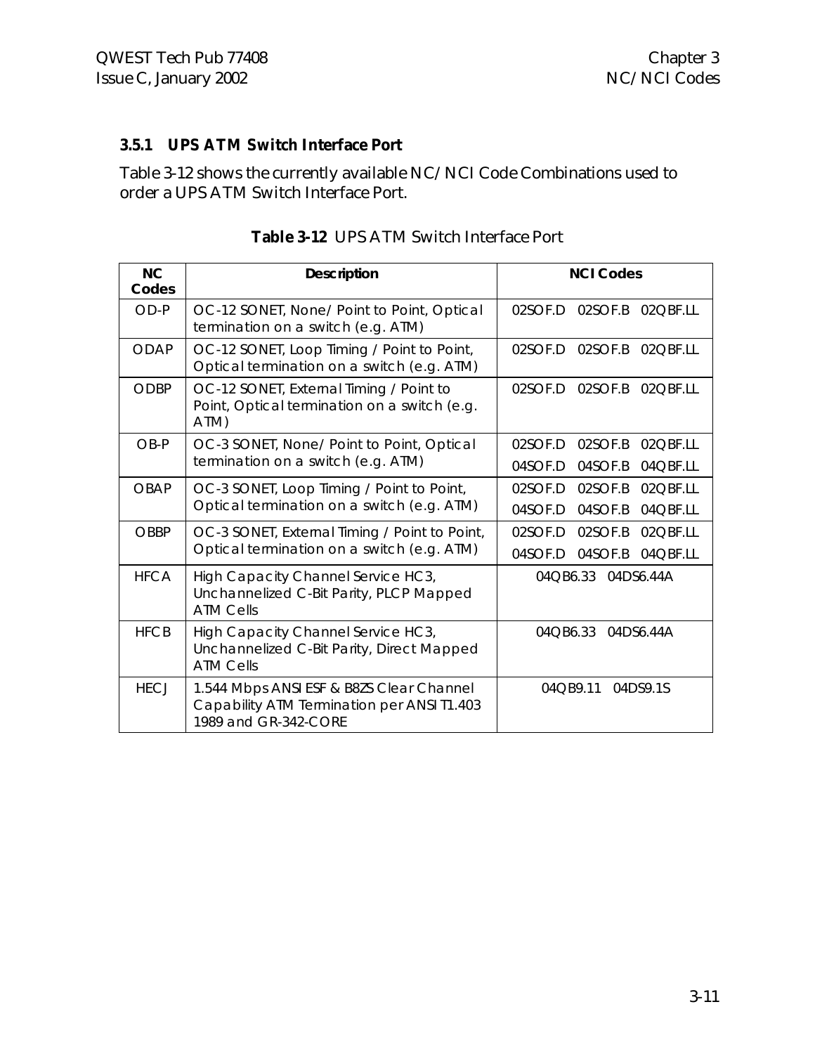### 3.5.1 UPS ATM Switch Interface Port

Table 3-12 shows the currently available NC/NCI Code Combinations used to order a UPS ATM Switch Interface Port.

**Table 3-12** UPS ATM Switch Interface Port

| NC Codes | Description | NCI Codes |
|---|---|---|
| OD-P | OC-12 SONET, None/ Point to Point, Optical termination on a switch (e.g. ATM) | 02SOF.D 02SOF.B 02QBF.LL |
| ODAP | OC-12 SONET, Loop Timing / Point to Point, Optical termination on a switch (e.g. ATM) | 02SOF.D 02SOF.B 02QBF.LL |
| ODBP | OC-12 SONET, External Timing / Point to Point, Optical termination on a switch (e.g. ATM) | 02SOF.D 02SOF.B 02QBF.LL |
| OB-P | OC-3 SONET, None/ Point to Point, Optical termination on a switch (e.g. ATM) | 02SOF.D 02SOF.B 02QBF.LL<br>04SOF.D 04SOF.B 04QBF.LL |
| OBAP | OC-3 SONET, Loop Timing / Point to Point, Optical termination on a switch (e.g. ATM) | 02SOF.D 02SOF.B 02QBF.LL<br>04SOF.D 04SOF.B 04QBF.LL |
| OBBP | OC-3 SONET, External Timing / Point to Point, Optical termination on a switch (e.g. ATM) | 02SOF.D 02SOF.B 02QBF.LL<br>04SOF.D 04SOF.B 04QBF.LL |
| HFCA | High Capacity Channel Service HC3, Unchannelized C-Bit Parity, PLCP Mapped ATM Cells | 04QB6.33 04DS6.44A |
| HFCB | High Capacity Channel Service HC3, Unchannelized C-Bit Parity, Direct Mapped ATM Cells | 04QB6.33 04DS6.44A |
| HECJ | 1.544 Mbps ANSI ESF & B8ZS Clear Channel Capability ATM Termination per ANSI T1.403 1989 and GR-342-CORE | 04QB9.11 04DS9.1S |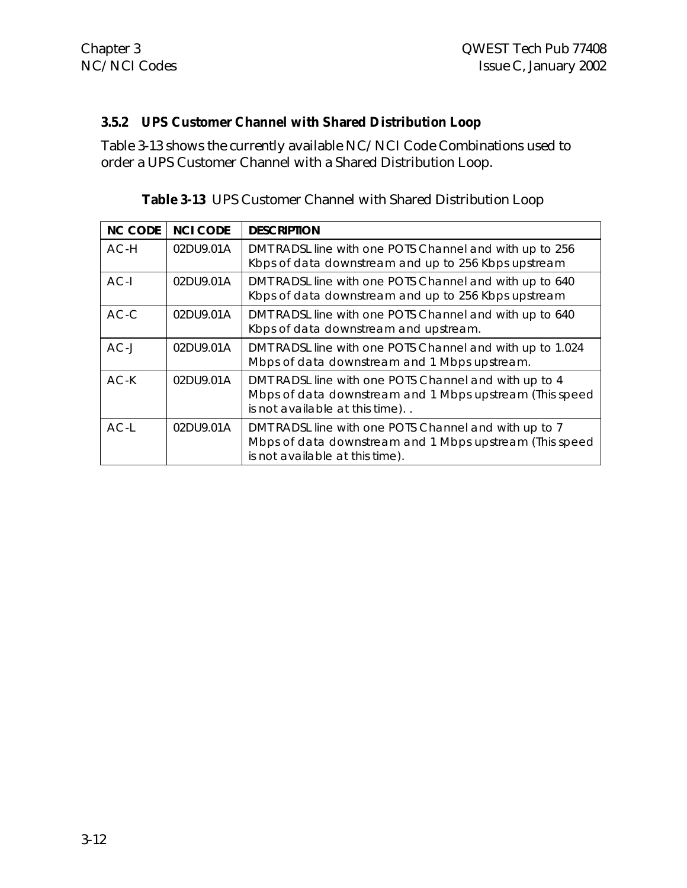### 3.5.2 UPS Customer Channel with Shared Distribution Loop

Table 3-13 shows the currently available NC/NCI Code Combinations used to order a UPS Customer Channel with a Shared Distribution Loop.

**Table 3-13** UPS Customer Channel with Shared Distribution Loop

| NC CODE | NCI CODE | DESCRIPTION |
|---|---|---|
| AC-H | 02DU9.01A | DMT RADSL line with one POTS Channel and with up to 256 Kbps of data downstream and up to 256 Kbps upstream |
| AC-I | 02DU9.01A | DMT RADSL line with one POTS Channel and with up to 640 Kbps of data downstream and up to 256 Kbps upstream |
| AC-C | 02DU9.01A | DMT RADSL line with one POTS Channel and with up to 640 Kbps of data downstream and upstream. |
| AC-J | 02DU9.01A | DMT RADSL line with one POTS Channel and with up to 1.024 Mbps of data downstream and 1 Mbps upstream. |
| AC-K | 02DU9.01A | DMT RADSL line with one POTS Channel and with up to 4 Mbps of data downstream and 1 Mbps upstream (This speed is not available at this time). . |
| AC-L | 02DU9.01A | DMT RADSL line with one POTS Channel and with up to 7 Mbps of data downstream and 1 Mbps upstream (This speed is not available at this time). |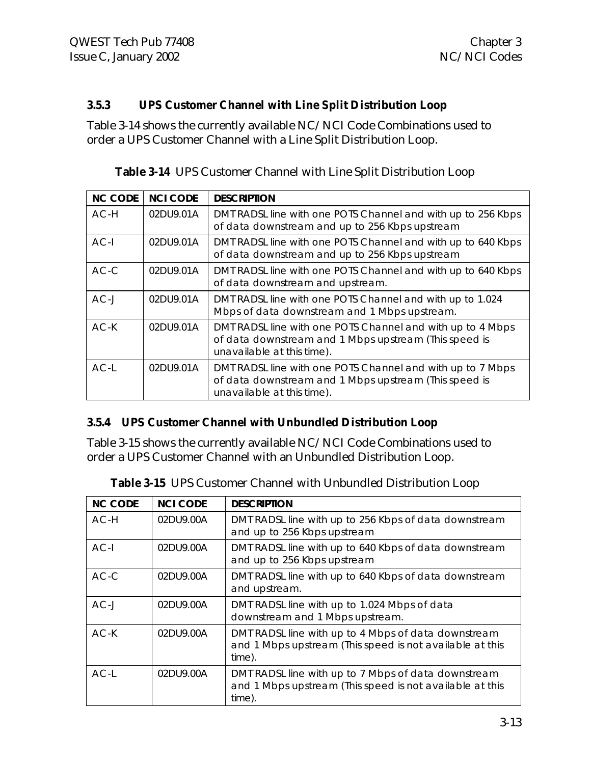### 3.5.3 UPS Customer Channel with Line Split Distribution Loop

Table 3-14 shows the currently available NC/NCI Code Combinations used to order a UPS Customer Channel with a Line Split Distribution Loop.

**Table 3-14** UPS Customer Channel with Line Split Distribution Loop

| NC CODE | NCI CODE | DESCRIPTION |
|---|---|---|
| AC-H | 02DU9.01A | DMT RADSL line with one POTS Channel and with up to 256 Kbps of data downstream and up to 256 Kbps upstream |
| AC-I | 02DU9.01A | DMT RADSL line with one POTS Channel and with up to 640 Kbps of data downstream and up to 256 Kbps upstream |
| AC-C | 02DU9.01A | DMT RADSL line with one POTS Channel and with up to 640 Kbps of data downstream and upstream. |
| AC-J | 02DU9.01A | DMT RADSL line with one POTS Channel and with up to 1.024 Mbps of data downstream and 1 Mbps upstream. |
| AC-K | 02DU9.01A | DMT RADSL line with one POTS Channel and with up to 4 Mbps of data downstream and 1 Mbps upstream (This speed is unavailable at this time). |
| AC-L | 02DU9.01A | DMT RADSL line with one POTS Channel and with up to 7 Mbps of data downstream and 1 Mbps upstream (This speed is unavailable at this time). |

### 3.5.4 UPS Customer Channel with Unbundled Distribution Loop

Table 3-15 shows the currently available NC/NCI Code Combinations used to order a UPS Customer Channel with an Unbundled Distribution Loop.

**Table 3-15** UPS Customer Channel with Unbundled Distribution Loop

| NC CODE | NCI CODE | DESCRIPTION |
|---|---|---|
| AC-H | 02DU9.00A | DMT RADSL line with up to 256 Kbps of data downstream and up to 256 Kbps upstream |
| AC-I | 02DU9.00A | DMT RADSL line with up to 640 Kbps of data downstream and up to 256 Kbps upstream |
| AC-C | 02DU9.00A | DMT RADSL line with up to 640 Kbps of data downstream and upstream. |
| AC-J | 02DU9.00A | DMT RADSL line with up to 1.024 Mbps of data downstream and 1 Mbps upstream. |
| AC-K | 02DU9.00A | DMT RADSL line with up to 4 Mbps of data downstream and 1 Mbps upstream (This speed is not available at this time). |
| AC-L | 02DU9.00A | DMT RADSL line with up to 7 Mbps of data downstream and 1 Mbps upstream (This speed is not available at this time). |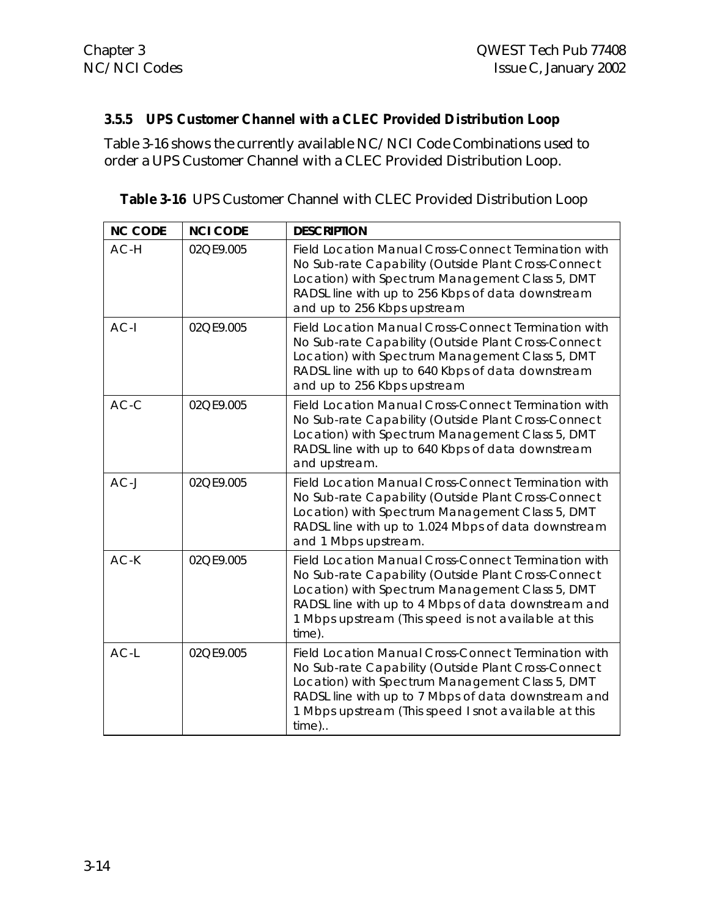### 3.5.5 UPS Customer Channel with a CLEC Provided Distribution Loop

Table 3-16 shows the currently available NC/NCI Code Combinations used to order a UPS Customer Channel with a CLEC Provided Distribution Loop.

**Table 3-16** UPS Customer Channel with CLEC Provided Distribution Loop

| NC CODE | NCI CODE | DESCRIPTION |
|---|---|---|
| AC-H | 02QE9.005 | Field Location Manual Cross-Connect Termination with No Sub-rate Capability (Outside Plant Cross-Connect Location) with Spectrum Management Class 5, DMT RADSL line with up to 256 Kbps of data downstream and up to 256 Kbps upstream |
| AC-I | 02QE9.005 | Field Location Manual Cross-Connect Termination with No Sub-rate Capability (Outside Plant Cross-Connect Location) with Spectrum Management Class 5, DMT RADSL line with up to 640 Kbps of data downstream and up to 256 Kbps upstream |
| AC-C | 02QE9.005 | Field Location Manual Cross-Connect Termination with No Sub-rate Capability (Outside Plant Cross-Connect Location) with Spectrum Management Class 5, DMT RADSL line with up to 640 Kbps of data downstream and upstream. |
| AC-J | 02QE9.005 | Field Location Manual Cross-Connect Termination with No Sub-rate Capability (Outside Plant Cross-Connect Location) with Spectrum Management Class 5, DMT RADSL line with up to 1.024 Mbps of data downstream and 1 Mbps upstream. |
| AC-K | 02QE9.005 | Field Location Manual Cross-Connect Termination with No Sub-rate Capability (Outside Plant Cross-Connect Location) with Spectrum Management Class 5, DMT RADSL line with up to 4 Mbps of data downstream and 1 Mbps upstream (This speed is not available at this time). |
| AC-L | 02QE9.005 | Field Location Manual Cross-Connect Termination with No Sub-rate Capability (Outside Plant Cross-Connect Location) with Spectrum Management Class 5, DMT RADSL line with up to 7 Mbps of data downstream and 1 Mbps upstream (This speed I snot available at this time).. |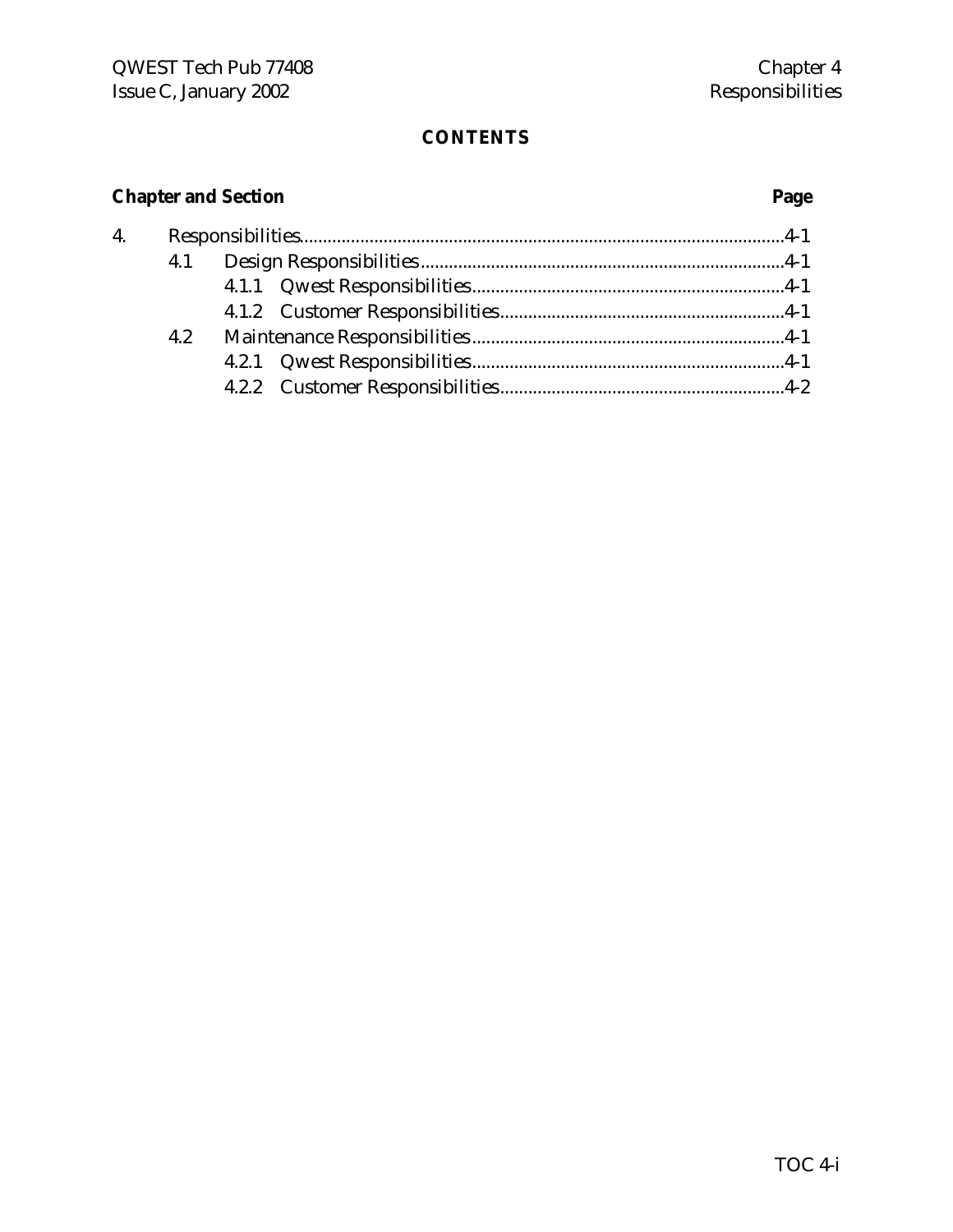**CONTENTS**

| Chapter and Section | | | Page |
|---|---|---|---|
| 4. | Responsibilities | | 4-1 |
| | 4.1 | Design Responsibilities | 4-1 |
| | | 4.1.1 Qwest Responsibilities | 4-1 |
| | | 4.1.2 Customer Responsibilities | 4-1 |
| | 4.2 | Maintenance Responsibilities | 4-1 |
| | | 4.2.1 Qwest Responsibilities | 4-1 |
| | | 4.2.2 Customer Responsibilities | 4-2 |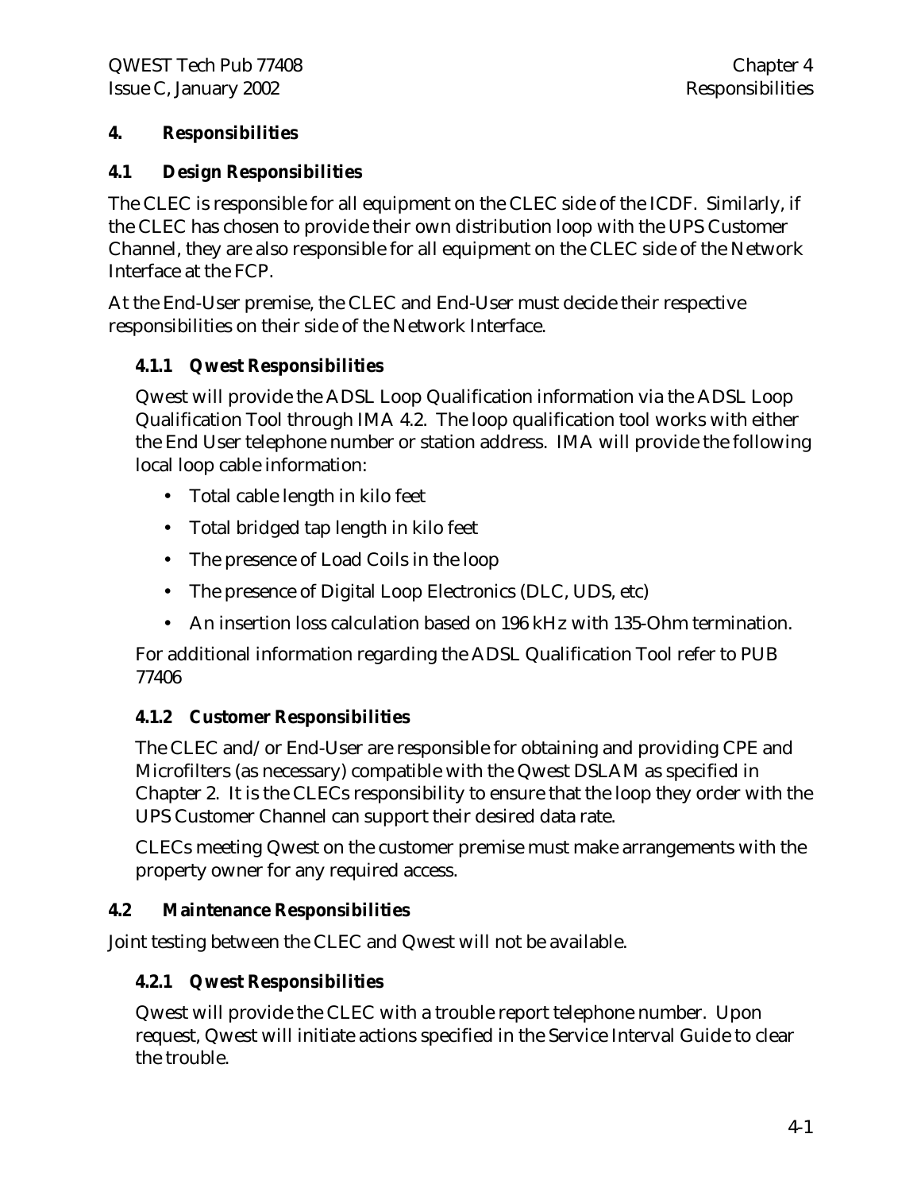# 4. Responsibilities

## 4.1 Design Responsibilities

The CLEC is responsible for all equipment on the CLEC side of the ICDF. Similarly, if the CLEC has chosen to provide their own distribution loop with the UPS Customer Channel, they are also responsible for all equipment on the CLEC side of the Network Interface at the FCP.

At the End-User premise, the CLEC and End-User must decide their respective responsibilities on their side of the Network Interface.

### 4.1.1 Qwest Responsibilities

Qwest will provide the ADSL Loop Qualification information via the ADSL Loop Qualification Tool through IMA 4.2. The loop qualification tool works with either the End User telephone number or station address. IMA will provide the following local loop cable information:

- Total cable length in kilo feet
- Total bridged tap length in kilo feet
- The presence of Load Coils in the loop
- The presence of Digital Loop Electronics (DLC, UDS, etc)
- An insertion loss calculation based on 196 kHz with 135-Ohm termination.

For additional information regarding the ADSL Qualification Tool refer to PUB 77406

### 4.1.2 Customer Responsibilities

The CLEC and/or End-User are responsible for obtaining and providing CPE and Microfilters (as necessary) compatible with the Qwest DSLAM as specified in Chapter 2. It is the CLECs responsibility to ensure that the loop they order with the UPS Customer Channel can support their desired data rate.

CLECs meeting Qwest on the customer premise must make arrangements with the property owner for any required access.

## 4.2 Maintenance Responsibilities

Joint testing between the CLEC and Qwest will not be available.

### 4.2.1 Qwest Responsibilities

Qwest will provide the CLEC with a trouble report telephone number. Upon request, Qwest will initiate actions specified in the Service Interval Guide to clear the trouble.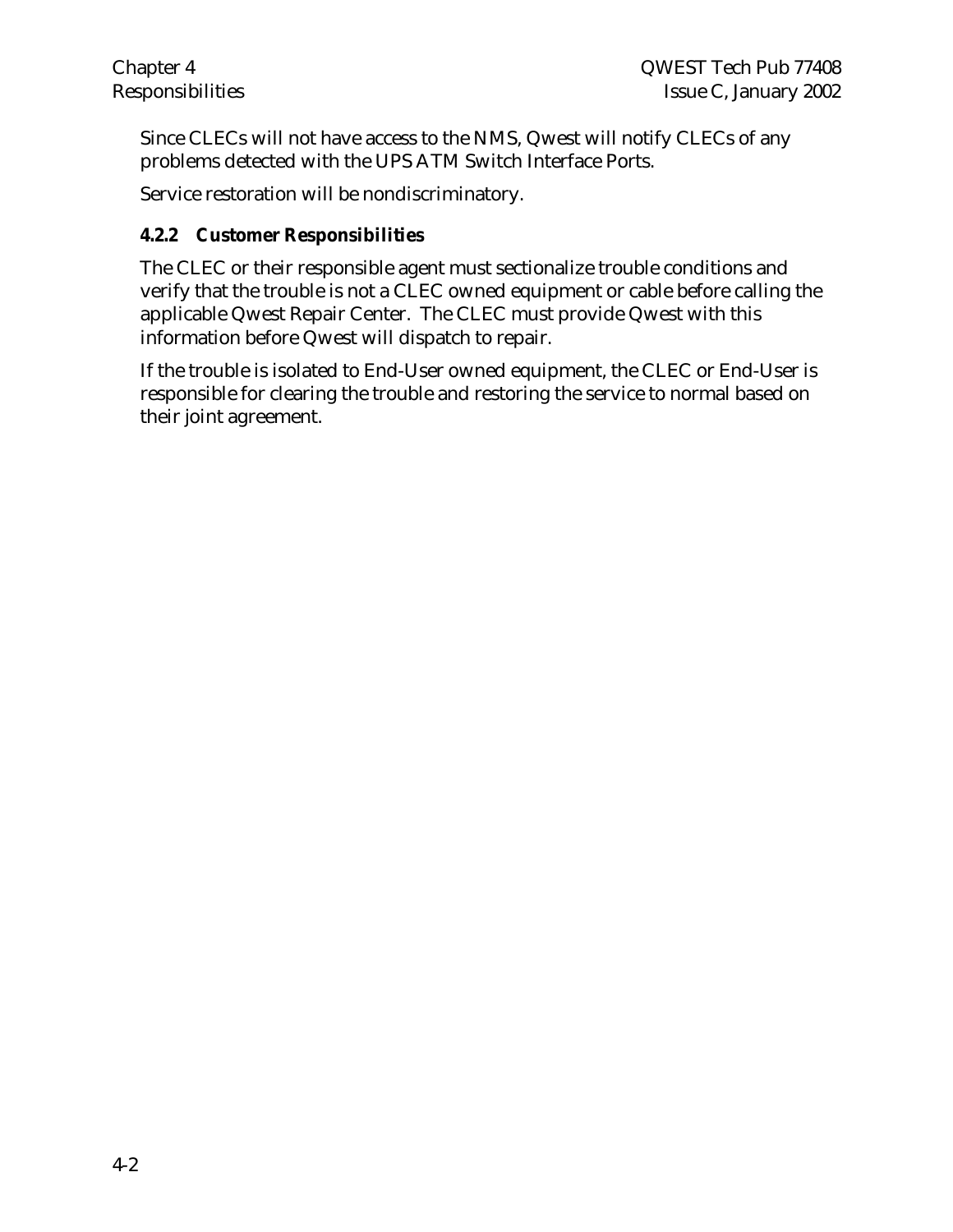Since CLECs will not have access to the NMS, Qwest will notify CLECs of any problems detected with the UPS ATM Switch Interface Ports.

Service restoration will be nondiscriminatory.

### 4.2.2 Customer Responsibilities

The CLEC or their responsible agent must sectionalize trouble conditions and verify that the trouble is not a CLEC owned equipment or cable before calling the applicable Qwest Repair Center. The CLEC must provide Qwest with this information before Qwest will dispatch to repair.

If the trouble is isolated to End-User owned equipment, the CLEC or End-User is responsible for clearing the trouble and restoring the service to normal based on their joint agreement.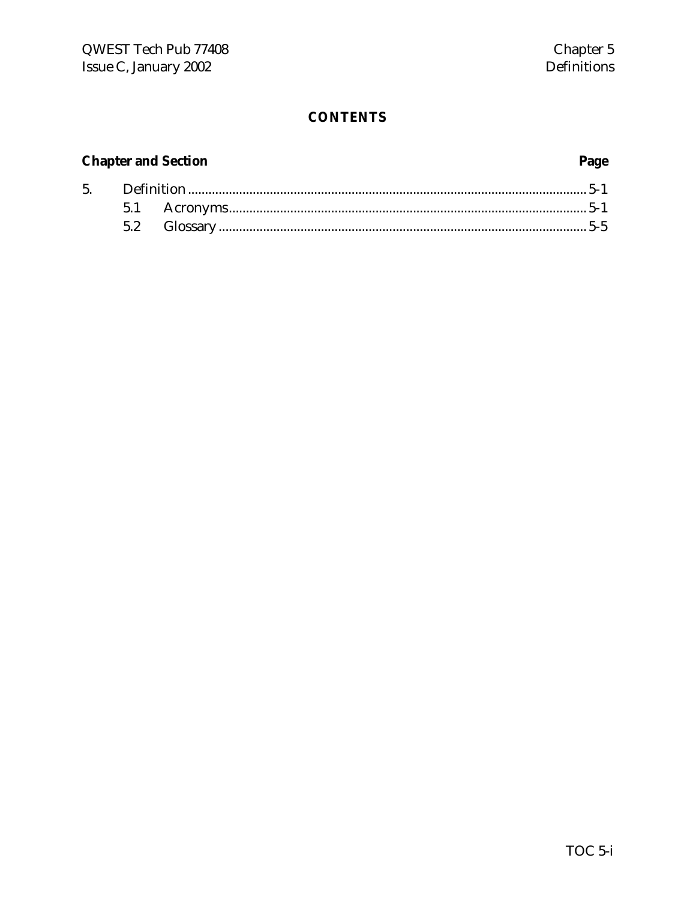## CONTENTS

| Chapter and Section | | Page |
|---|---|---|
| 5. | Definition | 5-1 |
| | 5.1 Acronyms | 5-1 |
| | 5.2 Glossary | 5-5 |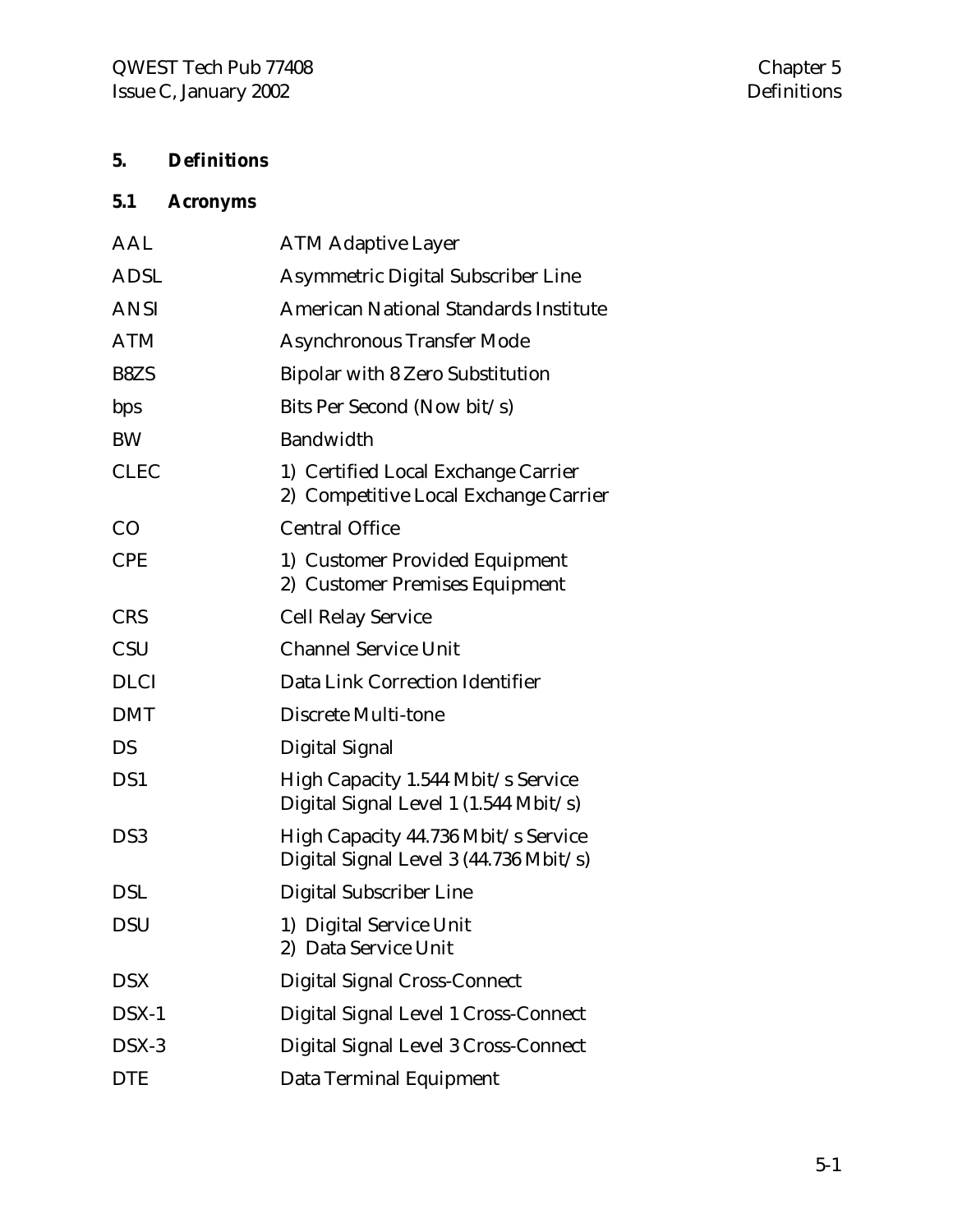# 5. Definitions

## 5.1 Acronyms

| | |
|---|---|
| AAL | ATM Adaptive Layer |
| ADSL | Asymmetric Digital Subscriber Line |
| ANSI | American National Standards Institute |
| ATM | Asynchronous Transfer Mode |
| B8ZS | Bipolar with 8 Zero Substitution |
| bps | Bits Per Second (Now bit/s) |
| BW | Bandwidth |
| CLEC | 1) Certified Local Exchange Carrier<br>2) Competitive Local Exchange Carrier |
| CO | Central Office |
| CPE | 1) Customer Provided Equipment<br>2) Customer Premises Equipment |
| CRS | Cell Relay Service |
| CSU | Channel Service Unit |
| DLCI | Data Link Correction Identifier |
| DMT | Discrete Multi-tone |
| DS | Digital Signal |
| DS1 | High Capacity 1.544 Mbit/s Service<br>Digital Signal Level 1 (1.544 Mbit/s) |
| DS3 | High Capacity 44.736 Mbit/s Service<br>Digital Signal Level 3 (44.736 Mbit/s) |
| DSL | Digital Subscriber Line |
| DSU | 1) Digital Service Unit<br>2) Data Service Unit |
| DSX | Digital Signal Cross-Connect |
| DSX-1 | Digital Signal Level 1 Cross-Connect |
| DSX-3 | Digital Signal Level 3 Cross-Connect |
| DTE | Data Terminal Equipment |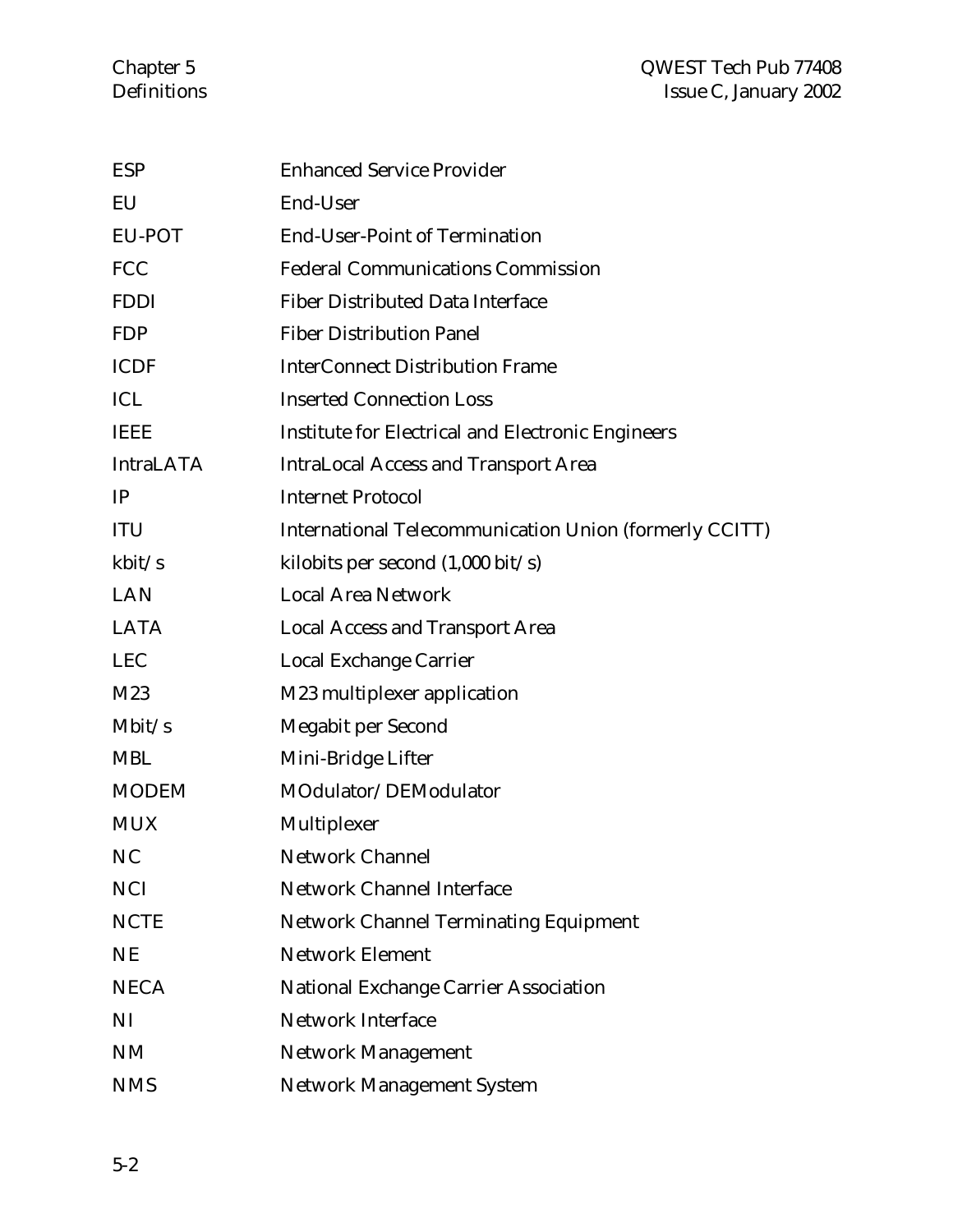| | |
|---|---|
| ESP | Enhanced Service Provider |
| EU | End-User |
| EU-POT | End-User-Point of Termination |
| FCC | Federal Communications Commission |
| FDDI | Fiber Distributed Data Interface |
| FDP | Fiber Distribution Panel |
| ICDF | InterConnect Distribution Frame |
| ICL | Inserted Connection Loss |
| IEEE | Institute for Electrical and Electronic Engineers |
| IntraLATA | IntraLocal Access and Transport Area |
| IP | Internet Protocol |
| ITU | International Telecommunication Union (formerly CCITT) |
| kbit/s | kilobits per second (1,000 bit/s) |
| LAN | Local Area Network |
| LATA | Local Access and Transport Area |
| LEC | Local Exchange Carrier |
| M23 | M23 multiplexer application |
| Mbit/s | Megabit per Second |
| MBL | Mini-Bridge Lifter |
| MODEM | MOdulator/DEModulator |
| MUX | Multiplexer |
| NC | Network Channel |
| NCI | Network Channel Interface |
| NCTE | Network Channel Terminating Equipment |
| NE | Network Element |
| NECA | National Exchange Carrier Association |
| NI | Network Interface |
| NM | Network Management |
| NMS | Network Management System |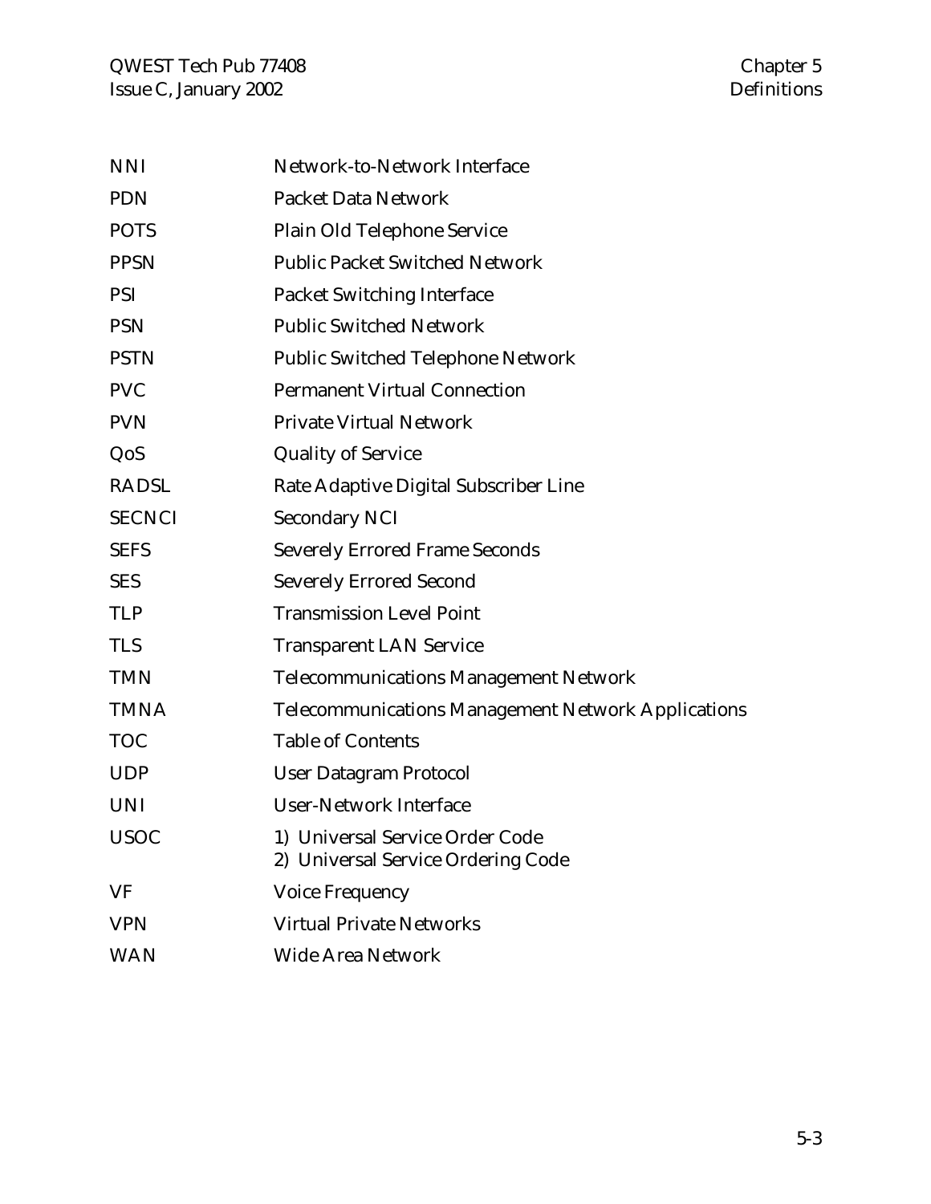| | |
|---|---|
| NNI | Network-to-Network Interface |
| PDN | Packet Data Network |
| POTS | Plain Old Telephone Service |
| PPSN | Public Packet Switched Network |
| PSI | Packet Switching Interface |
| PSN | Public Switched Network |
| PSTN | Public Switched Telephone Network |
| PVC | Permanent Virtual Connection |
| PVN | Private Virtual Network |
| QoS | Quality of Service |
| RADSL | Rate Adaptive Digital Subscriber Line |
| SECNCI | Secondary NCI |
| SEFS | Severely Errored Frame Seconds |
| SES | Severely Errored Second |
| TLP | Transmission Level Point |
| TLS | Transparent LAN Service |
| TMN | Telecommunications Management Network |
| TMNA | Telecommunications Management Network Applications |
| TOC | Table of Contents |
| UDP | User Datagram Protocol |
| UNI | User-Network Interface |
| USOC | 1) Universal Service Order Code<br>2) Universal Service Ordering Code |
| VF | Voice Frequency |
| VPN | Virtual Private Networks |
| WAN | Wide Area Network |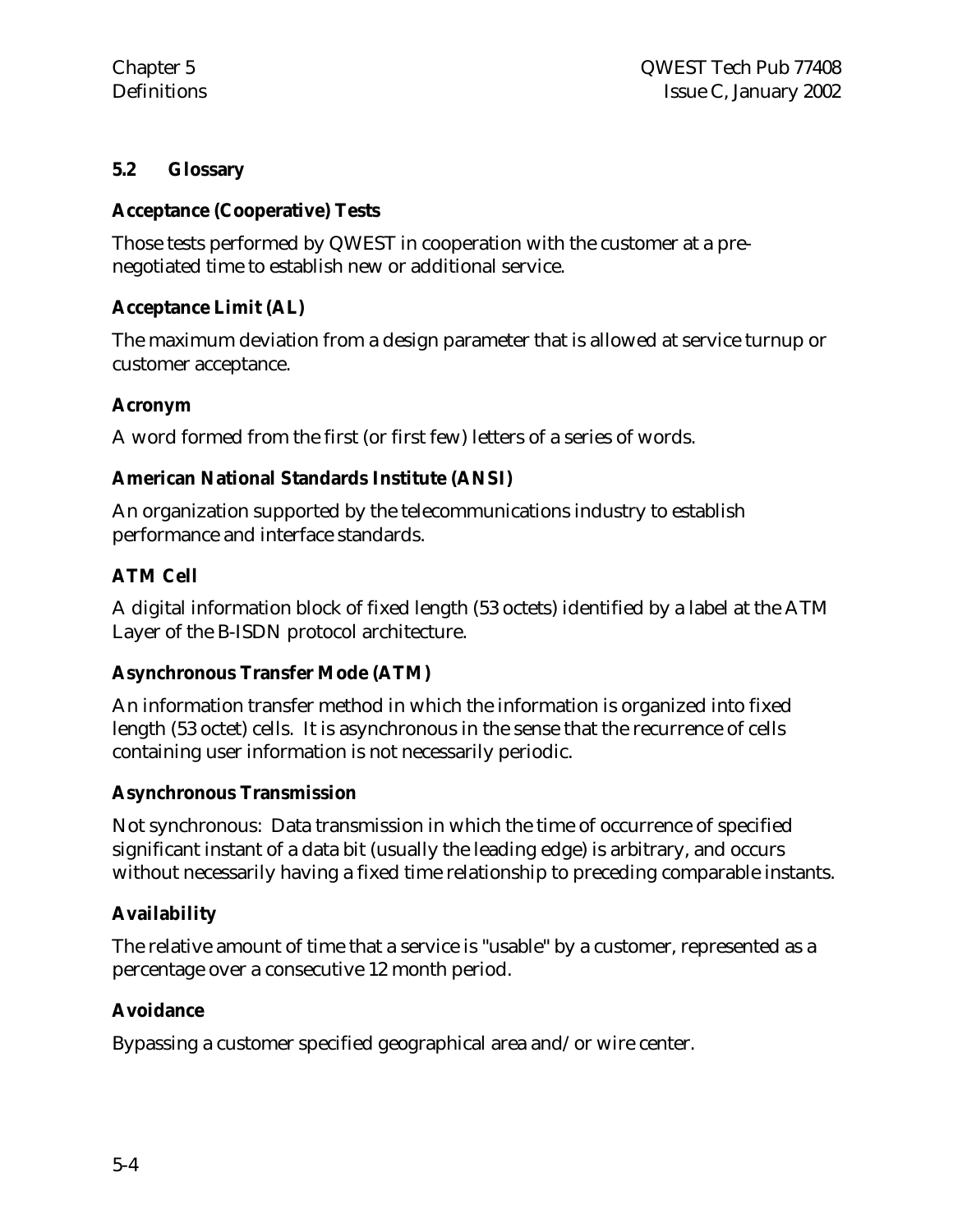## 5.2 Glossary

**Acceptance (Cooperative) Tests**

Those tests performed by QWEST in cooperation with the customer at a pre-negotiated time to establish new or additional service.

**Acceptance Limit (AL)**

The maximum deviation from a design parameter that is allowed at service turnup or customer acceptance.

**Acronym**

A word formed from the first (or first few) letters of a series of words.

**American National Standards Institute (ANSI)**

An organization supported by the telecommunications industry to establish performance and interface standards.

**ATM Cell**

A digital information block of fixed length (53 octets) identified by a label at the ATM Layer of the B-ISDN protocol architecture.

**Asynchronous Transfer Mode (ATM)**

An information transfer method in which the information is organized into fixed length (53 octet) cells. It is asynchronous in the sense that the recurrence of cells containing user information is not necessarily periodic.

**Asynchronous Transmission**

Not synchronous: Data transmission in which the time of occurrence of specified significant instant of a data bit (usually the leading edge) is arbitrary, and occurs without necessarily having a fixed time relationship to preceding comparable instants.

**Availability**

The relative amount of time that a service is "usable" by a customer, represented as a percentage over a consecutive 12 month period.

**Avoidance**

Bypassing a customer specified geographical area and/or wire center.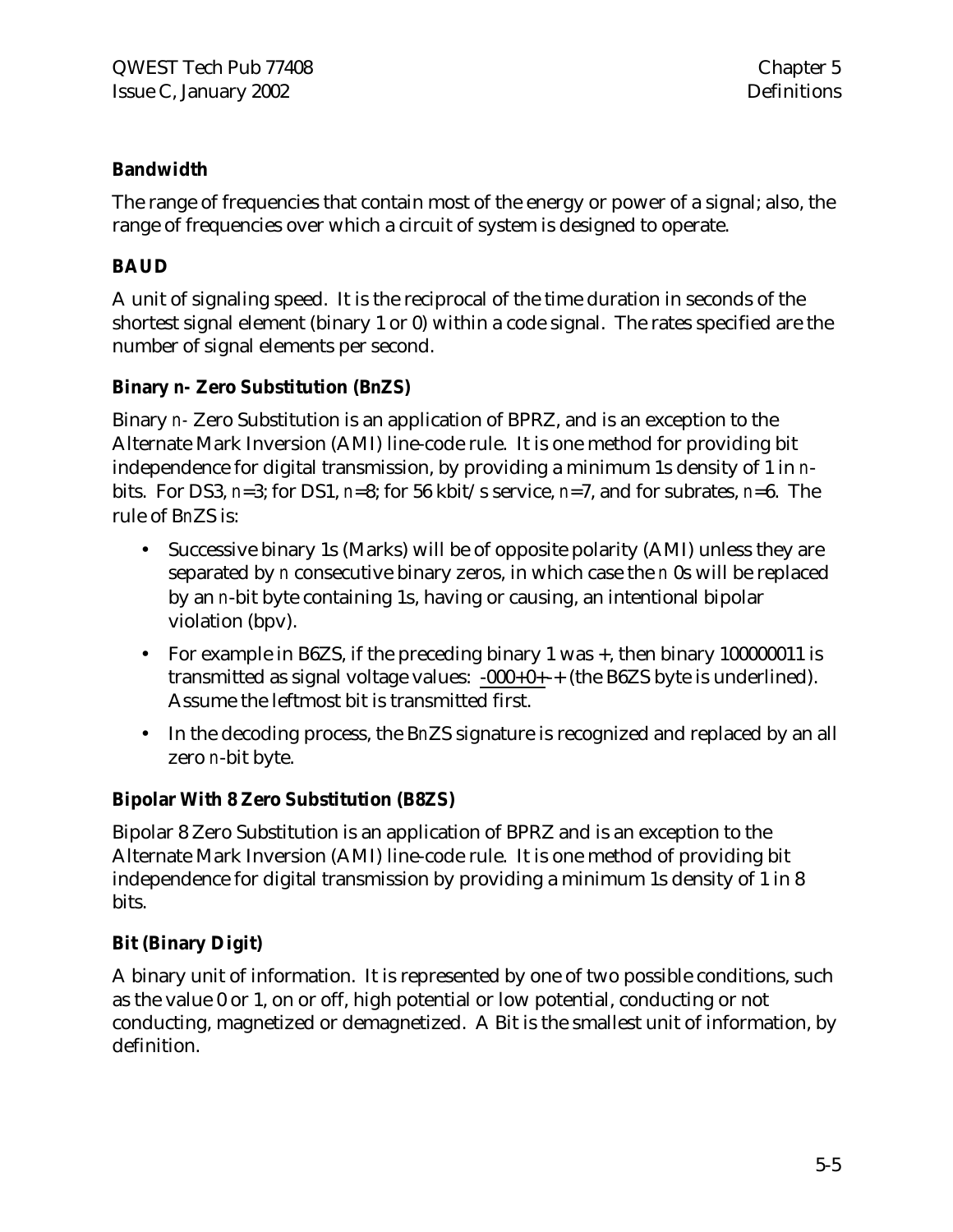### Bandwidth

The range of frequencies that contain most of the energy or power of a signal; also, the range of frequencies over which a circuit of system is designed to operate.

### BAUD

A unit of signaling speed. It is the reciprocal of the time duration in seconds of the shortest signal element (binary 1 or 0) within a code signal. The rates specified are the number of signal elements per second.

### Binary n- Zero Substitution (BnZS)

Binary *n-* Zero Substitution is an application of BPRZ, and is an exception to the Alternate Mark Inversion (AMI) line-code rule. It is one method for providing bit independence for digital transmission, by providing a minimum 1s density of 1 in *n*-bits. For DS3, *n*=3; for DS1, *n*=8; for 56 kbit/s service, *n*=7, and for subrates, *n*=6. The rule of B*n*ZS is:

- Successive binary 1s (Marks) will be of opposite polarity (AMI) unless they are separated by *n* consecutive binary zeros, in which case the *n* 0s will be replaced by an *n*-bit byte containing 1s, having or causing, an intentional bipolar violation (bpv).
- For example in B6ZS, if the preceding binary 1 was +, then binary 100000011 is transmitted as signal voltage values: <u>-000+0+</u>-+ (the B6ZS byte is underlined). Assume the leftmost bit is transmitted first.
- In the decoding process, the B*n*ZS signature is recognized and replaced by an all zero *n*-bit byte.

### Bipolar With 8 Zero Substitution (B8ZS)

Bipolar 8 Zero Substitution is an application of BPRZ and is an exception to the Alternate Mark Inversion (AMI) line-code rule. It is one method of providing bit independence for digital transmission by providing a minimum 1s density of 1 in 8 bits.

### Bit (Binary Digit)

A binary unit of information. It is represented by one of two possible conditions, such as the value 0 or 1, on or off, high potential or low potential, conducting or not conducting, magnetized or demagnetized. A Bit is the smallest unit of information, by definition.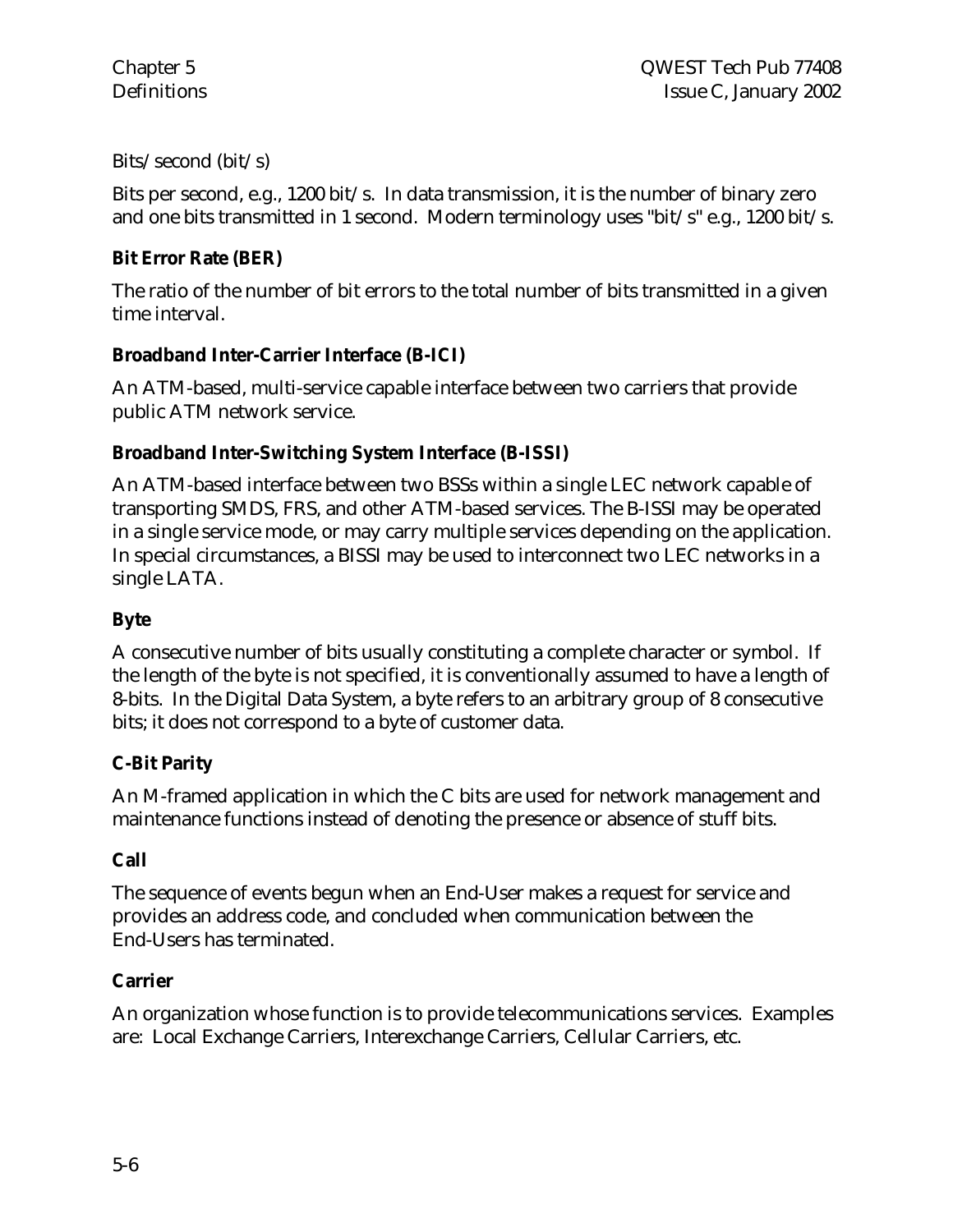Bits/second (bit/s)

Bits per second, e.g., 1200 bit/s. In data transmission, it is the number of binary zero and one bits transmitted in 1 second. Modern terminology uses "bit/s" e.g., 1200 bit/s.

**Bit Error Rate (BER)**

The ratio of the number of bit errors to the total number of bits transmitted in a given time interval.

**Broadband Inter-Carrier Interface (B-ICI)**

An ATM-based, multi-service capable interface between two carriers that provide public ATM network service.

**Broadband Inter-Switching System Interface (B-ISSI)**

An ATM-based interface between two BSSs within a single LEC network capable of transporting SMDS, FRS, and other ATM-based services. The B-ISSI may be operated in a single service mode, or may carry multiple services depending on the application. In special circumstances, a BISSI may be used to interconnect two LEC networks in a single LATA.

**Byte**

A consecutive number of bits usually constituting a complete character or symbol. If the length of the byte is not specified, it is conventionally assumed to have a length of 8-bits. In the Digital Data System, a byte refers to an arbitrary group of 8 consecutive bits; it does not correspond to a byte of customer data.

**C-Bit Parity**

An M-framed application in which the C bits are used for network management and maintenance functions instead of denoting the presence or absence of stuff bits.

**Call**

The sequence of events begun when an End-User makes a request for service and provides an address code, and concluded when communication between the End-Users has terminated.

**Carrier**

An organization whose function is to provide telecommunications services. Examples are: Local Exchange Carriers, Interexchange Carriers, Cellular Carriers, etc.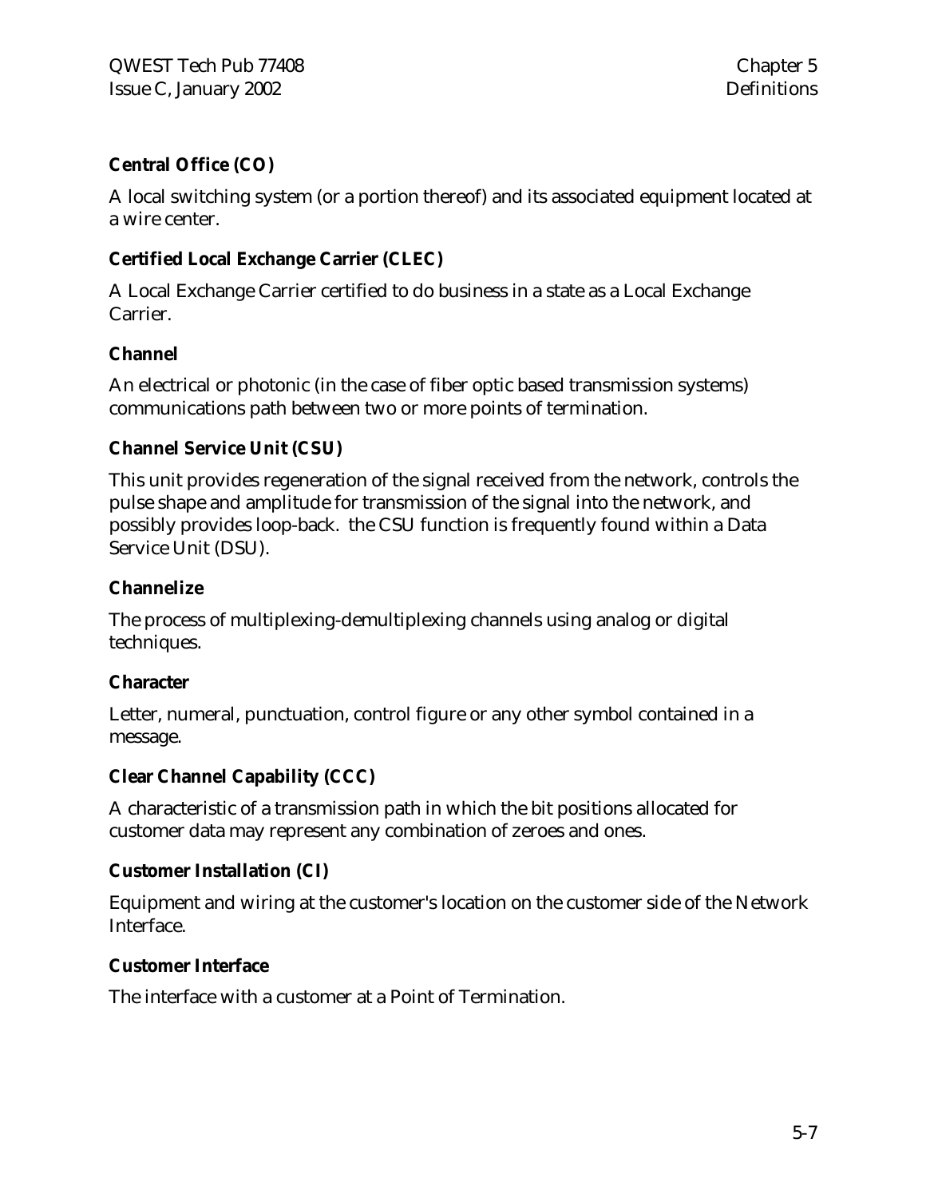**Central Office (CO)**

A local switching system (or a portion thereof) and its associated equipment located at a wire center.

**Certified Local Exchange Carrier (CLEC)**

A Local Exchange Carrier certified to do business in a state as a Local Exchange Carrier.

**Channel**

An electrical or photonic (in the case of fiber optic based transmission systems) communications path between two or more points of termination.

**Channel Service Unit (CSU)**

This unit provides regeneration of the signal received from the network, controls the pulse shape and amplitude for transmission of the signal into the network, and possibly provides loop-back.  the CSU function is frequently found within a Data Service Unit (DSU).

**Channelize**

The process of multiplexing-demultiplexing channels using analog or digital techniques.

**Character**

Letter, numeral, punctuation, control figure or any other symbol contained in a message.

**Clear Channel Capability (CCC)**

A characteristic of a transmission path in which the bit positions allocated for customer data may represent any combination of zeroes and ones.

**Customer Installation (CI)**

Equipment and wiring at the customer's location on the customer side of the Network Interface.

**Customer Interface**

The interface with a customer at a Point of Termination.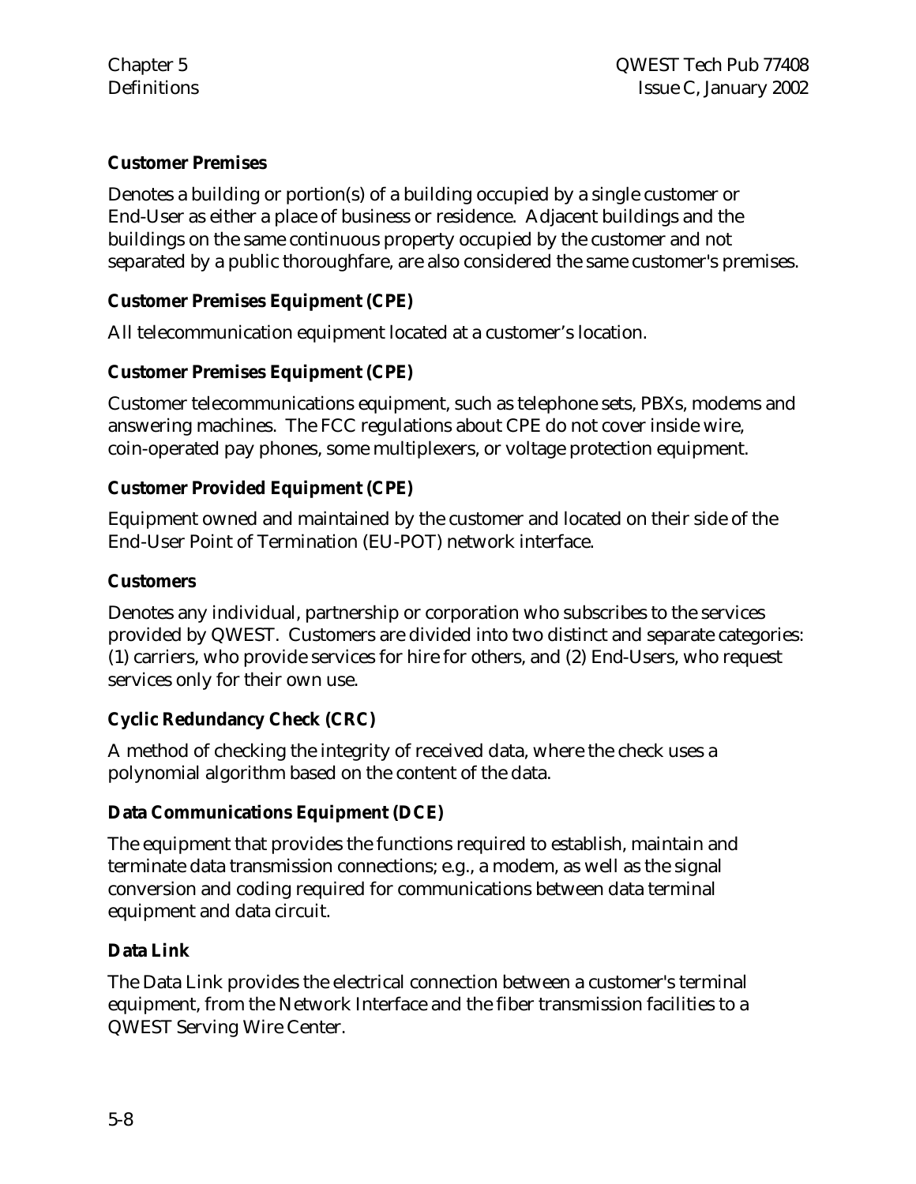**Customer Premises**

Denotes a building or portion(s) of a building occupied by a single customer or End-User as either a place of business or residence. Adjacent buildings and the buildings on the same continuous property occupied by the customer and not separated by a public thoroughfare, are also considered the same customer's premises.

**Customer Premises Equipment (CPE)**

All telecommunication equipment located at a customer's location.

**Customer Premises Equipment (CPE)**

Customer telecommunications equipment, such as telephone sets, PBXs, modems and answering machines. The FCC regulations about CPE do not cover inside wire, coin-operated pay phones, some multiplexers, or voltage protection equipment.

**Customer Provided Equipment (CPE)**

Equipment owned and maintained by the customer and located on their side of the End-User Point of Termination (EU-POT) network interface.

**Customers**

Denotes any individual, partnership or corporation who subscribes to the services provided by QWEST. Customers are divided into two distinct and separate categories: (1) carriers, who provide services for hire for others, and (2) End-Users, who request services only for their own use.

**Cyclic Redundancy Check (CRC)**

A method of checking the integrity of received data, where the check uses a polynomial algorithm based on the content of the data.

**Data Communications Equipment (DCE)**

The equipment that provides the functions required to establish, maintain and terminate data transmission connections; e.g., a modem, as well as the signal conversion and coding required for communications between data terminal equipment and data circuit.

**Data Link**

The Data Link provides the electrical connection between a customer's terminal equipment, from the Network Interface and the fiber transmission facilities to a QWEST Serving Wire Center.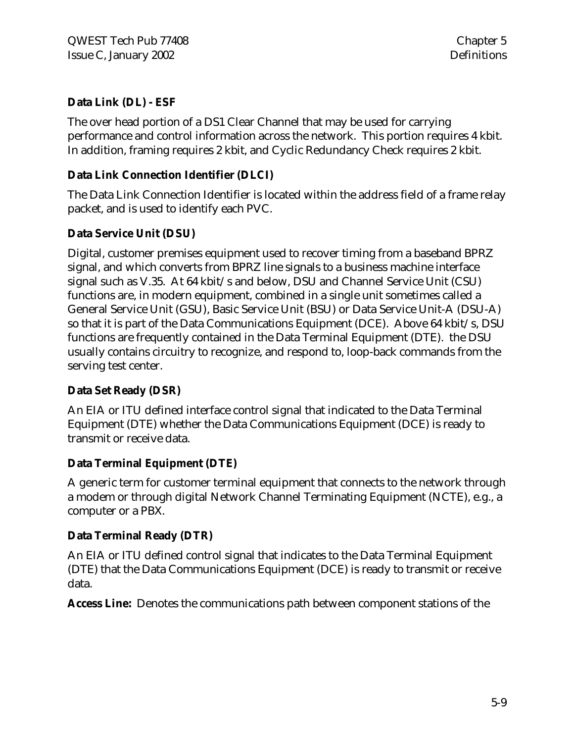**Data Link (DL) - ESF**

The over head portion of a DS1 Clear Channel that may be used for carrying performance and control information across the network. This portion requires 4 kbit. In addition, framing requires 2 kbit, and Cyclic Redundancy Check requires 2 kbit.

**Data Link Connection Identifier (DLCI)**

The Data Link Connection Identifier is located within the address field of a frame relay packet, and is used to identify each PVC.

**Data Service Unit (DSU)**

Digital, customer premises equipment used to recover timing from a baseband BPRZ signal, and which converts from BPRZ line signals to a business machine interface signal such as V.35. At 64 kbit/s and below, DSU and Channel Service Unit (CSU) functions are, in modern equipment, combined in a single unit sometimes called a General Service Unit (GSU), Basic Service Unit (BSU) or Data Service Unit-A (DSU-A) so that it is part of the Data Communications Equipment (DCE). Above 64 kbit/s, DSU functions are frequently contained in the Data Terminal Equipment (DTE). the DSU usually contains circuitry to recognize, and respond to, loop-back commands from the serving test center.

**Data Set Ready (DSR)**

An EIA or ITU defined interface control signal that indicated to the Data Terminal Equipment (DTE) whether the Data Communications Equipment (DCE) is ready to transmit or receive data.

**Data Terminal Equipment (DTE)**

A generic term for customer terminal equipment that connects to the network through a modem or through digital Network Channel Terminating Equipment (NCTE), e.g., a computer or a PBX.

**Data Terminal Ready (DTR)**

An EIA or ITU defined control signal that indicates to the Data Terminal Equipment (DTE) that the Data Communications Equipment (DCE) is ready to transmit or receive data.

**Access Line:** Denotes the communications path between component stations of the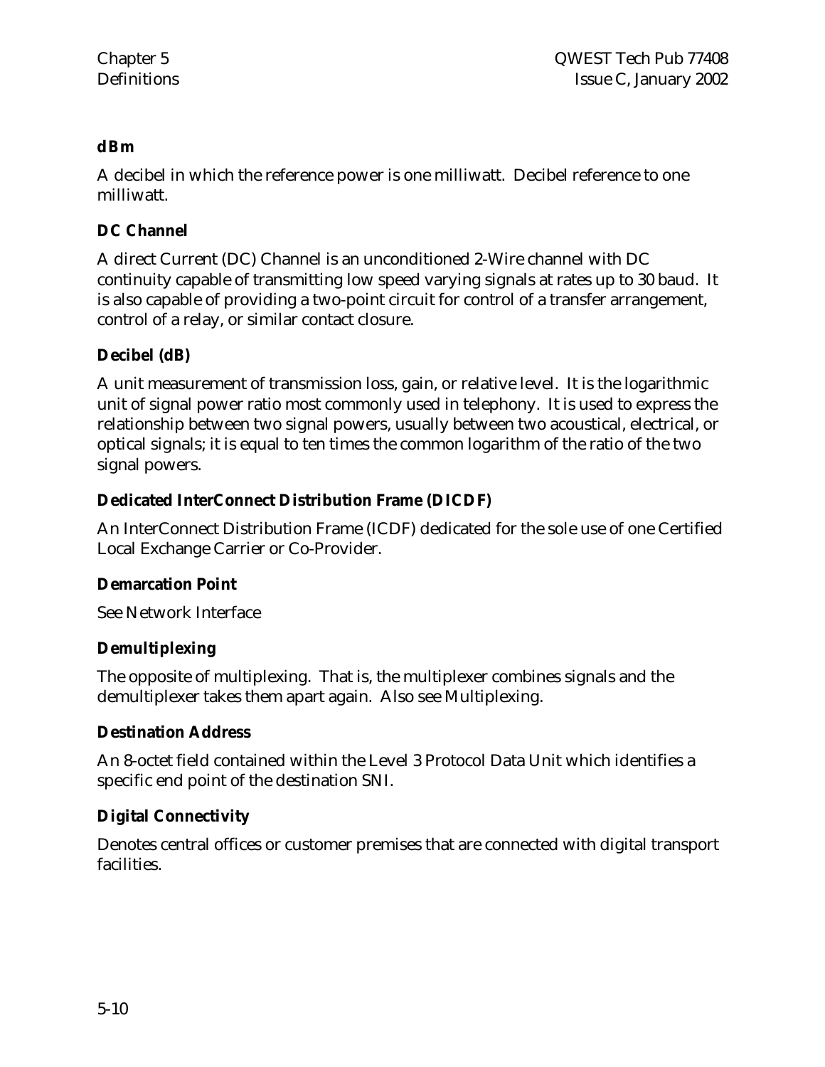**dBm**

A decibel in which the reference power is one milliwatt. Decibel reference to one milliwatt.

**DC Channel**

A direct Current (DC) Channel is an unconditioned 2-Wire channel with DC continuity capable of transmitting low speed varying signals at rates up to 30 baud. It is also capable of providing a two-point circuit for control of a transfer arrangement, control of a relay, or similar contact closure.

**Decibel (dB)**

A unit measurement of transmission loss, gain, or relative level. It is the logarithmic unit of signal power ratio most commonly used in telephony. It is used to express the relationship between two signal powers, usually between two acoustical, electrical, or optical signals; it is equal to ten times the common logarithm of the ratio of the two signal powers.

**Dedicated InterConnect Distribution Frame (DICDF)**

An InterConnect Distribution Frame (ICDF) dedicated for the sole use of one Certified Local Exchange Carrier or Co-Provider.

**Demarcation Point**

See Network Interface

**Demultiplexing**

The opposite of multiplexing. That is, the multiplexer combines signals and the demultiplexer takes them apart again. Also see Multiplexing.

**Destination Address**

An 8-octet field contained within the Level 3 Protocol Data Unit which identifies a specific end point of the destination SNI.

**Digital Connectivity**

Denotes central offices or customer premises that are connected with digital transport facilities.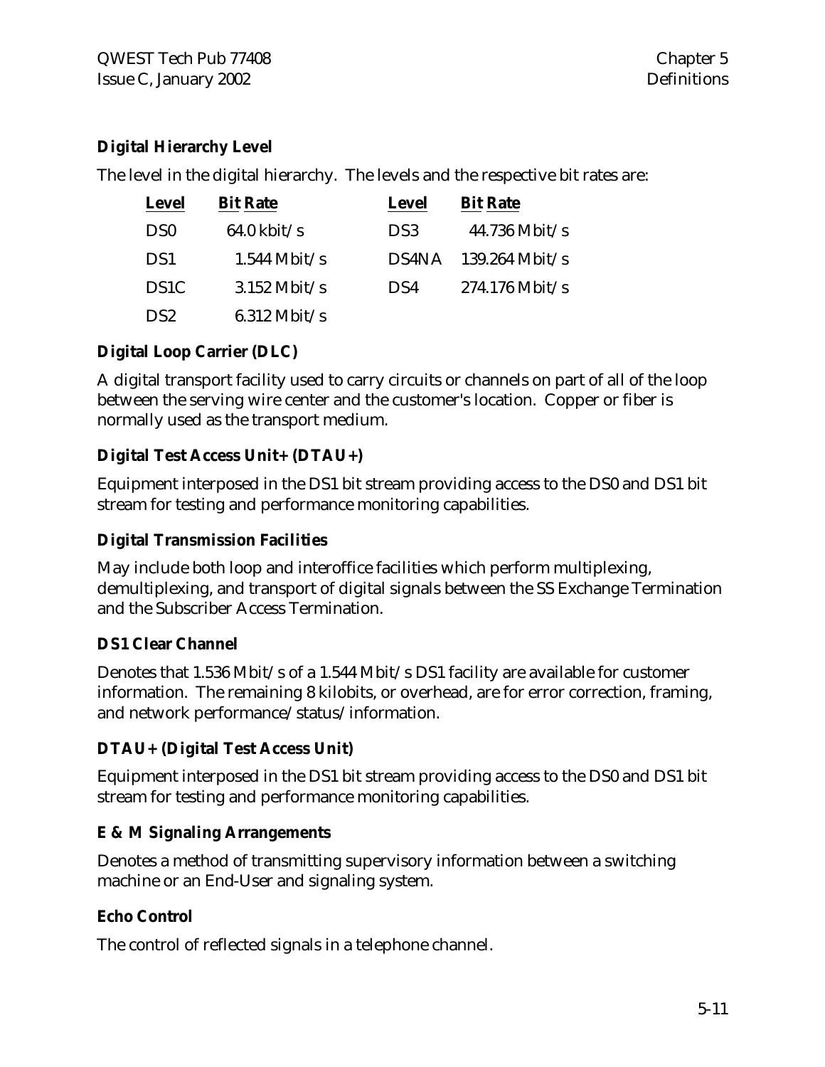**Digital Hierarchy Level**

The level in the digital hierarchy. The levels and the respective bit rates are:

| Level | Bit Rate | Level | Bit Rate |
|---|---|---|---|
| DS0 | 64.0 kbit/s | DS3 | 44.736 Mbit/s |
| DS1 | 1.544 Mbit/s | DS4NA | 139.264 Mbit/s |
| DS1C | 3.152 Mbit/s | DS4 | 274.176 Mbit/s |
| DS2 | 6.312 Mbit/s | | |

**Digital Loop Carrier (DLC)**

A digital transport facility used to carry circuits or channels on part of all of the loop between the serving wire center and the customer's location. Copper or fiber is normally used as the transport medium.

**Digital Test Access Unit+ (DTAU+)**

Equipment interposed in the DS1 bit stream providing access to the DS0 and DS1 bit stream for testing and performance monitoring capabilities.

**Digital Transmission Facilities**

May include both loop and interoffice facilities which perform multiplexing, demultiplexing, and transport of digital signals between the SS Exchange Termination and the Subscriber Access Termination.

**DS1 Clear Channel**

Denotes that 1.536 Mbit/s of a 1.544 Mbit/s DS1 facility are available for customer information. The remaining 8 kilobits, or overhead, are for error correction, framing, and network performance/status/information.

**DTAU+ (Digital Test Access Unit)**

Equipment interposed in the DS1 bit stream providing access to the DS0 and DS1 bit stream for testing and performance monitoring capabilities.

**E & M Signaling Arrangements**

Denotes a method of transmitting supervisory information between a switching machine or an End-User and signaling system.

**Echo Control**

The control of reflected signals in a telephone channel.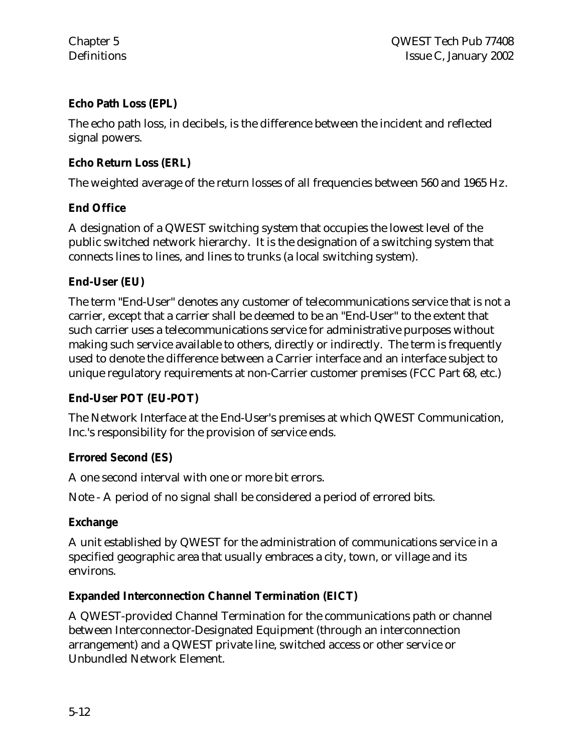**Echo Path Loss (EPL)**

The echo path loss, in decibels, is the difference between the incident and reflected signal powers.

**Echo Return Loss (ERL)**

The weighted average of the return losses of all frequencies between 560 and 1965 Hz.

**End Office**

A designation of a QWEST switching system that occupies the lowest level of the public switched network hierarchy. It is the designation of a switching system that connects lines to lines, and lines to trunks (a local switching system).

**End-User (EU)**

The term "End-User" denotes any customer of telecommunications service that is not a carrier, except that a carrier shall be deemed to be an "End-User" to the extent that such carrier uses a telecommunications service for administrative purposes without making such service available to others, directly or indirectly. The term is frequently used to denote the difference between a Carrier interface and an interface subject to unique regulatory requirements at non-Carrier customer premises (FCC Part 68, etc.)

**End-User POT (EU-POT)**

The Network Interface at the End-User's premises at which QWEST Communication, Inc.'s responsibility for the provision of service ends.

**Errored Second (ES)**

A one second interval with one or more bit errors.

Note - A period of no signal shall be considered a period of errored bits.

**Exchange**

A unit established by QWEST for the administration of communications service in a specified geographic area that usually embraces a city, town, or village and its environs.

**Expanded Interconnection Channel Termination (EICT)**

A QWEST-provided Channel Termination for the communications path or channel between Interconnector-Designated Equipment (through an interconnection arrangement) and a QWEST private line, switched access or other service or Unbundled Network Element.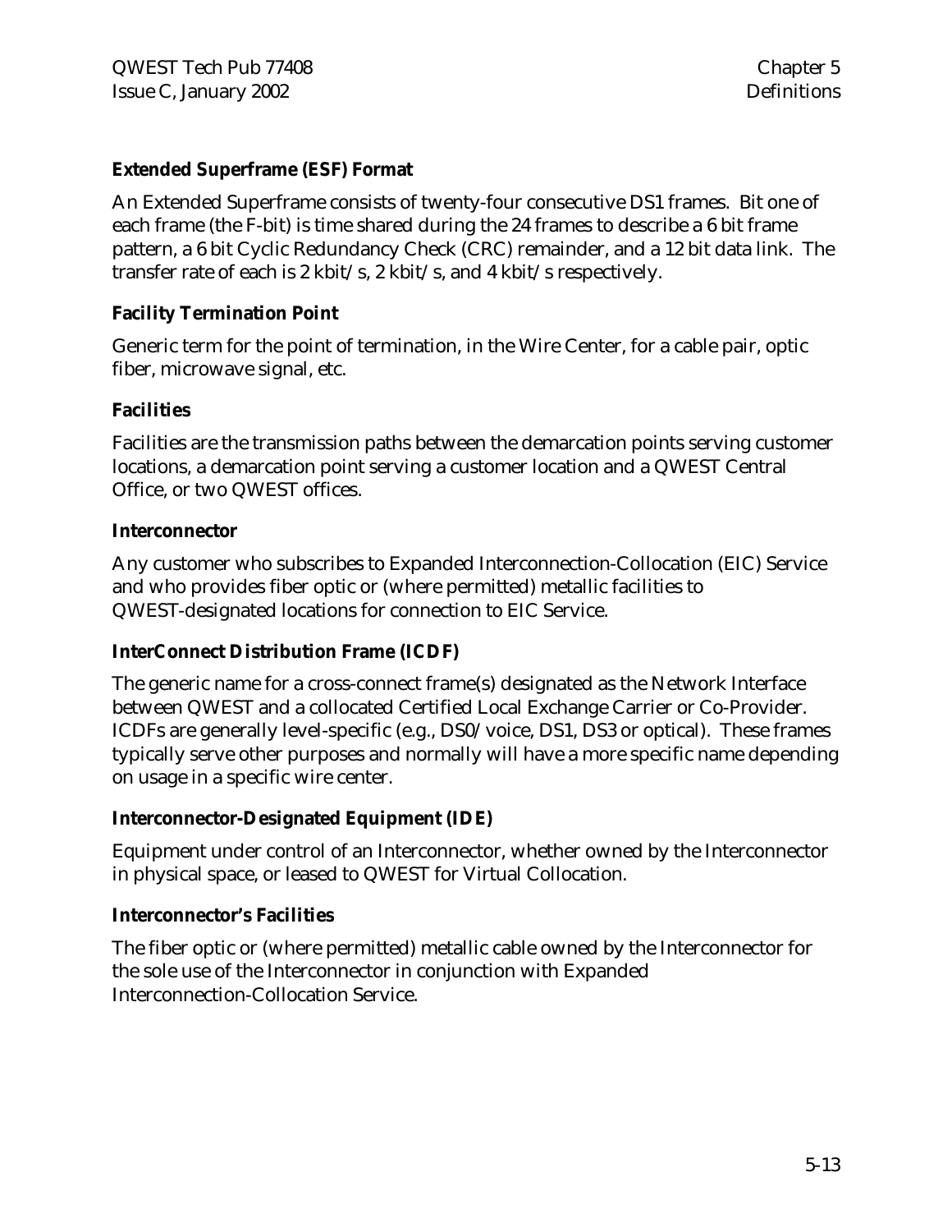**Extended Superframe (ESF) Format**

An Extended Superframe consists of twenty-four consecutive DS1 frames. Bit one of each frame (the F-bit) is time shared during the 24 frames to describe a 6 bit frame pattern, a 6 bit Cyclic Redundancy Check (CRC) remainder, and a 12 bit data link. The transfer rate of each is 2 kbit/s, 2 kbit/s, and 4 kbit/s respectively.

**Facility Termination Point**

Generic term for the point of termination, in the Wire Center, for a cable pair, optic fiber, microwave signal, etc.

**Facilities**

Facilities are the transmission paths between the demarcation points serving customer locations, a demarcation point serving a customer location and a QWEST Central Office, or two QWEST offices.

**Interconnector**

Any customer who subscribes to Expanded Interconnection-Collocation (EIC) Service and who provides fiber optic or (where permitted) metallic facilities to QWEST-designated locations for connection to EIC Service.

**InterConnect Distribution Frame (ICDF)**

The generic name for a cross-connect frame(s) designated as the Network Interface between QWEST and a collocated Certified Local Exchange Carrier or Co-Provider. ICDFs are generally level-specific (e.g., DS0/voice, DS1, DS3 or optical). These frames typically serve other purposes and normally will have a more specific name depending on usage in a specific wire center.

**Interconnector-Designated Equipment (IDE)**

Equipment under control of an Interconnector, whether owned by the Interconnector in physical space, or leased to QWEST for Virtual Collocation.

**Interconnector's Facilities**

The fiber optic or (where permitted) metallic cable owned by the Interconnector for the sole use of the Interconnector in conjunction with Expanded Interconnection-Collocation Service.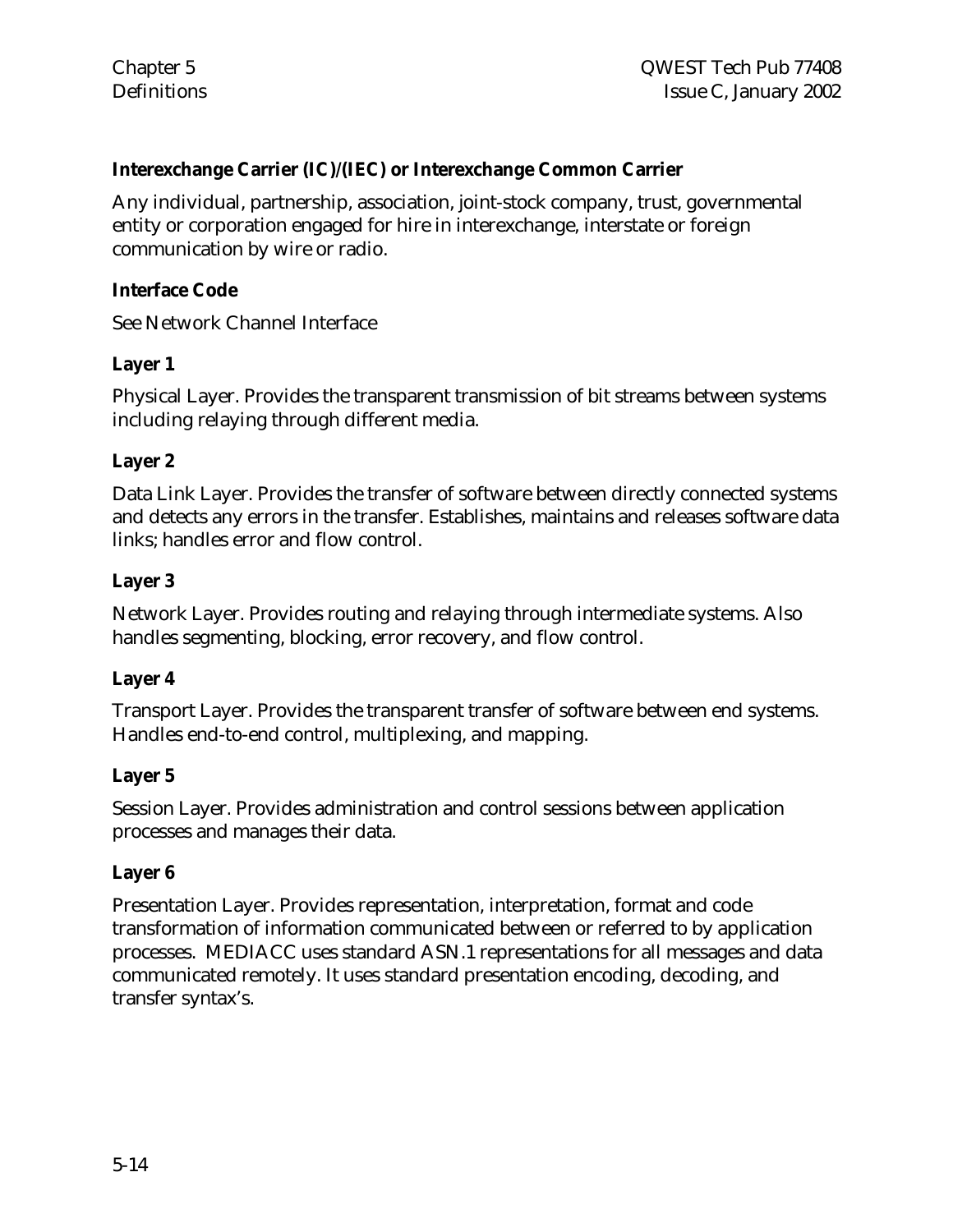**Interexchange Carrier (IC)/(IEC) or Interexchange Common Carrier**

Any individual, partnership, association, joint-stock company, trust, governmental entity or corporation engaged for hire in interexchange, interstate or foreign communication by wire or radio.

**Interface Code**

See Network Channel Interface

**Layer 1**

Physical Layer. Provides the transparent transmission of bit streams between systems including relaying through different media.

**Layer 2**

Data Link Layer. Provides the transfer of software between directly connected systems and detects any errors in the transfer. Establishes, maintains and releases software data links; handles error and flow control.

**Layer 3**

Network Layer. Provides routing and relaying through intermediate systems. Also handles segmenting, blocking, error recovery, and flow control.

**Layer 4**

Transport Layer. Provides the transparent transfer of software between end systems. Handles end-to-end control, multiplexing, and mapping.

**Layer 5**

Session Layer. Provides administration and control sessions between application processes and manages their data.

**Layer 6**

Presentation Layer. Provides representation, interpretation, format and code transformation of information communicated between or referred to by application processes. MEDIACC uses standard ASN.1 representations for all messages and data communicated remotely. It uses standard presentation encoding, decoding, and transfer syntax's.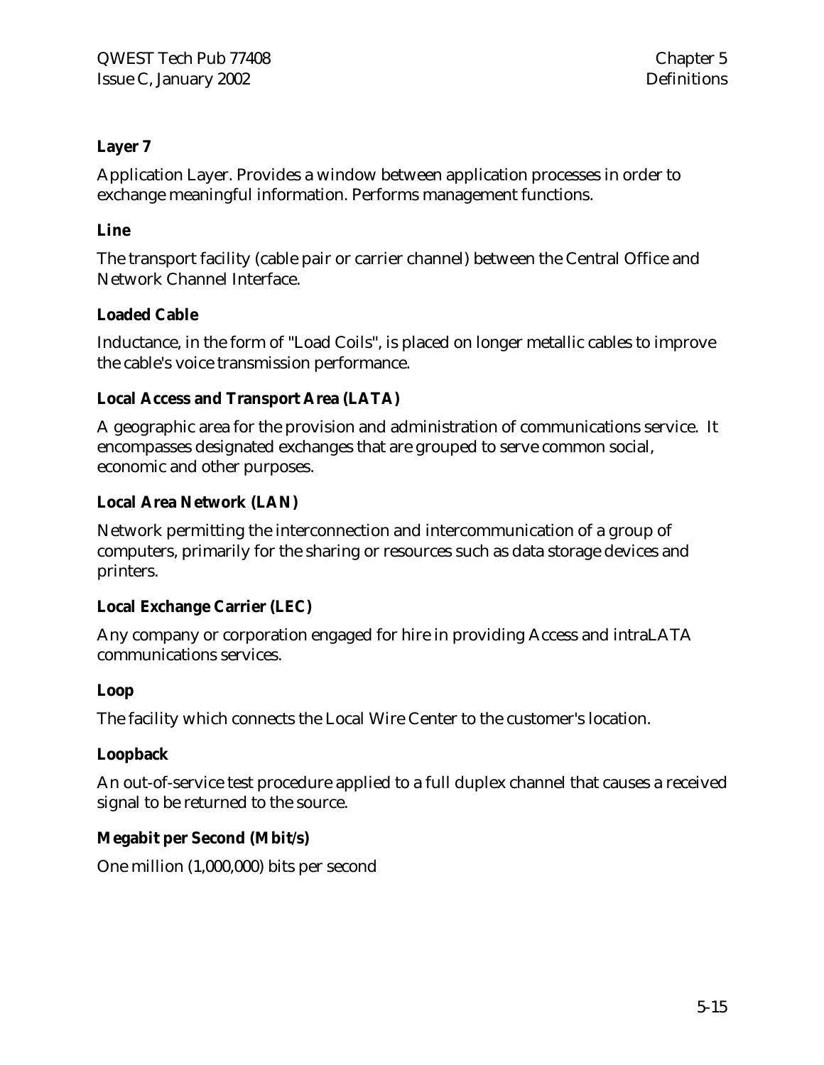**Layer 7**

Application Layer. Provides a window between application processes in order to exchange meaningful information. Performs management functions.

**Line**

The transport facility (cable pair or carrier channel) between the Central Office and Network Channel Interface.

**Loaded Cable**

Inductance, in the form of "Load Coils", is placed on longer metallic cables to improve the cable's voice transmission performance.

**Local Access and Transport Area (LATA)**

A geographic area for the provision and administration of communications service. It encompasses designated exchanges that are grouped to serve common social, economic and other purposes.

**Local Area Network (LAN)**

Network permitting the interconnection and intercommunication of a group of computers, primarily for the sharing or resources such as data storage devices and printers.

**Local Exchange Carrier (LEC)**

Any company or corporation engaged for hire in providing Access and intraLATA communications services.

**Loop**

The facility which connects the Local Wire Center to the customer's location.

**Loopback**

An out-of-service test procedure applied to a full duplex channel that causes a received signal to be returned to the source.

**Megabit per Second (Mbit/s)**

One million (1,000,000) bits per second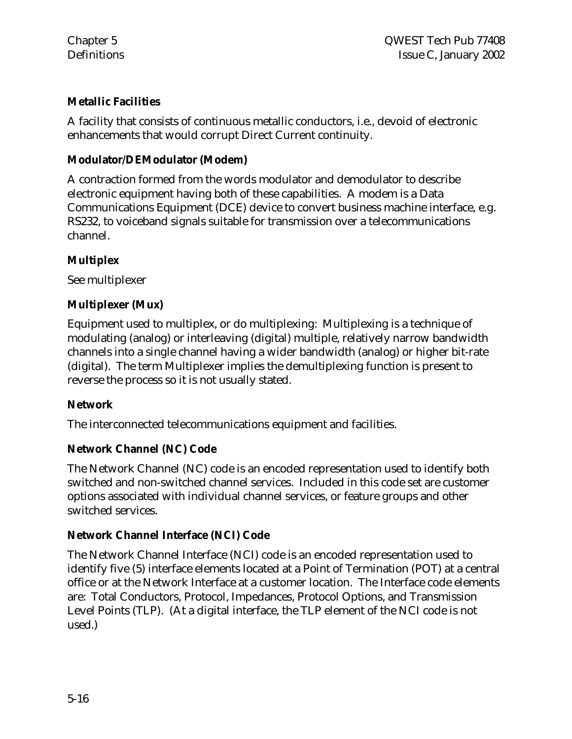**Metallic Facilities**

A facility that consists of continuous metallic conductors, i.e., devoid of electronic enhancements that would corrupt Direct Current continuity.

**Modulator/DEModulator (Modem)**

A contraction formed from the words modulator and demodulator to describe electronic equipment having both of these capabilities. A modem is a Data Communications Equipment (DCE) device to convert business machine interface, e.g. RS232, to voiceband signals suitable for transmission over a telecommunications channel.

**Multiplex**

See multiplexer

**Multiplexer (Mux)**

Equipment used to multiplex, or do multiplexing: Multiplexing is a technique of modulating (analog) or interleaving (digital) multiple, relatively narrow bandwidth channels into a single channel having a wider bandwidth (analog) or higher bit-rate (digital). The term Multiplexer implies the demultiplexing function is present to reverse the process so it is not usually stated.

**Network**

The interconnected telecommunications equipment and facilities.

**Network Channel (NC) Code**

The Network Channel (NC) code is an encoded representation used to identify both switched and non-switched channel services. Included in this code set are customer options associated with individual channel services, or feature groups and other switched services.

**Network Channel Interface (NCI) Code**

The Network Channel Interface (NCI) code is an encoded representation used to identify five (5) interface elements located at a Point of Termination (POT) at a central office or at the Network Interface at a customer location. The Interface code elements are: Total Conductors, Protocol, Impedances, Protocol Options, and Transmission Level Points (TLP). (At a digital interface, the TLP element of the NCI code is not used.)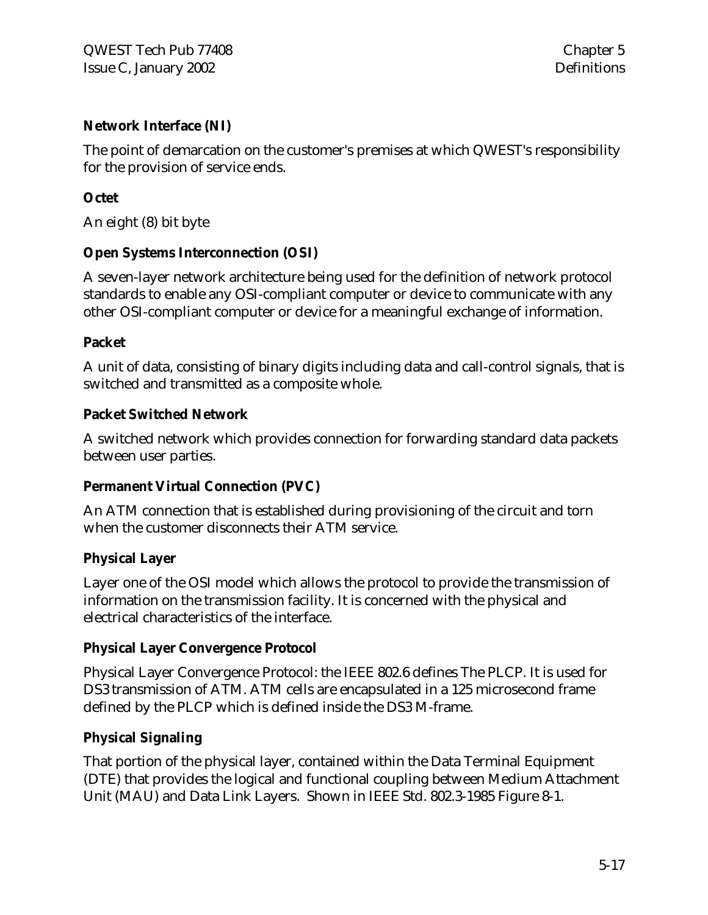**Network Interface (NI)**

The point of demarcation on the customer's premises at which QWEST's responsibility for the provision of service ends.

**Octet**

An eight (8) bit byte

**Open Systems Interconnection (OSI)**

A seven-layer network architecture being used for the definition of network protocol standards to enable any OSI-compliant computer or device to communicate with any other OSI-compliant computer or device for a meaningful exchange of information.

**Packet**

A unit of data, consisting of binary digits including data and call-control signals, that is switched and transmitted as a composite whole.

**Packet Switched Network**

A switched network which provides connection for forwarding standard data packets between user parties.

**Permanent Virtual Connection (PVC)**

An ATM connection that is established during provisioning of the circuit and torn when the customer disconnects their ATM service.

**Physical Layer**

Layer one of the OSI model which allows the protocol to provide the transmission of information on the transmission facility. It is concerned with the physical and electrical characteristics of the interface.

**Physical Layer Convergence Protocol**

Physical Layer Convergence Protocol: the IEEE 802.6 defines The PLCP. It is used for DS3 transmission of ATM. ATM cells are encapsulated in a 125 microsecond frame defined by the PLCP which is defined inside the DS3 M-frame.

**Physical Signaling**

That portion of the physical layer, contained within the Data Terminal Equipment (DTE) that provides the logical and functional coupling between Medium Attachment Unit (MAU) and Data Link Layers. Shown in IEEE Std. 802.3-1985 Figure 8-1.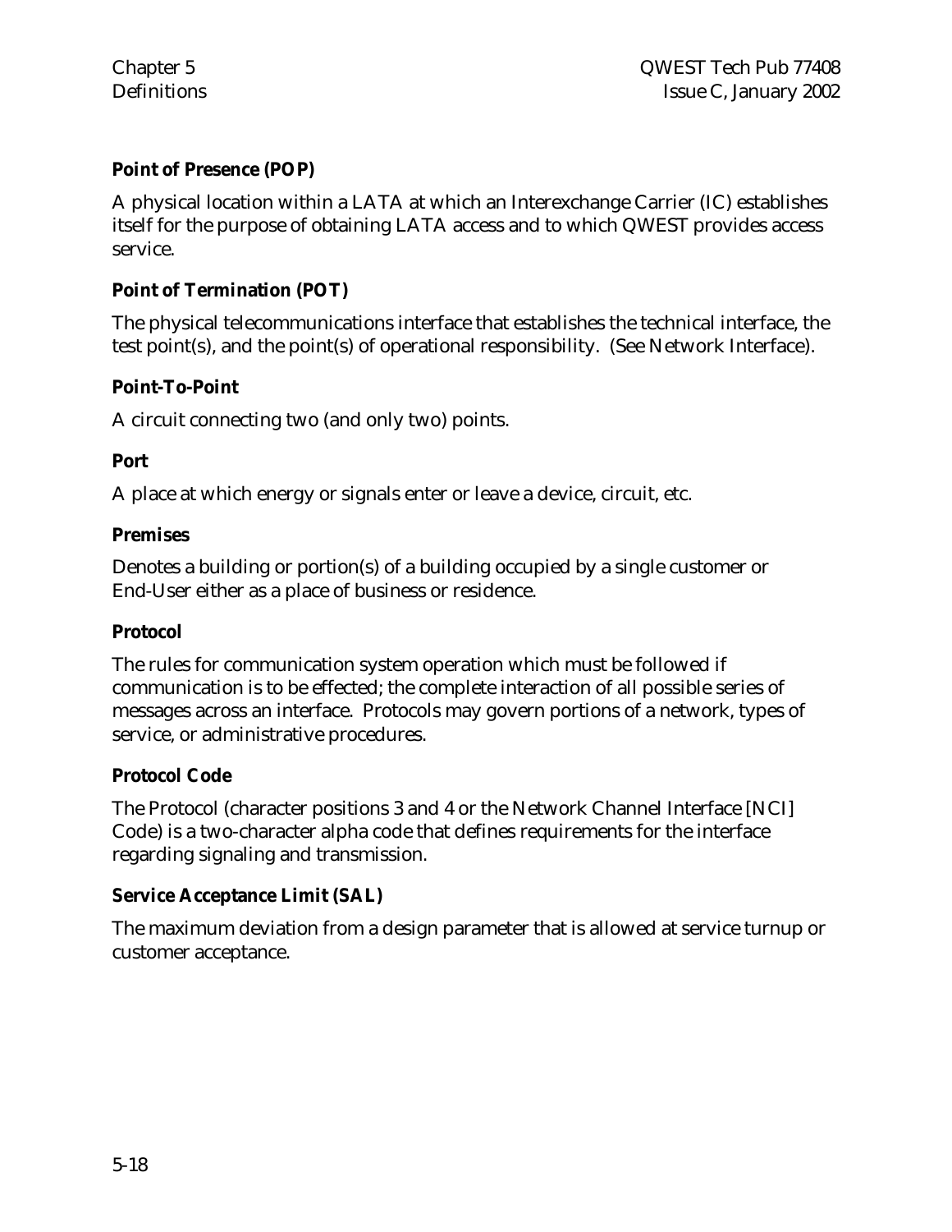**Point of Presence (POP)**

A physical location within a LATA at which an Interexchange Carrier (IC) establishes itself for the purpose of obtaining LATA access and to which QWEST provides access service.

**Point of Termination (POT)**

The physical telecommunications interface that establishes the technical interface, the test point(s), and the point(s) of operational responsibility. (See Network Interface).

**Point-To-Point**

A circuit connecting two (and only two) points.

**Port**

A place at which energy or signals enter or leave a device, circuit, etc.

**Premises**

Denotes a building or portion(s) of a building occupied by a single customer or End-User either as a place of business or residence.

**Protocol**

The rules for communication system operation which must be followed if communication is to be effected; the complete interaction of all possible series of messages across an interface. Protocols may govern portions of a network, types of service, or administrative procedures.

**Protocol Code**

The Protocol (character positions 3 and 4 or the Network Channel Interface [NCI] Code) is a two-character alpha code that defines requirements for the interface regarding signaling and transmission.

**Service Acceptance Limit (SAL)**

The maximum deviation from a design parameter that is allowed at service turnup or customer acceptance.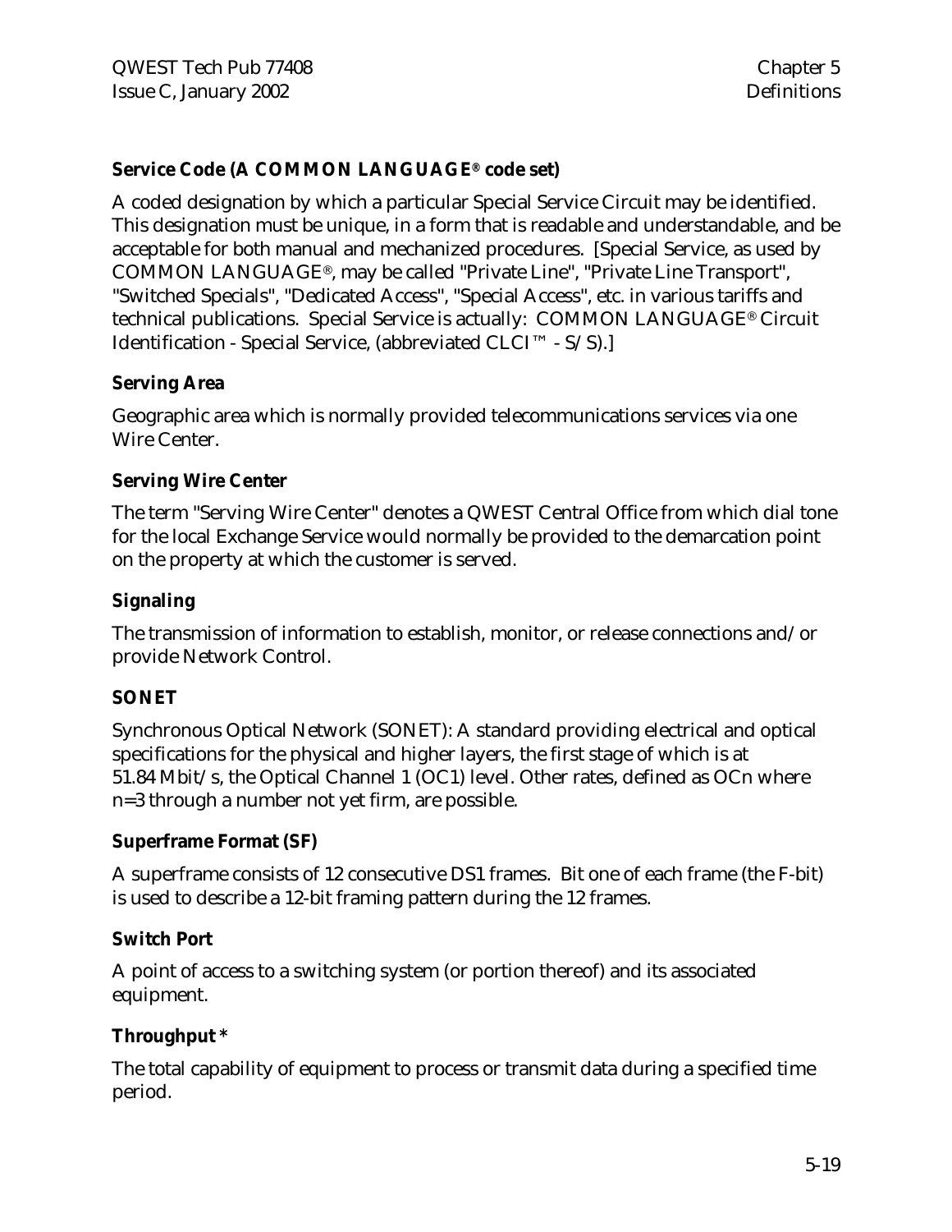**Service Code (A COMMON LANGUAGE® code set)**

A coded designation by which a particular Special Service Circuit may be identified. This designation must be unique, in a form that is readable and understandable, and be acceptable for both manual and mechanized procedures. [Special Service, as used by COMMON LANGUAGE®, may be called "Private Line", "Private Line Transport", "Switched Specials", "Dedicated Access", "Special Access", etc. in various tariffs and technical publications. Special Service is actually: COMMON LANGUAGE® Circuit Identification - Special Service, (abbreviated CLCI™ - S/S).]

**Serving Area**

Geographic area which is normally provided telecommunications services via one Wire Center.

**Serving Wire Center**

The term "Serving Wire Center" denotes a QWEST Central Office from which dial tone for the local Exchange Service would normally be provided to the demarcation point on the property at which the customer is served.

**Signaling**

The transmission of information to establish, monitor, or release connections and/or provide Network Control.

**SONET**

Synchronous Optical Network (SONET): A standard providing electrical and optical specifications for the physical and higher layers, the first stage of which is at 51.84 Mbit/s, the Optical Channel 1 (OC1) level. Other rates, defined as OCn where n=3 through a number not yet firm, are possible.

**Superframe Format (SF)**

A superframe consists of 12 consecutive DS1 frames. Bit one of each frame (the F-bit) is used to describe a 12-bit framing pattern during the 12 frames.

**Switch Port**

A point of access to a switching system (or portion thereof) and its associated equipment.

**Throughput ***

The total capability of equipment to process or transmit data during a specified time period.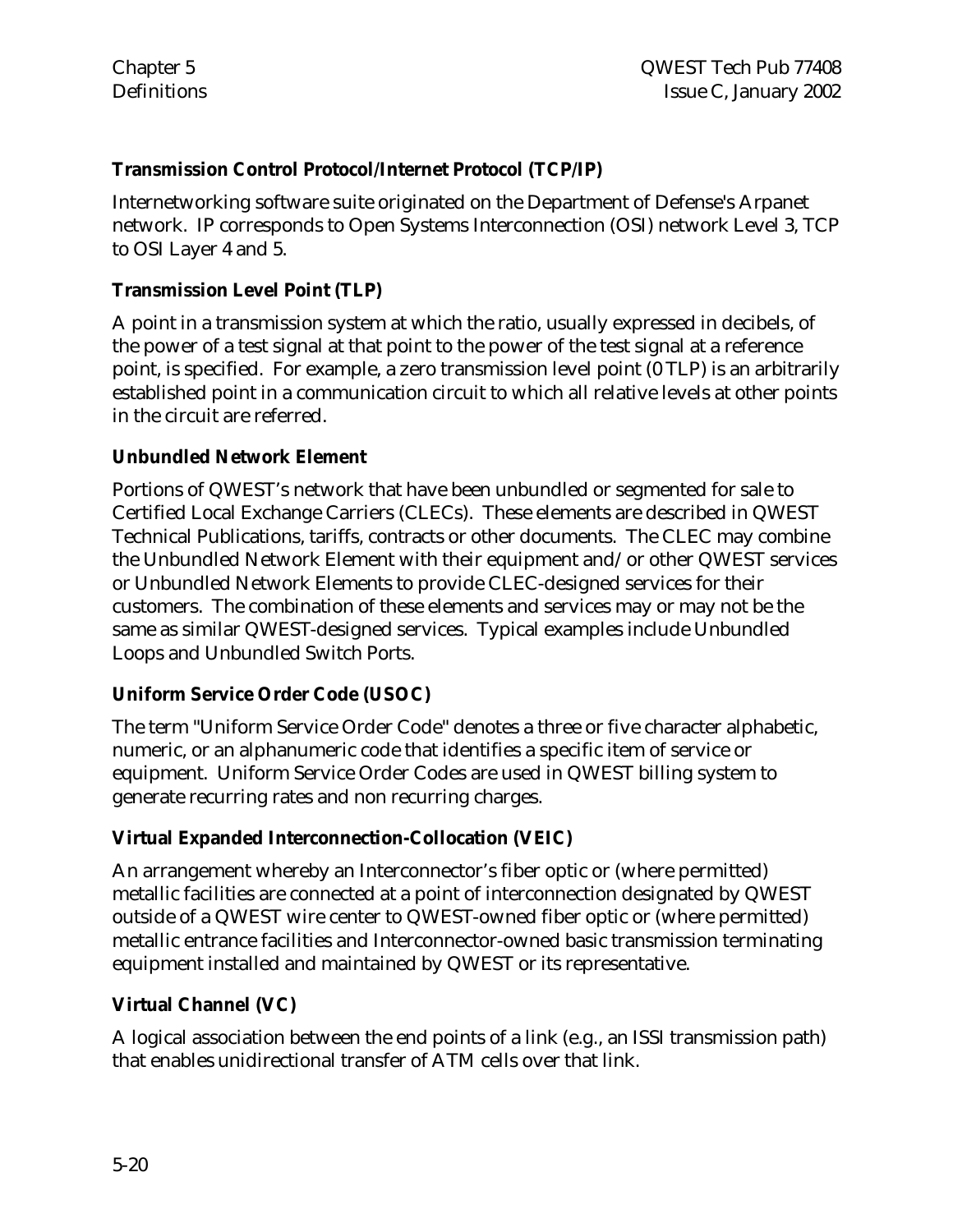**Transmission Control Protocol/Internet Protocol (TCP/IP)**

Internetworking software suite originated on the Department of Defense's Arpanet network. IP corresponds to Open Systems Interconnection (OSI) network Level 3, TCP to OSI Layer 4 and 5.

**Transmission Level Point (TLP)**

A point in a transmission system at which the ratio, usually expressed in decibels, of the power of a test signal at that point to the power of the test signal at a reference point, is specified. For example, a zero transmission level point (0 TLP) is an arbitrarily established point in a communication circuit to which all relative levels at other points in the circuit are referred.

**Unbundled Network Element**

Portions of QWEST's network that have been unbundled or segmented for sale to Certified Local Exchange Carriers (CLECs). These elements are described in QWEST Technical Publications, tariffs, contracts or other documents. The CLEC may combine the Unbundled Network Element with their equipment and/or other QWEST services or Unbundled Network Elements to provide CLEC-designed services for their customers. The combination of these elements and services may or may not be the same as similar QWEST-designed services. Typical examples include Unbundled Loops and Unbundled Switch Ports.

**Uniform Service Order Code (USOC)**

The term "Uniform Service Order Code" denotes a three or five character alphabetic, numeric, or an alphanumeric code that identifies a specific item of service or equipment. Uniform Service Order Codes are used in QWEST billing system to generate recurring rates and non recurring charges.

**Virtual Expanded Interconnection-Collocation (VEIC)**

An arrangement whereby an Interconnector's fiber optic or (where permitted) metallic facilities are connected at a point of interconnection designated by QWEST outside of a QWEST wire center to QWEST-owned fiber optic or (where permitted) metallic entrance facilities and Interconnector-owned basic transmission terminating equipment installed and maintained by QWEST or its representative.

**Virtual Channel (VC)**

A logical association between the end points of a link (e.g., an ISSI transmission path) that enables unidirectional transfer of ATM cells over that link.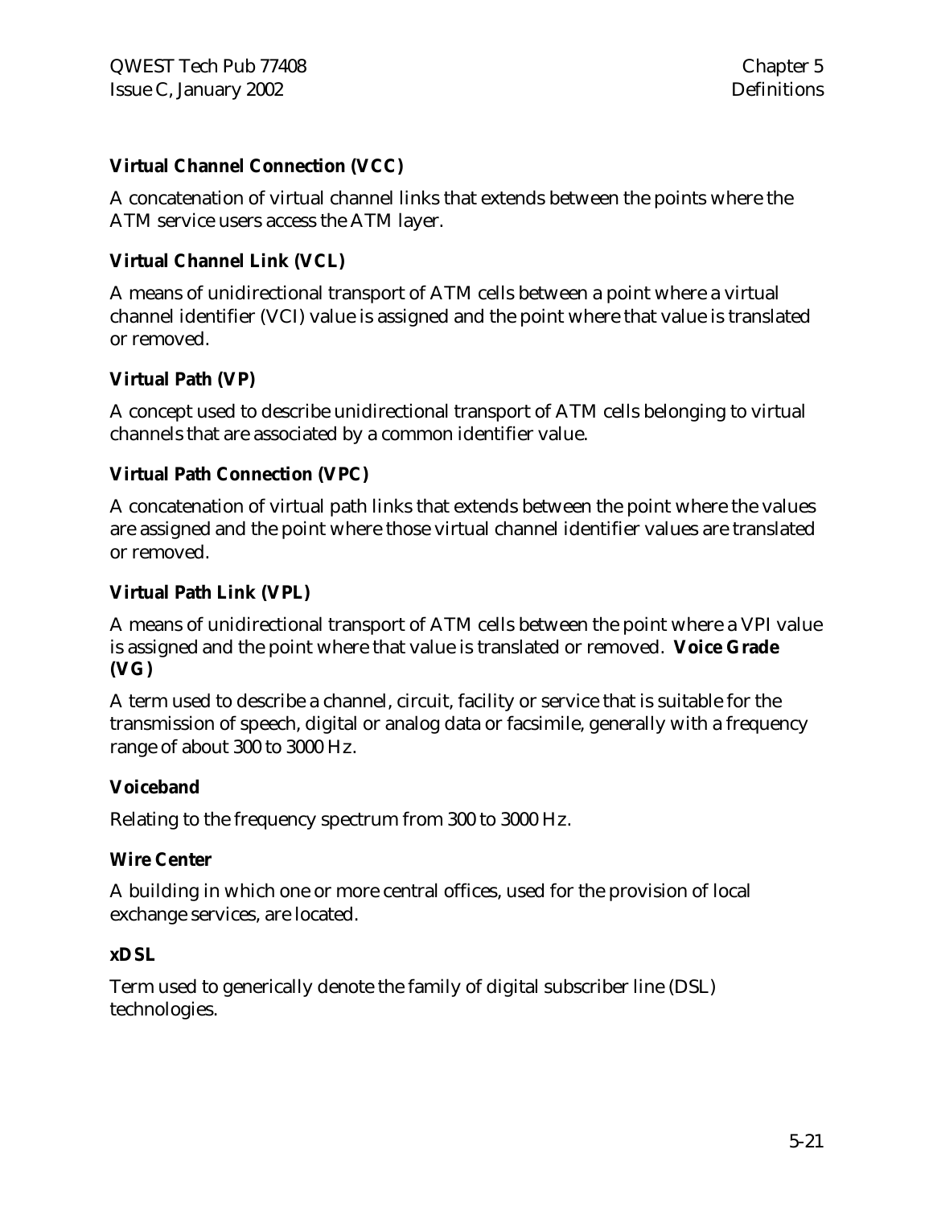**Virtual Channel Connection (VCC)**

A concatenation of virtual channel links that extends between the points where the ATM service users access the ATM layer.

**Virtual Channel Link (VCL)**

A means of unidirectional transport of ATM cells between a point where a virtual channel identifier (VCI) value is assigned and the point where that value is translated or removed.

**Virtual Path (VP)**

A concept used to describe unidirectional transport of ATM cells belonging to virtual channels that are associated by a common identifier value.

**Virtual Path Connection (VPC)**

A concatenation of virtual path links that extends between the point where the values are assigned and the point where those virtual channel identifier values are translated or removed.

**Virtual Path Link (VPL)**

A means of unidirectional transport of ATM cells between the point where a VPI value is assigned and the point where that value is translated or removed.

**Voice Grade (VG)**

A term used to describe a channel, circuit, facility or service that is suitable for the transmission of speech, digital or analog data or facsimile, generally with a frequency range of about 300 to 3000 Hz.

**Voiceband**

Relating to the frequency spectrum from 300 to 3000 Hz.

**Wire Center**

A building in which one or more central offices, used for the provision of local exchange services, are located.

**xDSL**

Term used to generically denote the family of digital subscriber line (DSL) technologies.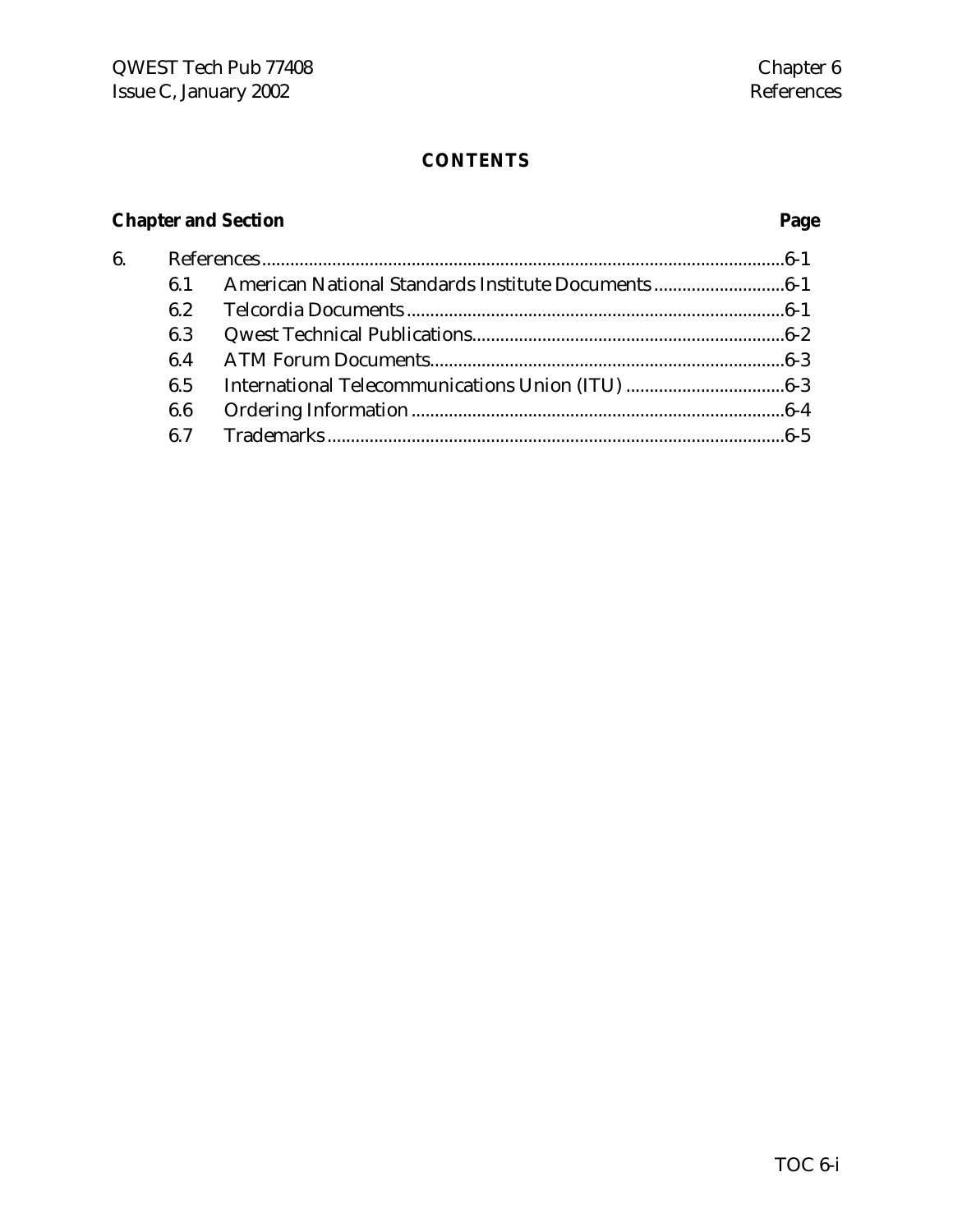# CONTENTS

| Chapter and Section | | Page |
|---|---|---|
| 6. | References | 6-1 |
| 6.1 | American National Standards Institute Documents | 6-1 |
| 6.2 | Telcordia Documents | 6-1 |
| 6.3 | Qwest Technical Publications | 6-2 |
| 6.4 | ATM Forum Documents | 6-3 |
| 6.5 | International Telecommunications Union (ITU) | 6-3 |
| 6.6 | Ordering Information | 6-4 |
| 6.7 | Trademarks | 6-5 |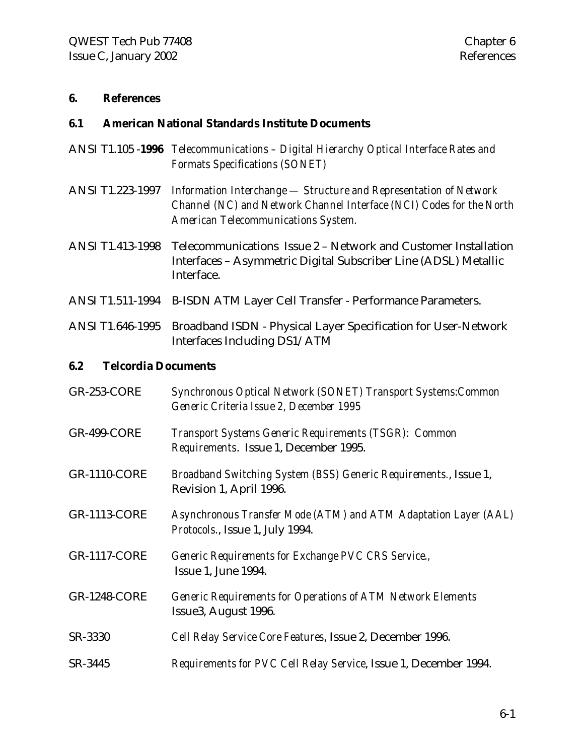# 6. References

## 6.1 American National Standards Institute Documents

ANSI T1.105 -**1996** *Telecommunications – Digital Hierarchy Optical Interface Rates and Formats Specifications (SONET)*

ANSI T1.223-1997 *Information Interchange — Structure and Representation of Network Channel (NC) and Network Channel Interface (NCI) Codes for the North American Telecommunications System.*

ANSI T1.413-1998 Telecommunications Issue 2 – Network and Customer Installation Interfaces – Asymmetric Digital Subscriber Line (ADSL) Metallic Interface.

ANSI T1.511-1994 B-ISDN ATM Layer Cell Transfer - Performance Parameters.

ANSI T1.646-1995 Broadband ISDN - Physical Layer Specification for User-Network Interfaces Including DS1/ATM

## 6.2 Telcordia Documents

GR-253-CORE *Synchronous Optical Network (SONET) Transport Systems:Common Generic Criteria Issue 2, December 1995*

GR-499-CORE *Transport Systems Generic Requirements (TSGR): Common Requirements*. Issue 1, December 1995.

GR-1110-CORE *Broadband Switching System (BSS) Generic Requirements.*, Issue 1, Revision 1, April 1996.

GR-1113-CORE *Asynchronous Transfer Mode (ATM) and ATM Adaptation Layer (AAL) Protocols.*, Issue 1, July 1994.

GR-1117-CORE *Generic Requirements for Exchange PVC CRS Service.*, Issue 1, June 1994.

GR-1248-CORE *Generic Requirements for Operations of ATM Network Elements* Issue3, August 1996.

SR-3330 *Cell Relay Service Core Features*, Issue 2, December 1996.

SR-3445 *Requirements for PVC Cell Relay Service*, Issue 1, December 1994.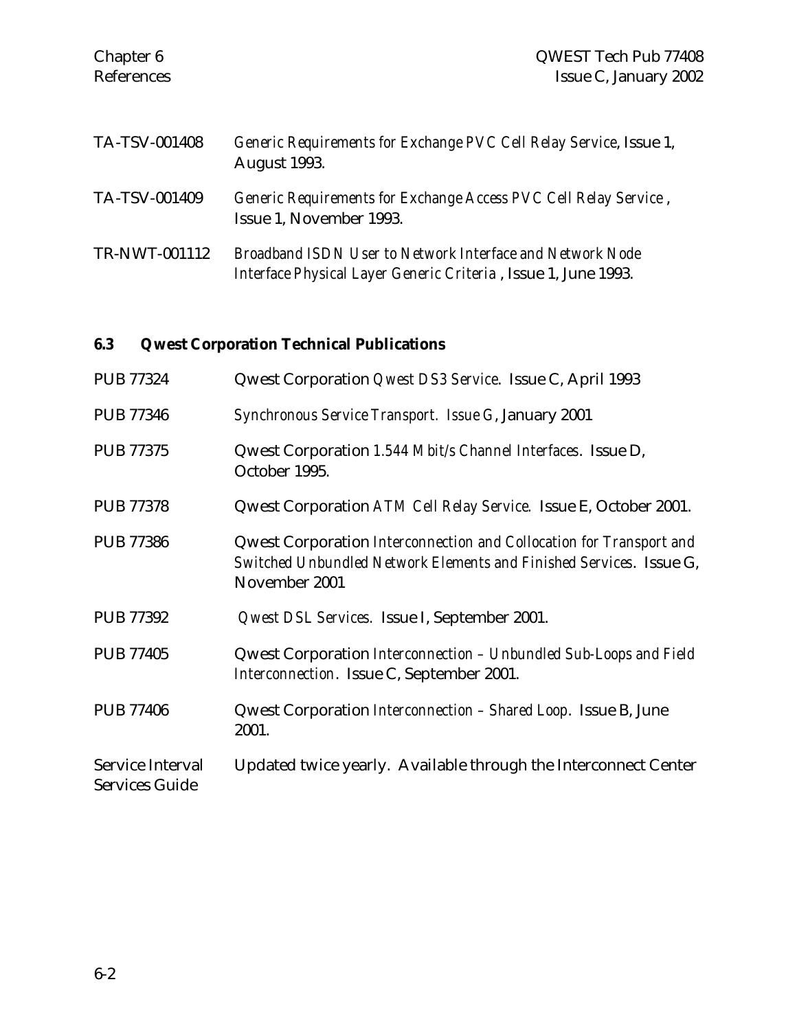TA-TSV-001408 *Generic Requirements for Exchange PVC Cell Relay Service*, Issue 1, August 1993.

TA-TSV-001409 *Generic Requirements for Exchange Access PVC Cell Relay Service*, Issue 1, November 1993.

TR-NWT-001112 *Broadband ISDN User to Network Interface and Network Node Interface Physical Layer Generic Criteria*, Issue 1, June 1993.

### 6.3 Qwest Corporation Technical Publications

PUB 77324 Qwest Corporation *Qwest DS3 Service*. Issue C, April 1993

PUB 77346 *Synchronous Service Transport. Issue G*, January 2001

PUB 77375 Qwest Corporation *1.544 Mbit/s Channel Interfaces*. Issue D, October 1995.

PUB 77378 Qwest Corporation *ATM Cell Relay Service*. Issue E, October 2001.

PUB 77386 Qwest Corporation *Interconnection and Collocation for Transport and Switched Unbundled Network Elements and Finished Services*. Issue G, November 2001

PUB 77392 *Qwest DSL Services.* Issue I, September 2001.

PUB 77405 Qwest Corporation *Interconnection – Unbundled Sub-Loops and Field Interconnection*. Issue C, September 2001.

PUB 77406 Qwest Corporation *Interconnection – Shared Loop*. Issue B, June 2001.

Service Interval Services Guide Updated twice yearly. Available through the Interconnect Center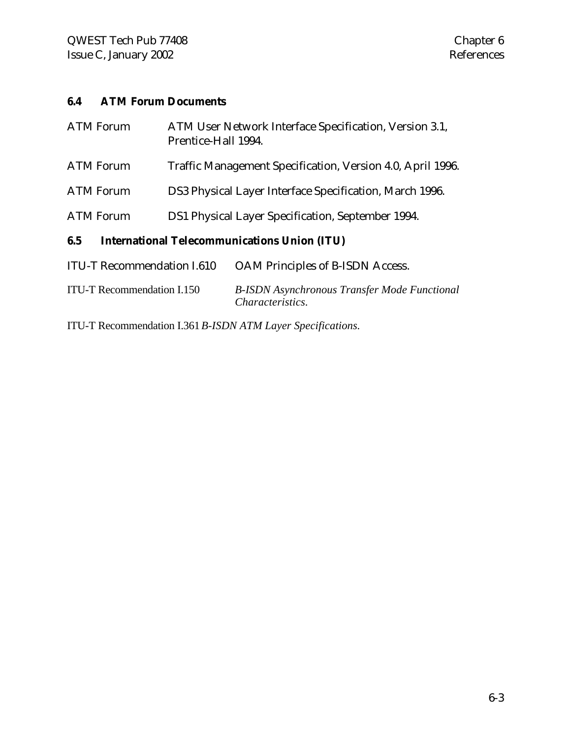## 6.4 ATM Forum Documents

ATM Forum — ATM User Network Interface Specification, Version 3.1, Prentice-Hall 1994.

ATM Forum — Traffic Management Specification, Version 4.0, April 1996.

ATM Forum — DS3 Physical Layer Interface Specification, March 1996.

ATM Forum — DS1 Physical Layer Specification, September 1994.

## 6.5 International Telecommunications Union (ITU)

ITU-T Recommendation I.610 — OAM Principles of B-ISDN Access.

ITU-T Recommendation I.150 — *B-ISDN Asynchronous Transfer Mode Functional Characteristics.*

ITU-T Recommendation I.361 *B-ISDN ATM Layer Specifications.*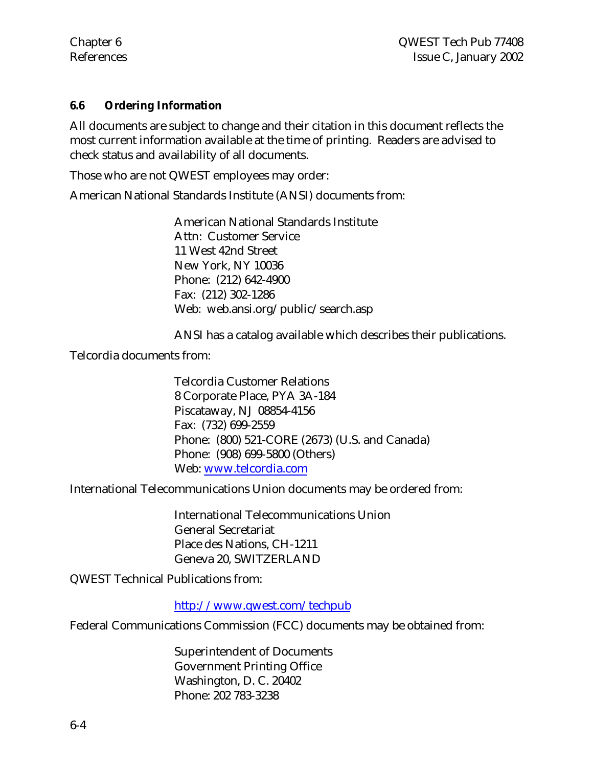### 6.6 Ordering Information

All documents are subject to change and their citation in this document reflects the most current information available at the time of printing. Readers are advised to check status and availability of all documents.

Those who are not QWEST employees may order:

American National Standards Institute (ANSI) documents from:

> American National Standards Institute  
> Attn: Customer Service  
> 11 West 42nd Street  
> New York, NY 10036  
> Phone: (212) 642-4900  
> Fax: (212) 302-1286  
> Web: web.ansi.org/public/search.asp
>
> ANSI has a catalog available which describes their publications.

Telcordia documents from:

> Telcordia Customer Relations  
> 8 Corporate Place, PYA 3A-184  
> Piscataway, NJ 08854-4156  
> Fax: (732) 699-2559  
> Phone: (800) 521-CORE (2673) (U.S. and Canada)  
> Phone: (908) 699-5800 (Others)  
> Web: www.telcordia.com

International Telecommunications Union documents may be ordered from:

> International Telecommunications Union  
> General Secretariat  
> Place des Nations, CH-1211  
> Geneva 20, SWITZERLAND

QWEST Technical Publications from:

> http://www.qwest.com/techpub

Federal Communications Commission (FCC) documents may be obtained from:

> Superintendent of Documents  
> Government Printing Office  
> Washington, D. C. 20402  
> Phone: 202 783-3238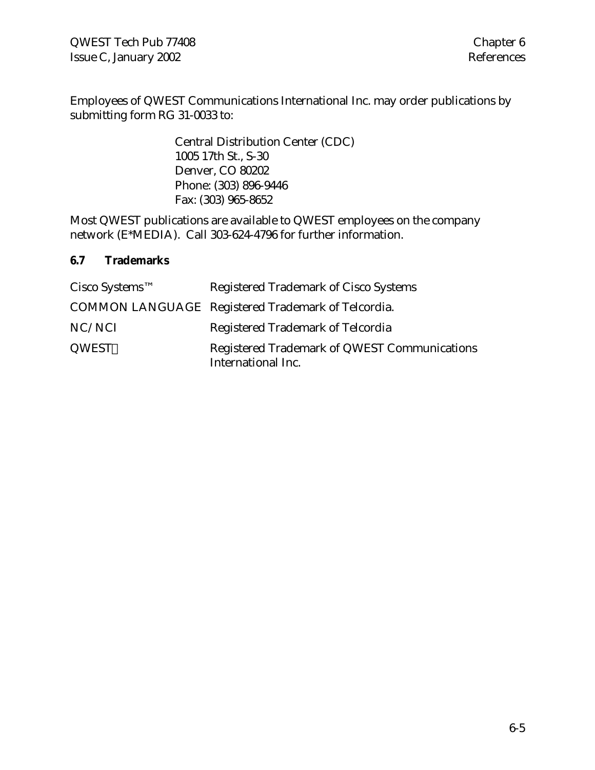Employees of QWEST Communications International Inc. may order publications by submitting form RG 31-0033 to:

Central Distribution Center (CDC)
1005 17th St., S-30
Denver, CO 80202
Phone: (303) 896-9446
Fax: (303) 965-8652

Most QWEST publications are available to QWEST employees on the company network (E*MEDIA). Call 303-624-4796 for further information.

## 6.7 Trademarks

| | |
|---|---|
| Cisco Systems™ | Registered Trademark of Cisco Systems |
| COMMON LANGUAGE | Registered Trademark of Telcordia. |
| NC/NCI | Registered Trademark of Telcordia |
| QWEST® | Registered Trademark of QWEST Communications International Inc. |